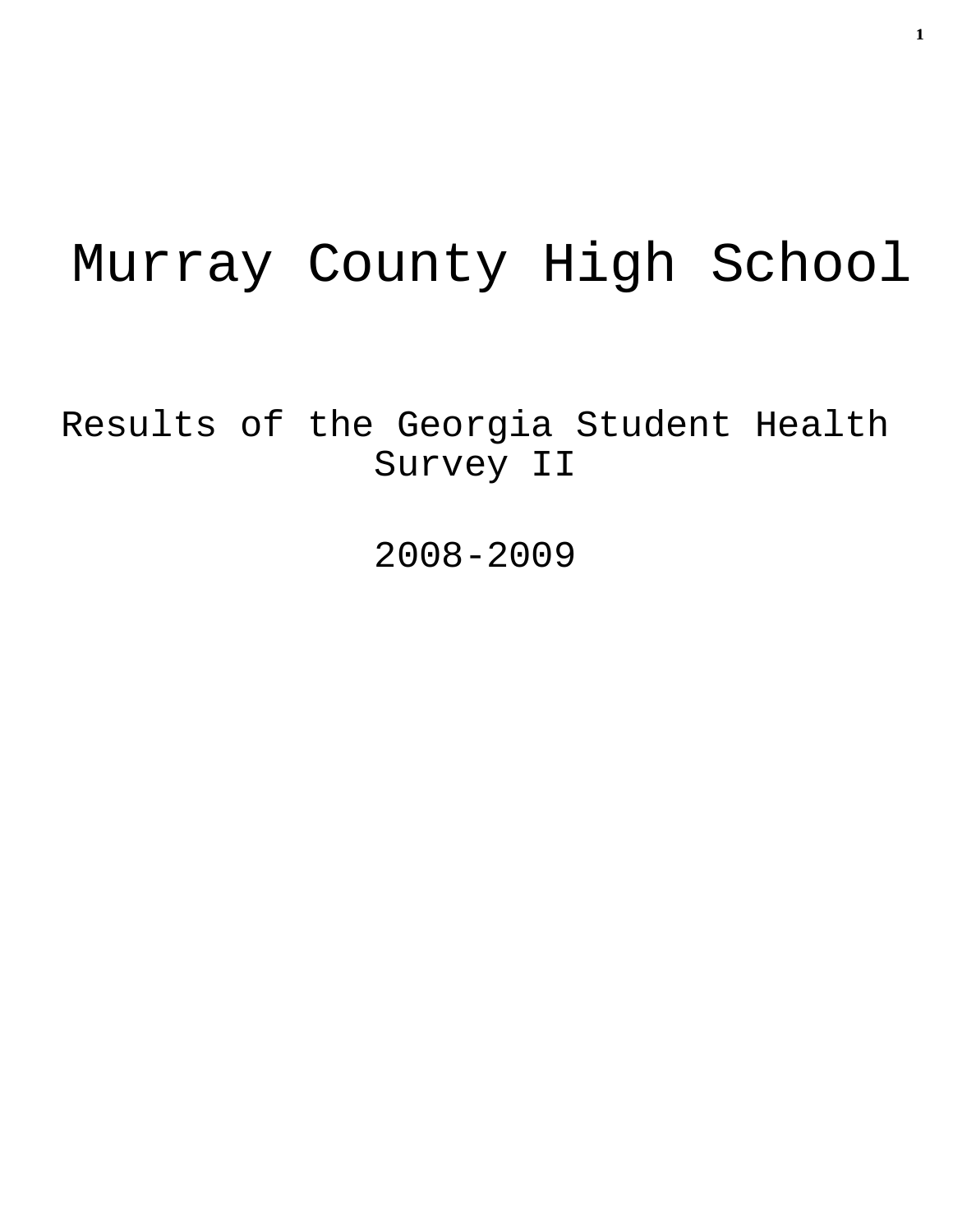# Murray County High School

## Results of the Georgia Student Health Survey II

## 2008-2009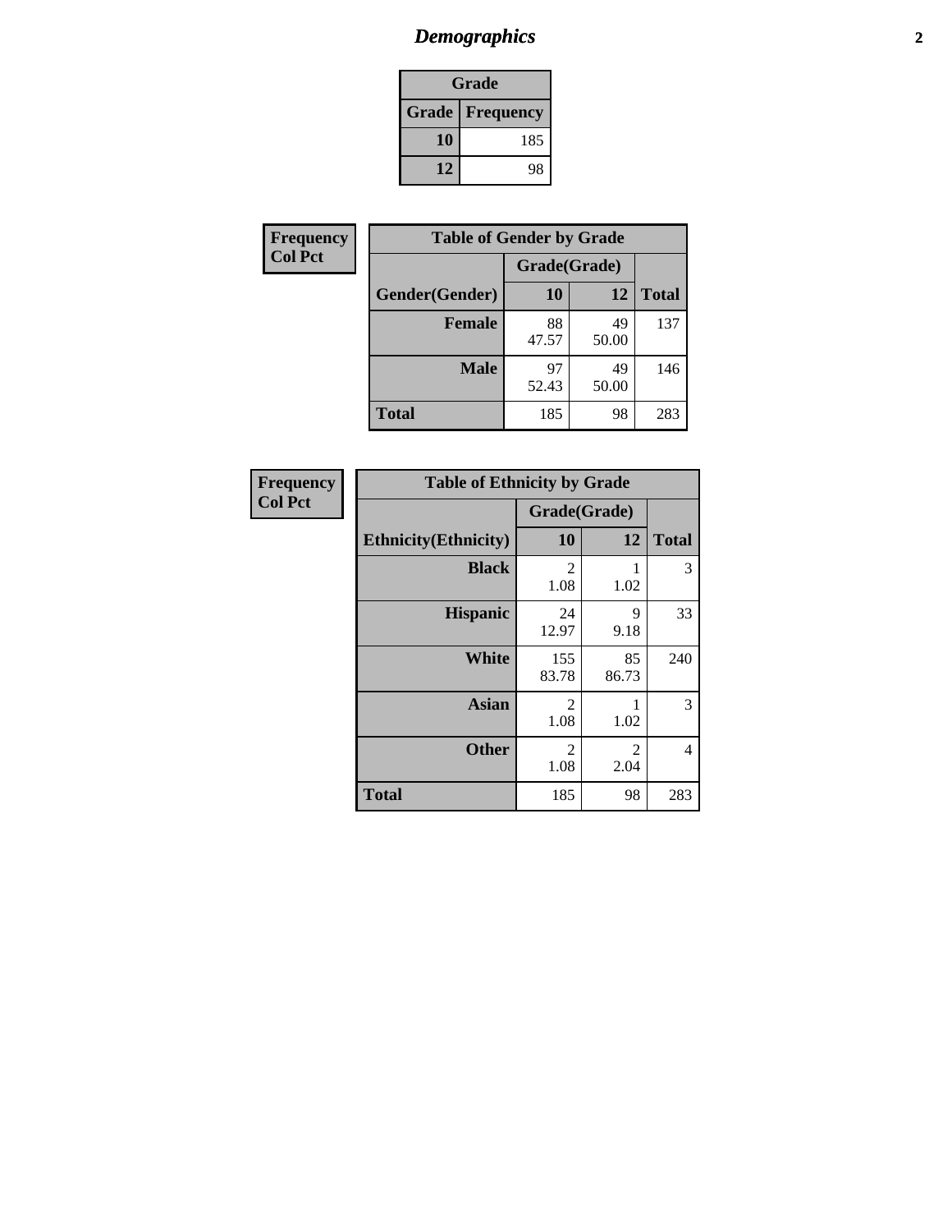# Demographics

| Grade | |
|---|---|
| **Grade** | **Frequency** |
| 10 | 185 |
| 12 | 98 |

**Frequency**
**Col Pct**

| Table of Gender by Grade | | | |
|---|---|---|---|
| | Grade(Grade) | | |
| **Gender(Gender)** | **10** | **12** | **Total** |
| **Female** | 88<br>47.57 | 49<br>50.00 | 137 |
| **Male** | 97<br>52.43 | 49<br>50.00 | 146 |
| **Total** | 185 | 98 | 283 |

**Frequency**
**Col Pct**

| Table of Ethnicity by Grade | | | |
|---|---|---|---|
| | Grade(Grade) | | |
| **Ethnicity(Ethnicity)** | **10** | **12** | **Total** |
| **Black** | 2<br>1.08 | 1<br>1.02 | 3 |
| **Hispanic** | 24<br>12.97 | 9<br>9.18 | 33 |
| **White** | 155<br>83.78 | 85<br>86.73 | 240 |
| **Asian** | 2<br>1.08 | 1<br>1.02 | 3 |
| **Other** | 2<br>1.08 | 2<br>2.04 | 4 |
| **Total** | 185 | 98 | 283 |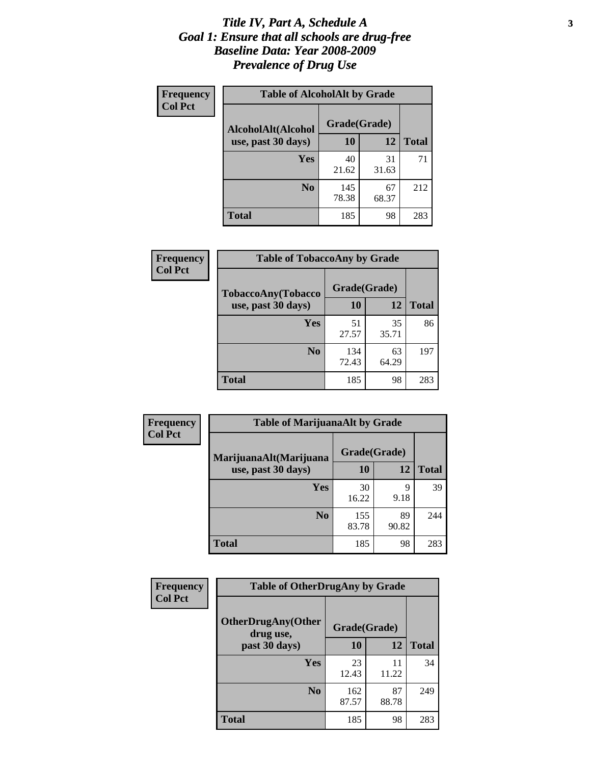# *Title IV, Part A, Schedule A*
# *Goal 1: Ensure that all schools are drug-free*
# *Baseline Data: Year 2008-2009*
# *Prevalence of Drug Use*

**Frequency**
**Col Pct**

| Table of AlcoholAlt by Grade | | | |
|---|---|---|---|
| AlcoholAlt(Alcohol use, past 30 days) | Grade(Grade) | | |
| | 10 | 12 | Total |
| Yes | 40<br>21.62 | 31<br>31.63 | 71 |
| No | 145<br>78.38 | 67<br>68.37 | 212 |
| Total | 185 | 98 | 283 |

**Frequency**
**Col Pct**

| Table of TobaccoAny by Grade | | | |
|---|---|---|---|
| TobaccoAny(Tobacco use, past 30 days) | Grade(Grade) | | |
| | 10 | 12 | Total |
| Yes | 51<br>27.57 | 35<br>35.71 | 86 |
| No | 134<br>72.43 | 63<br>64.29 | 197 |
| Total | 185 | 98 | 283 |

**Frequency**
**Col Pct**

| Table of MarijuanaAlt by Grade | | | |
|---|---|---|---|
| MarijuanaAlt(Marijuana use, past 30 days) | Grade(Grade) | | |
| | 10 | 12 | Total |
| Yes | 30<br>16.22 | 9<br>9.18 | 39 |
| No | 155<br>83.78 | 89<br>90.82 | 244 |
| Total | 185 | 98 | 283 |

**Frequency**
**Col Pct**

| Table of OtherDrugAny by Grade | | | |
|---|---|---|---|
| OtherDrugAny(Other drug use, past 30 days) | Grade(Grade) | | |
| | 10 | 12 | Total |
| Yes | 23<br>12.43 | 11<br>11.22 | 34 |
| No | 162<br>87.57 | 87<br>88.78 | 249 |
| Total | 185 | 98 | 283 |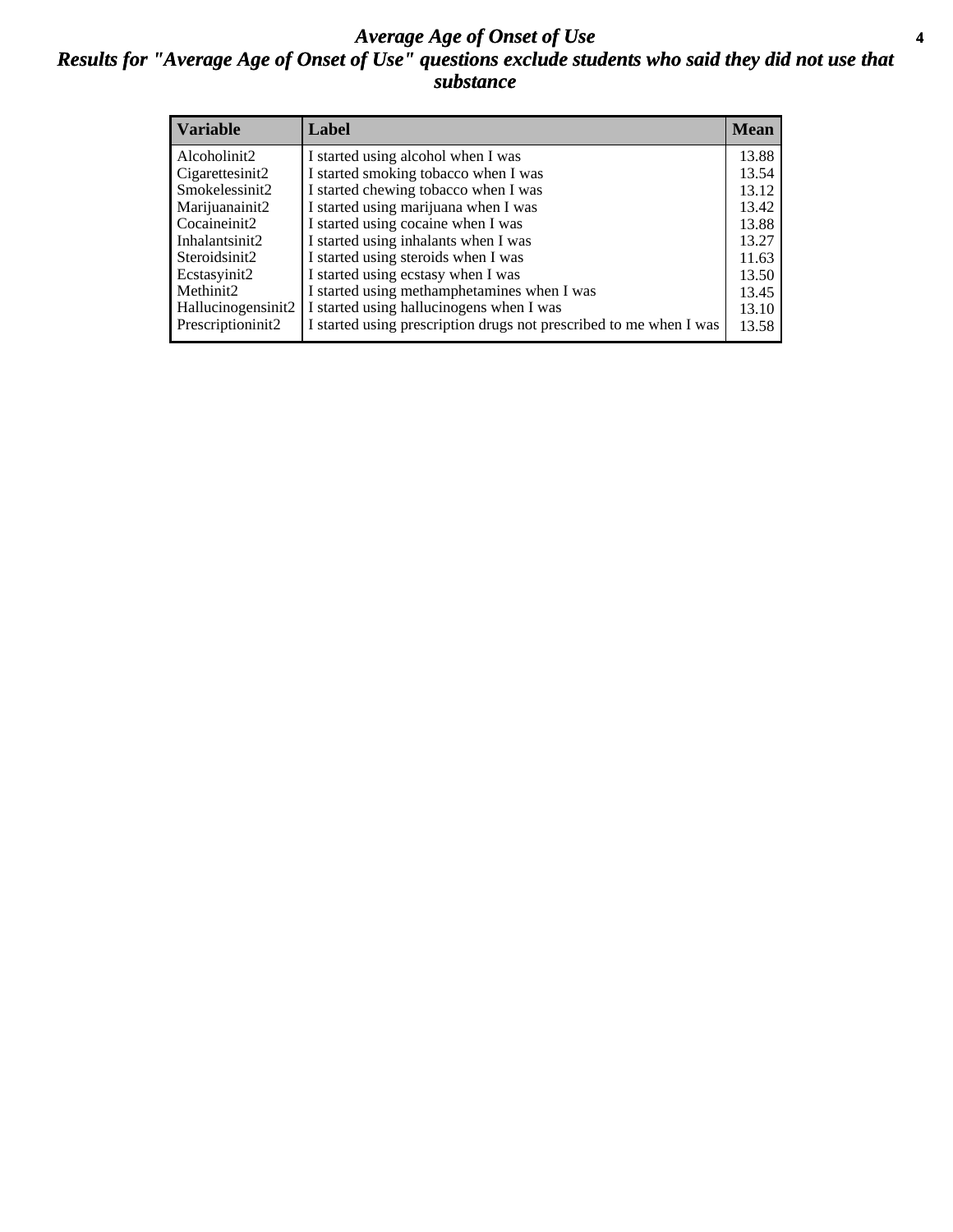# *Average Age of Onset of Use*

## *Results for "Average Age of Onset of Use" questions exclude students who said they did not use that substance*

| Variable | Label | Mean |
|---|---|---|
| Alcoholinit2 | I started using alcohol when I was | 13.88 |
| Cigarettesinit2 | I started smoking tobacco when I was | 13.54 |
| Smokelessinit2 | I started chewing tobacco when I was | 13.12 |
| Marijuanainit2 | I started using marijuana when I was | 13.42 |
| Cocaineinit2 | I started using cocaine when I was | 13.88 |
| Inhalantsinit2 | I started using inhalants when I was | 13.27 |
| Steroidsinit2 | I started using steroids when I was | 11.63 |
| Ecstasyinit2 | I started using ecstasy when I was | 13.50 |
| Methinit2 | I started using methamphetamines when I was | 13.45 |
| Hallucinogensinit2 | I started using hallucinogens when I was | 13.10 |
| Prescriptioninit2 | I started using prescription drugs not prescribed to me when I was | 13.58 |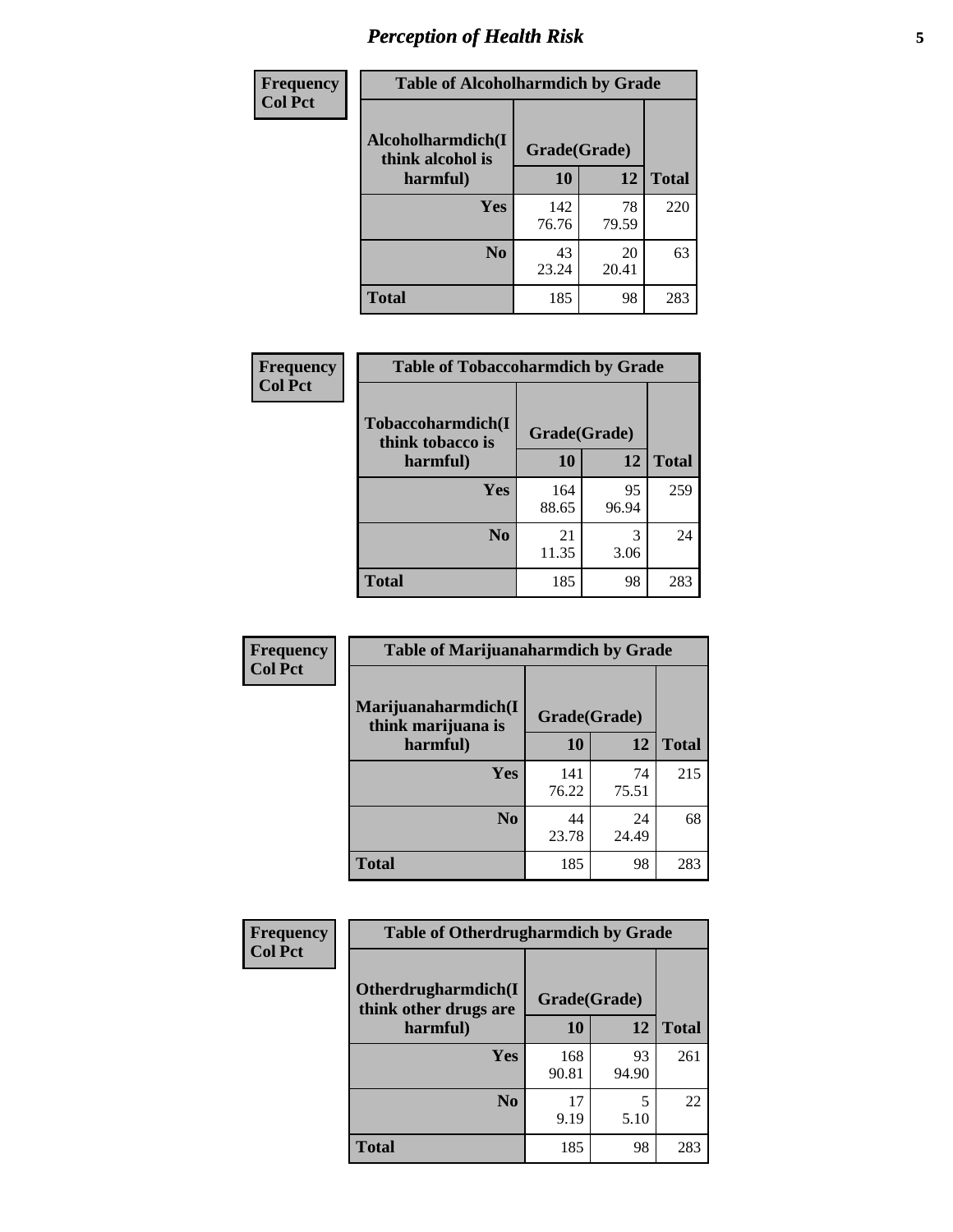# *Perception of Health Risk*

| Frequency<br>Col Pct | Table of Alcoholharmdich by Grade | | |
|---|---|---|---|
| **Alcoholharmdich(I think alcohol is harmful)** | **Grade(Grade)** | | **Total** |
| | **10** | **12** | |
| **Yes** | 142<br>76.76 | 78<br>79.59 | 220 |
| **No** | 43<br>23.24 | 20<br>20.41 | 63 |
| **Total** | 185 | 98 | 283 |

| Frequency<br>Col Pct | Table of Tobaccoharmdich by Grade | | |
|---|---|---|---|
| **Tobaccoharmdich(I think tobacco is harmful)** | **Grade(Grade)** | | **Total** |
| | **10** | **12** | |
| **Yes** | 164<br>88.65 | 95<br>96.94 | 259 |
| **No** | 21<br>11.35 | 3<br>3.06 | 24 |
| **Total** | 185 | 98 | 283 |

| Frequency<br>Col Pct | Table of Marijuanaharmdich by Grade | | |
|---|---|---|---|
| **Marijuanaharmdich(I think marijuana is harmful)** | **Grade(Grade)** | | **Total** |
| | **10** | **12** | |
| **Yes** | 141<br>76.22 | 74<br>75.51 | 215 |
| **No** | 44<br>23.78 | 24<br>24.49 | 68 |
| **Total** | 185 | 98 | 283 |

| Frequency<br>Col Pct | Table of Otherdrugharmdich by Grade | | |
|---|---|---|---|
| **Otherdrugharmdich(I think other drugs are harmful)** | **Grade(Grade)** | | **Total** |
| | **10** | **12** | |
| **Yes** | 168<br>90.81 | 93<br>94.90 | 261 |
| **No** | 17<br>9.19 | 5<br>5.10 | 22 |
| **Total** | 185 | 98 | 283 |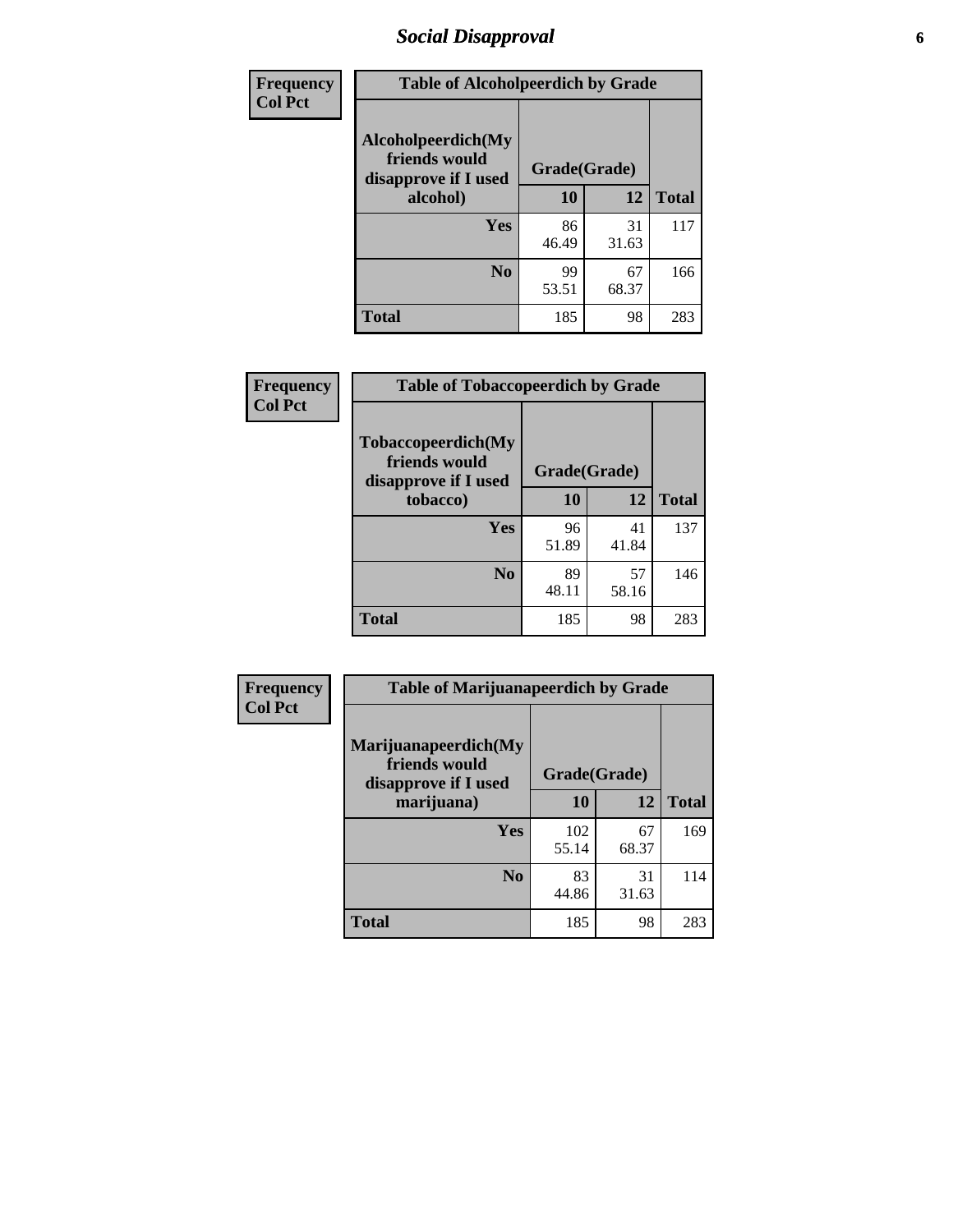# Social Disapproval

| Frequency<br>Col Pct | Table of Alcoholpeerdich by Grade | | |
|---|---|---|---|
| Alcoholpeerdich(My friends would disapprove if I used alcohol) | Grade(Grade) | | |
| | 10 | 12 | Total |
| Yes | 86<br>46.49 | 31<br>31.63 | 117 |
| No | 99<br>53.51 | 67<br>68.37 | 166 |
| Total | 185 | 98 | 283 |

| Frequency<br>Col Pct | Table of Tobaccopeerdich by Grade | | |
|---|---|---|---|
| Tobaccopeerdich(My friends would disapprove if I used tobacco) | Grade(Grade) | | |
| | 10 | 12 | Total |
| Yes | 96<br>51.89 | 41<br>41.84 | 137 |
| No | 89<br>48.11 | 57<br>58.16 | 146 |
| Total | 185 | 98 | 283 |

| Frequency<br>Col Pct | Table of Marijuanapeerdich by Grade | | |
|---|---|---|---|
| Marijuanapeerdich(My friends would disapprove if I used marijuana) | Grade(Grade) | | |
| | 10 | 12 | Total |
| Yes | 102<br>55.14 | 67<br>68.37 | 169 |
| No | 83<br>44.86 | 31<br>31.63 | 114 |
| Total | 185 | 98 | 283 |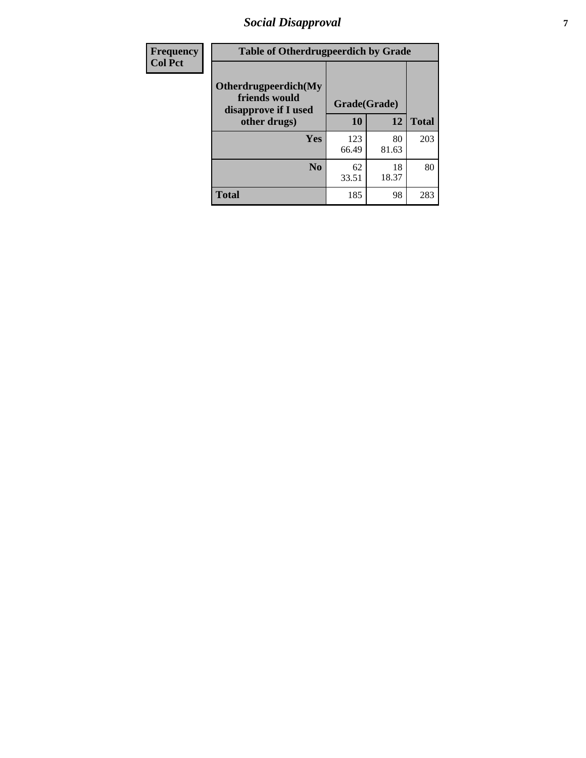| Frequency<br>Col Pct |
|---|

| Table of Otherdrugpeerdich by Grade | | | |
|---|---|---|---|
| Otherdrugpeerdich(My friends would disapprove if I used other drugs) | Grade(Grade) | | |
| | 10 | 12 | Total |
| Yes | 123<br>66.49 | 80<br>81.63 | 203 |
| No | 62<br>33.51 | 18<br>18.37 | 80 |
| Total | 185 | 98 | 283 |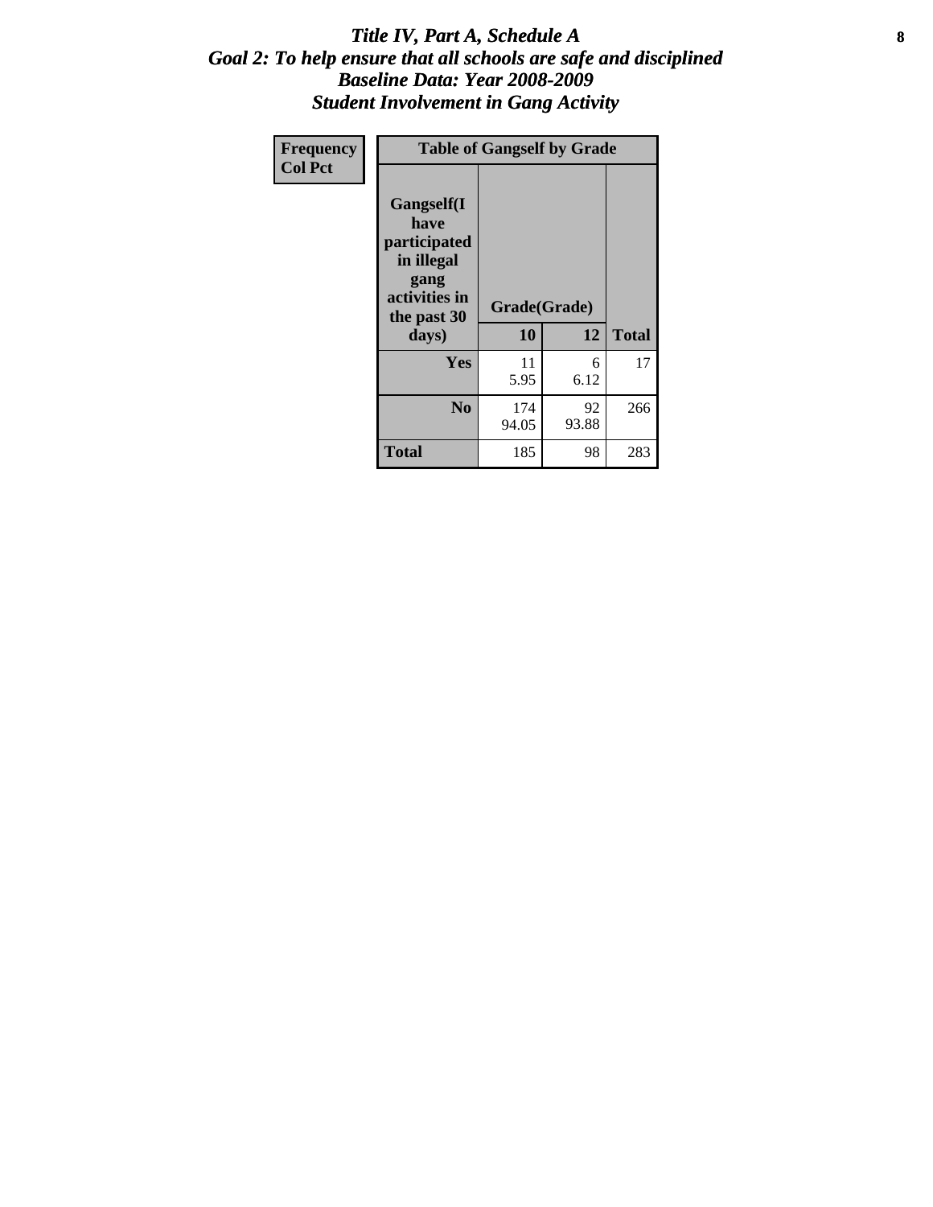# *Title IV, Part A, Schedule A*
## *Goal 2: To help ensure that all schools are safe and disciplined*
## *Baseline Data: Year 2008-2009*
## *Student Involvement in Gang Activity*

| Frequency<br>Col Pct | Table of Gangself by Grade | | |
|---|---|---|---|
| Gangself(I have participated in illegal gang activities in the past 30 days) | Grade(Grade) | | |
| | 10 | 12 | Total |
| Yes | 11<br>5.95 | 6<br>6.12 | 17 |
| No | 174<br>94.05 | 92<br>93.88 | 266 |
| Total | 185 | 98 | 283 |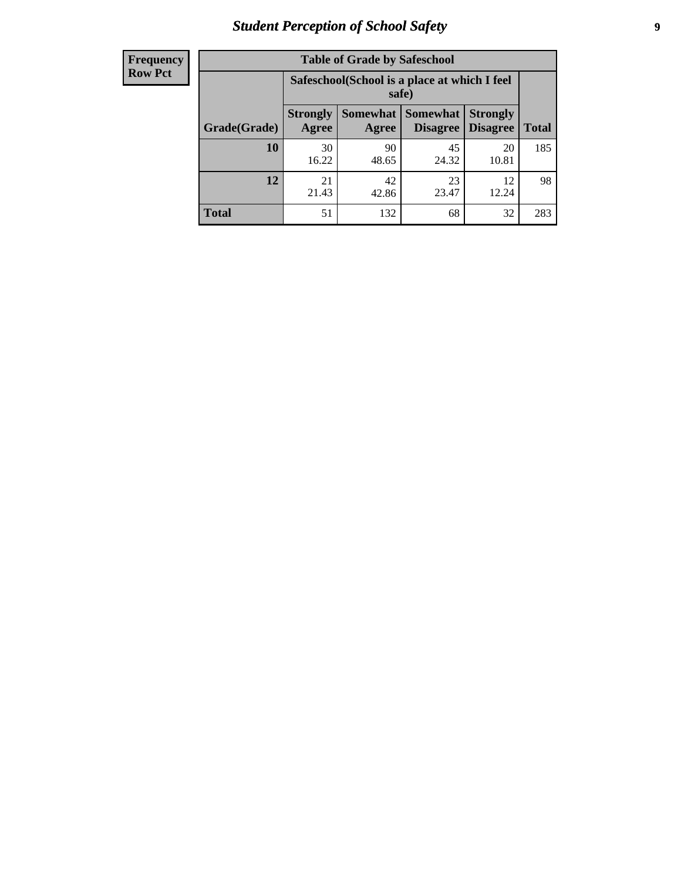| Frequency<br>Row Pct |
|---|

| Table of Grade by Safeschool | | | | | |
|---|---|---|---|---|---|
| | Safeschool(School is a place at which I feel safe) | | | | |
| Grade(Grade) | Strongly Agree | Somewhat Agree | Somewhat Disagree | Strongly Disagree | Total |
| **10** | 30<br>16.22 | 90<br>48.65 | 45<br>24.32 | 20<br>10.81 | 185 |
| **12** | 21<br>21.43 | 42<br>42.86 | 23<br>23.47 | 12<br>12.24 | 98 |
| **Total** | 51 | 132 | 68 | 32 | 283 |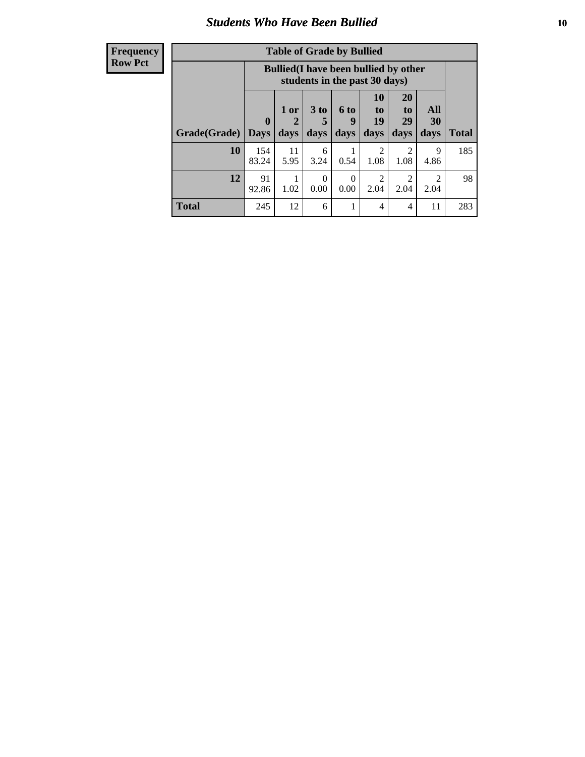## Students Who Have Been Bullied

| Frequency Row Pct |
|---|

**Table of Grade by Bullied**

| Grade(Grade) | Bullied(I have been bullied by other students in the past 30 days) | | | | | | | Total |
|---|---|---|---|---|---|---|---|---|
| | 0 Days | 1 or 2 days | 3 to 5 days | 6 to 9 days | 10 to 19 days | 20 to 29 days | All 30 days | |
| **10** | 154<br>83.24 | 11<br>5.95 | 6<br>3.24 | 1<br>0.54 | 2<br>1.08 | 2<br>1.08 | 9<br>4.86 | 185 |
| **12** | 91<br>92.86 | 1<br>1.02 | 0<br>0.00 | 0<br>0.00 | 2<br>2.04 | 2<br>2.04 | 2<br>2.04 | 98 |
| **Total** | 245 | 12 | 6 | 1 | 4 | 4 | 11 | 283 |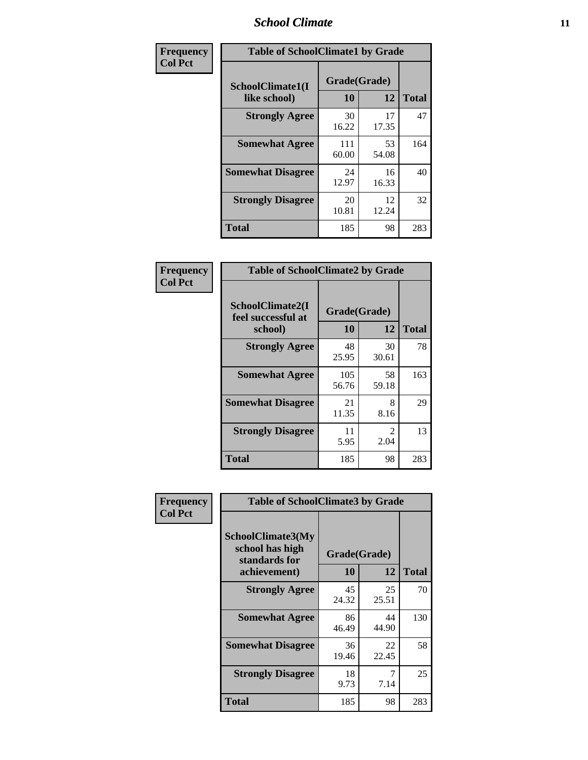| Frequency<br>Col Pct |
|---|

**Table of SchoolClimate1 by Grade**

| SchoolClimate1(I like school) | Grade(Grade) 10 | 12 | Total |
|---|---|---|---|
| Strongly Agree | 30<br>16.22 | 17<br>17.35 | 47 |
| Somewhat Agree | 111<br>60.00 | 53<br>54.08 | 164 |
| Somewhat Disagree | 24<br>12.97 | 16<br>16.33 | 40 |
| Strongly Disagree | 20<br>10.81 | 12<br>12.24 | 32 |
| Total | 185 | 98 | 283 |

| Frequency<br>Col Pct |
|---|

**Table of SchoolClimate2 by Grade**

| SchoolClimate2(I feel successful at school) | Grade(Grade) 10 | 12 | Total |
|---|---|---|---|
| Strongly Agree | 48<br>25.95 | 30<br>30.61 | 78 |
| Somewhat Agree | 105<br>56.76 | 58<br>59.18 | 163 |
| Somewhat Disagree | 21<br>11.35 | 8<br>8.16 | 29 |
| Strongly Disagree | 11<br>5.95 | 2<br>2.04 | 13 |
| Total | 185 | 98 | 283 |

| Frequency<br>Col Pct |
|---|

**Table of SchoolClimate3 by Grade**

| SchoolClimate3(My school has high standards for achievement) | Grade(Grade) 10 | 12 | Total |
|---|---|---|---|
| Strongly Agree | 45<br>24.32 | 25<br>25.51 | 70 |
| Somewhat Agree | 86<br>46.49 | 44<br>44.90 | 130 |
| Somewhat Disagree | 36<br>19.46 | 22<br>22.45 | 58 |
| Strongly Disagree | 18<br>9.73 | 7<br>7.14 | 25 |
| Total | 185 | 98 | 283 |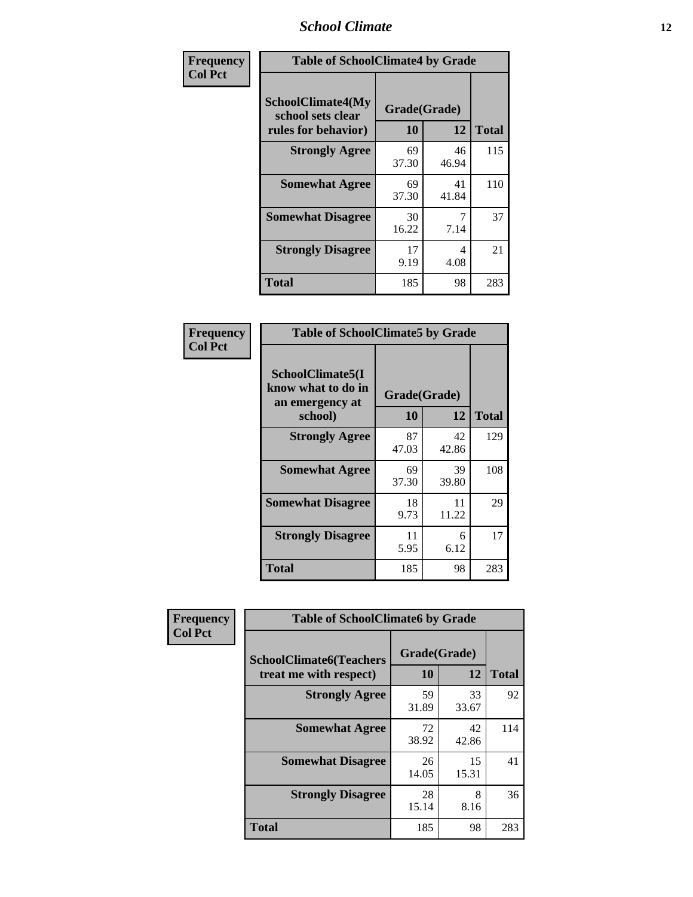| Frequency<br>Col Pct | Table of SchoolClimate4 by Grade | | |
|---|---|---|---|
| SchoolClimate4(My school sets clear rules for behavior) | Grade(Grade) | | |
| | 10 | 12 | Total |
| Strongly Agree | 69<br>37.30 | 46<br>46.94 | 115 |
| Somewhat Agree | 69<br>37.30 | 41<br>41.84 | 110 |
| Somewhat Disagree | 30<br>16.22 | 7<br>7.14 | 37 |
| Strongly Disagree | 17<br>9.19 | 4<br>4.08 | 21 |
| Total | 185 | 98 | 283 |

| Frequency<br>Col Pct | Table of SchoolClimate5 by Grade | | |
|---|---|---|---|
| SchoolClimate5(I know what to do in an emergency at school) | Grade(Grade) | | |
| | 10 | 12 | Total |
| Strongly Agree | 87<br>47.03 | 42<br>42.86 | 129 |
| Somewhat Agree | 69<br>37.30 | 39<br>39.80 | 108 |
| Somewhat Disagree | 18<br>9.73 | 11<br>11.22 | 29 |
| Strongly Disagree | 11<br>5.95 | 6<br>6.12 | 17 |
| Total | 185 | 98 | 283 |

| Frequency<br>Col Pct | Table of SchoolClimate6 by Grade | | |
|---|---|---|---|
| SchoolClimate6(Teachers treat me with respect) | Grade(Grade) | | |
| | 10 | 12 | Total |
| Strongly Agree | 59<br>31.89 | 33<br>33.67 | 92 |
| Somewhat Agree | 72<br>38.92 | 42<br>42.86 | 114 |
| Somewhat Disagree | 26<br>14.05 | 15<br>15.31 | 41 |
| Strongly Disagree | 28<br>15.14 | 8<br>8.16 | 36 |
| Total | 185 | 98 | 283 |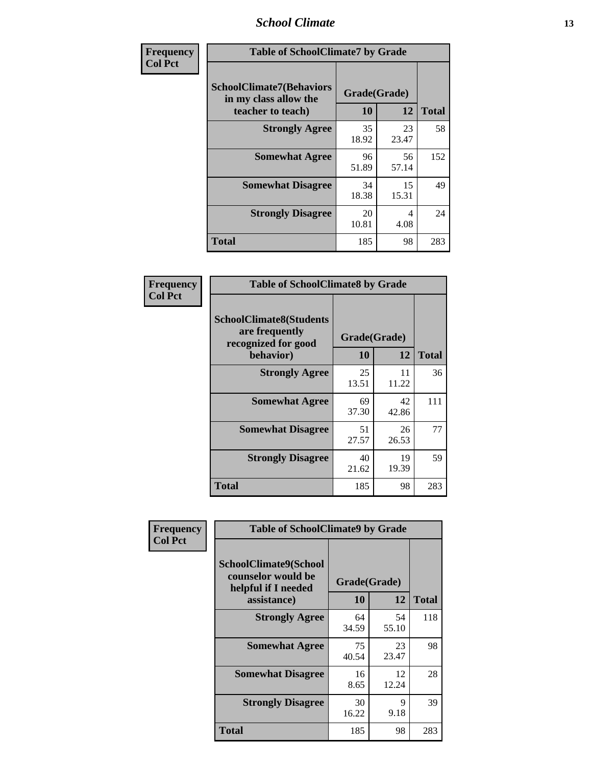| Frequency Col Pct | | | |
|---|---|---|---|
| **Table of SchoolClimate7 by Grade** | | | |
| **SchoolClimate7(Behaviors in my class allow the teacher to teach)** | **Grade(Grade)** | | **Total** |
| | **10** | **12** | |
| **Strongly Agree** | 35<br>18.92 | 23<br>23.47 | 58 |
| **Somewhat Agree** | 96<br>51.89 | 56<br>57.14 | 152 |
| **Somewhat Disagree** | 34<br>18.38 | 15<br>15.31 | 49 |
| **Strongly Disagree** | 20<br>10.81 | 4<br>4.08 | 24 |
| **Total** | 185 | 98 | 283 |

| Frequency Col Pct | | | |
|---|---|---|---|
| **Table of SchoolClimate8 by Grade** | | | |
| **SchoolClimate8(Students are frequently recognized for good behavior)** | **Grade(Grade)** | | **Total** |
| | **10** | **12** | |
| **Strongly Agree** | 25<br>13.51 | 11<br>11.22 | 36 |
| **Somewhat Agree** | 69<br>37.30 | 42<br>42.86 | 111 |
| **Somewhat Disagree** | 51<br>27.57 | 26<br>26.53 | 77 |
| **Strongly Disagree** | 40<br>21.62 | 19<br>19.39 | 59 |
| **Total** | 185 | 98 | 283 |

| Frequency Col Pct | | | |
|---|---|---|---|
| **Table of SchoolClimate9 by Grade** | | | |
| **SchoolClimate9(School counselor would be helpful if I needed assistance)** | **Grade(Grade)** | | **Total** |
| | **10** | **12** | |
| **Strongly Agree** | 64<br>34.59 | 54<br>55.10 | 118 |
| **Somewhat Agree** | 75<br>40.54 | 23<br>23.47 | 98 |
| **Somewhat Disagree** | 16<br>8.65 | 12<br>12.24 | 28 |
| **Strongly Disagree** | 30<br>16.22 | 9<br>9.18 | 39 |
| **Total** | 185 | 98 | 283 |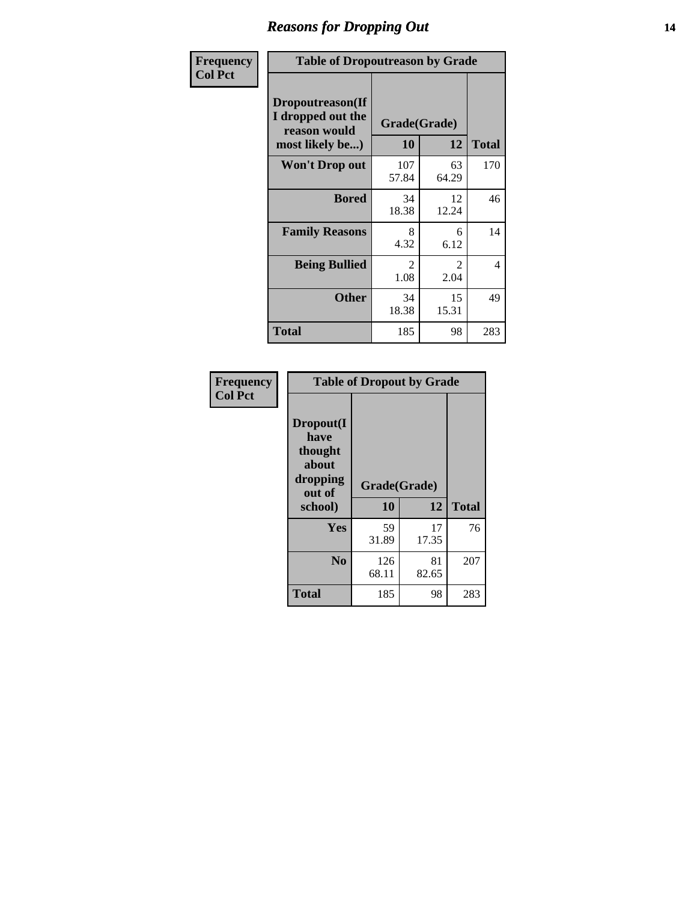# Reasons for Dropping Out

**Frequency**
**Col Pct**

| Table of Dropoutreason by Grade | | | |
|---|---|---|---|
| **Dropoutreason(If I dropped out the reason would most likely be...)** | **Grade(Grade)** | | **Total** |
| | **10** | **12** | |
| **Won't Drop out** | 107<br>57.84 | 63<br>64.29 | 170 |
| **Bored** | 34<br>18.38 | 12<br>12.24 | 46 |
| **Family Reasons** | 8<br>4.32 | 6<br>6.12 | 14 |
| **Being Bullied** | 2<br>1.08 | 2<br>2.04 | 4 |
| **Other** | 34<br>18.38 | 15<br>15.31 | 49 |
| **Total** | 185 | 98 | 283 |

**Frequency**
**Col Pct**

| Table of Dropout by Grade | | | |
|---|---|---|---|
| **Dropout(I have thought about dropping out of school)** | **Grade(Grade)** | | **Total** |
| | **10** | **12** | |
| **Yes** | 59<br>31.89 | 17<br>17.35 | 76 |
| **No** | 126<br>68.11 | 81<br>82.65 | 207 |
| **Total** | 185 | 98 | 283 |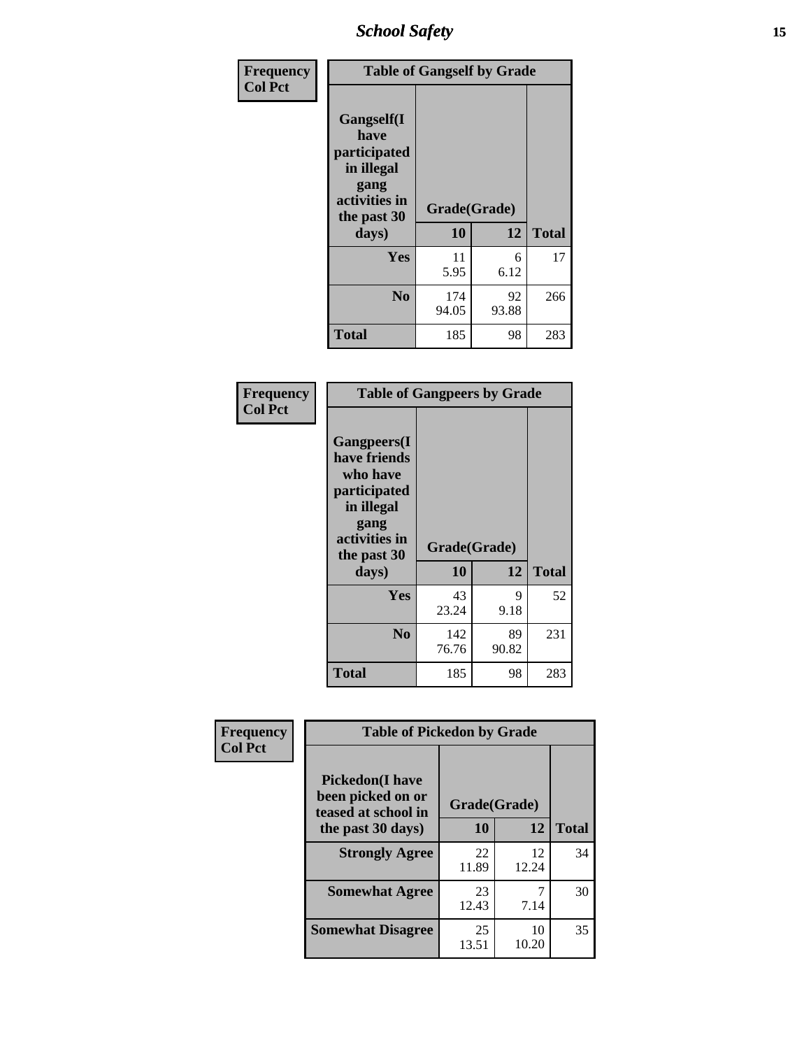| Frequency<br>Col Pct | Table of Gangself by Grade | | |
|---|---|---|---|
| Gangself(I have participated in illegal gang activities in the past 30 days) | Grade(Grade) | | |
| | 10 | 12 | Total |
| Yes | 11<br>5.95 | 6<br>6.12 | 17 |
| No | 174<br>94.05 | 92<br>93.88 | 266 |
| Total | 185 | 98 | 283 |

| Frequency<br>Col Pct | Table of Gangpeers by Grade | | |
|---|---|---|---|
| Gangpeers(I have friends who have participated in illegal gang activities in the past 30 days) | Grade(Grade) | | |
| | 10 | 12 | Total |
| Yes | 43<br>23.24 | 9<br>9.18 | 52 |
| No | 142<br>76.76 | 89<br>90.82 | 231 |
| Total | 185 | 98 | 283 |

| Frequency<br>Col Pct | Table of Pickedon by Grade | | |
|---|---|---|---|
| Pickedon(I have been picked on or teased at school in the past 30 days) | Grade(Grade) | | |
| | 10 | 12 | Total |
| Strongly Agree | 22<br>11.89 | 12<br>12.24 | 34 |
| Somewhat Agree | 23<br>12.43 | 7<br>7.14 | 30 |
| Somewhat Disagree | 25<br>13.51 | 10<br>10.20 | 35 |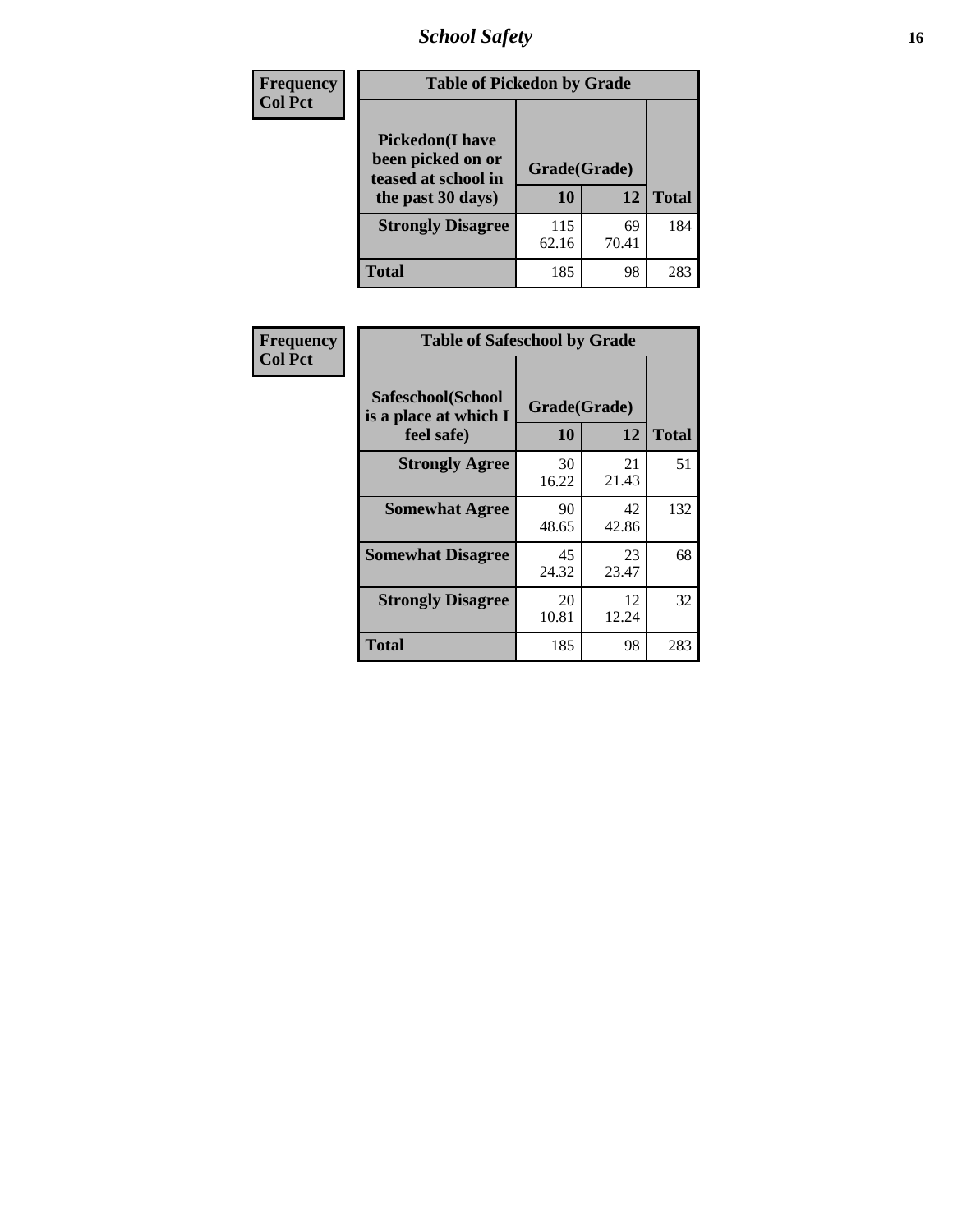| Frequency<br>Col Pct | Table of Pickedon by Grade | | |
|---|---|---|---|
| **Pickedon(I have been picked on or teased at school in the past 30 days)** | **Grade(Grade)** | | |
| | **10** | **12** | **Total** |
| **Strongly Disagree** | 115<br>62.16 | 69<br>70.41 | 184 |
| **Total** | 185 | 98 | 283 |

| Frequency<br>Col Pct | Table of Safeschool by Grade | | |
|---|---|---|---|
| **Safeschool(School is a place at which I feel safe)** | **Grade(Grade)** | | |
| | **10** | **12** | **Total** |
| **Strongly Agree** | 30<br>16.22 | 21<br>21.43 | 51 |
| **Somewhat Agree** | 90<br>48.65 | 42<br>42.86 | 132 |
| **Somewhat Disagree** | 45<br>24.32 | 23<br>23.47 | 68 |
| **Strongly Disagree** | 20<br>10.81 | 12<br>12.24 | 32 |
| **Total** | 185 | 98 | 283 |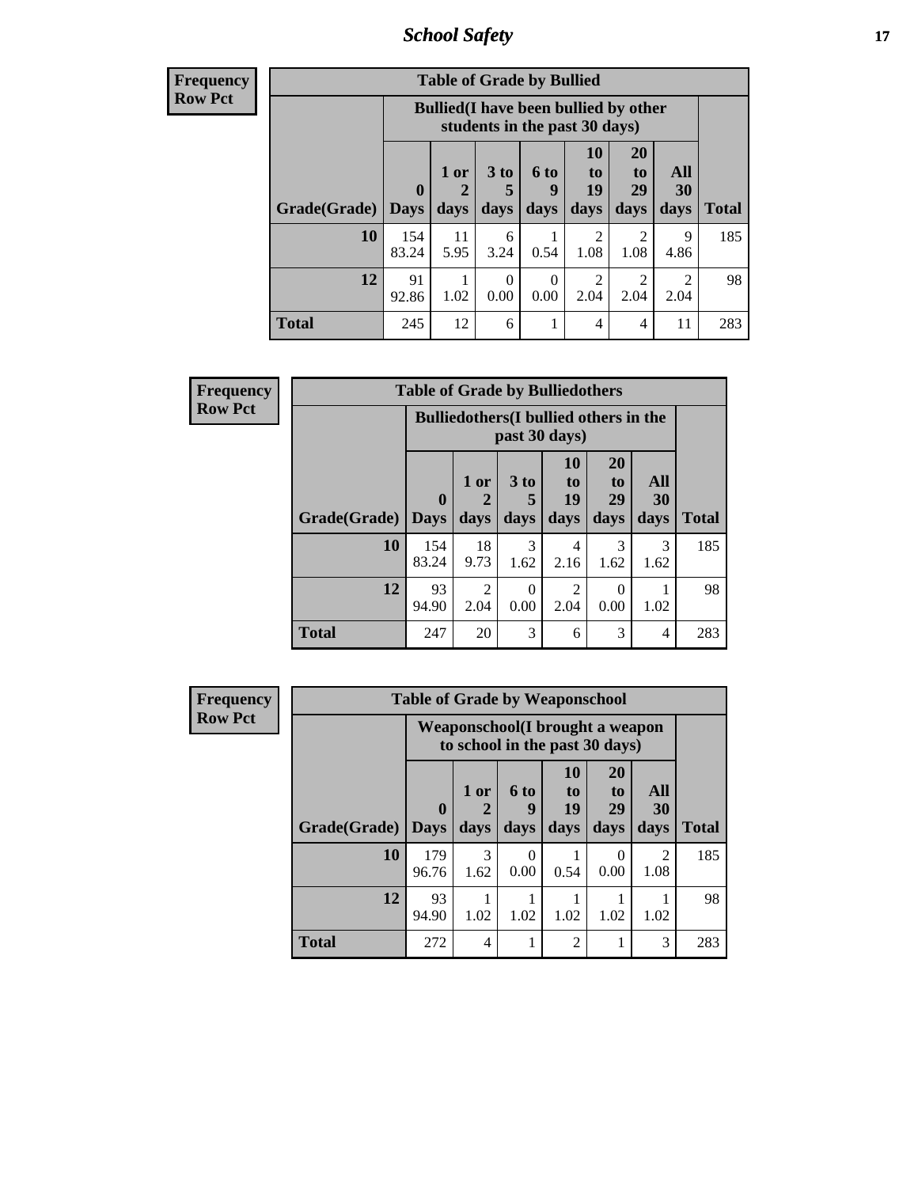## School Safety

**Frequency**
**Row Pct**

**Table of Grade by Bullied**

| Grade(Grade) | Bullied(I have been bullied by other students in the past 30 days) | | | | | | | Total |
|---|---|---|---|---|---|---|---|---|
| | 0 Days | 1 or 2 days | 3 to 5 days | 6 to 9 days | 10 to 19 days | 20 to 29 days | All 30 days | |
| **10** | 154<br>83.24 | 11<br>5.95 | 6<br>3.24 | 1<br>0.54 | 2<br>1.08 | 2<br>1.08 | 9<br>4.86 | 185 |
| **12** | 91<br>92.86 | 1<br>1.02 | 0<br>0.00 | 0<br>0.00 | 2<br>2.04 | 2<br>2.04 | 2<br>2.04 | 98 |
| **Total** | 245 | 12 | 6 | 1 | 4 | 4 | 11 | 283 |

**Frequency**
**Row Pct**

**Table of Grade by Bulliedothers**

| Grade(Grade) | Bulliedothers(I bullied others in the past 30 days) | | | | | | Total |
|---|---|---|---|---|---|---|---|
| | 0 Days | 1 or 2 days | 3 to 5 days | 10 to 19 days | 20 to 29 days | All 30 days | |
| **10** | 154<br>83.24 | 18<br>9.73 | 3<br>1.62 | 4<br>2.16 | 3<br>1.62 | 3<br>1.62 | 185 |
| **12** | 93<br>94.90 | 2<br>2.04 | 0<br>0.00 | 2<br>2.04 | 0<br>0.00 | 1<br>1.02 | 98 |
| **Total** | 247 | 20 | 3 | 6 | 3 | 4 | 283 |

**Frequency**
**Row Pct**

**Table of Grade by Weaponschool**

| Grade(Grade) | Weaponschool(I brought a weapon to school in the past 30 days) | | | | | | Total |
|---|---|---|---|---|---|---|---|
| | 0 Days | 1 or 2 days | 6 to 9 days | 10 to 19 days | 20 to 29 days | All 30 days | |
| **10** | 179<br>96.76 | 3<br>1.62 | 0<br>0.00 | 1<br>0.54 | 0<br>0.00 | 2<br>1.08 | 185 |
| **12** | 93<br>94.90 | 1<br>1.02 | 1<br>1.02 | 1<br>1.02 | 1<br>1.02 | 1<br>1.02 | 98 |
| **Total** | 272 | 4 | 1 | 2 | 1 | 3 | 283 |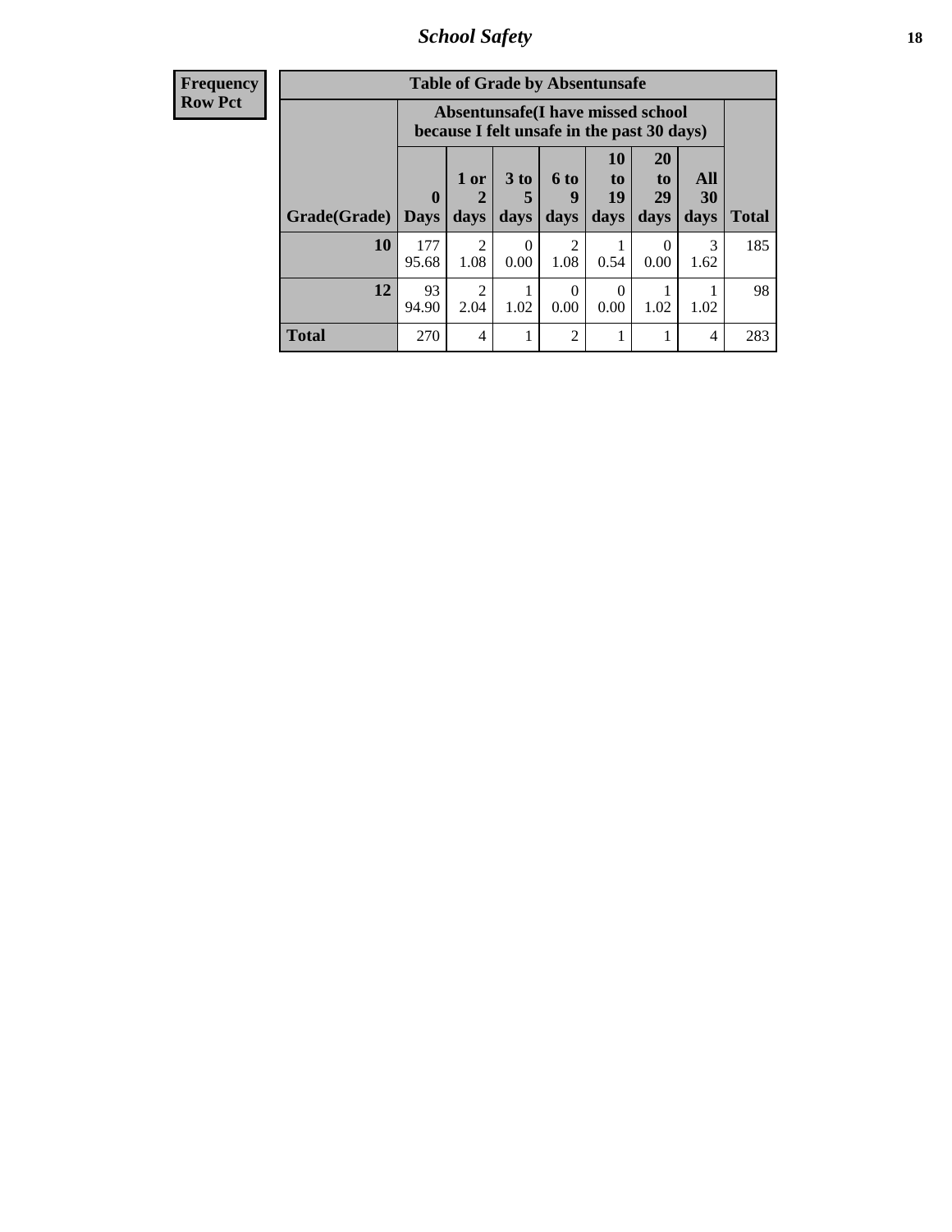## School Safety

| Frequency<br>Row Pct | | | | | | | | |
|---|---|---|---|---|---|---|---|---|

**Table of Grade by Absentunsafe**

| Grade(Grade) | Absentunsafe(I have missed school because I felt unsafe in the past 30 days)<br>0 Days | 1 or 2 days | 3 to 5 days | 6 to 9 days | 10 to 19 days | 20 to 29 days | All 30 days | Total |
|---|---|---|---|---|---|---|---|---|
| **10** | 177<br>95.68 | 2<br>1.08 | 0<br>0.00 | 2<br>1.08 | 1<br>0.54 | 0<br>0.00 | 3<br>1.62 | 185 |
| **12** | 93<br>94.90 | 2<br>2.04 | 1<br>1.02 | 0<br>0.00 | 0<br>0.00 | 1<br>1.02 | 1<br>1.02 | 98 |
| **Total** | 270 | 4 | 1 | 2 | 1 | 1 | 4 | 283 |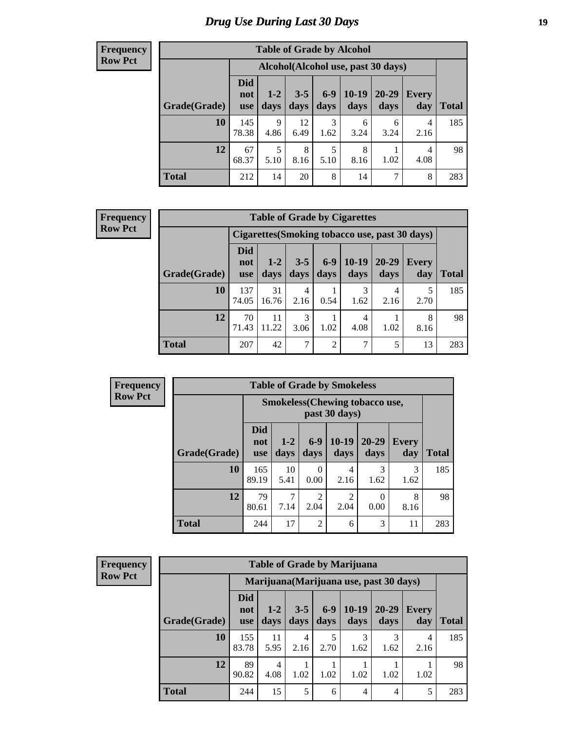# Drug Use During Last 30 Days

**Frequency**
**Row Pct**

| Table of Grade by Alcohol | | | | | | | | |
|---|---|---|---|---|---|---|---|---|
| | Alcohol(Alcohol use, past 30 days) | | | | | | | |
| Grade(Grade) | Did not use | 1-2 days | 3-5 days | 6-9 days | 10-19 days | 20-29 days | Every day | Total |
| 10 | 145<br>78.38 | 9<br>4.86 | 12<br>6.49 | 3<br>1.62 | 6<br>3.24 | 6<br>3.24 | 4<br>2.16 | 185 |
| 12 | 67<br>68.37 | 5<br>5.10 | 8<br>8.16 | 5<br>5.10 | 8<br>8.16 | 1<br>1.02 | 4<br>4.08 | 98 |
| Total | 212 | 14 | 20 | 8 | 14 | 7 | 8 | 283 |

**Frequency**
**Row Pct**

| Table of Grade by Cigarettes | | | | | | | | |
|---|---|---|---|---|---|---|---|---|
| | Cigarettes(Smoking tobacco use, past 30 days) | | | | | | | |
| Grade(Grade) | Did not use | 1-2 days | 3-5 days | 6-9 days | 10-19 days | 20-29 days | Every day | Total |
| 10 | 137<br>74.05 | 31<br>16.76 | 4<br>2.16 | 1<br>0.54 | 3<br>1.62 | 4<br>2.16 | 5<br>2.70 | 185 |
| 12 | 70<br>71.43 | 11<br>11.22 | 3<br>3.06 | 1<br>1.02 | 4<br>4.08 | 1<br>1.02 | 8<br>8.16 | 98 |
| Total | 207 | 42 | 7 | 2 | 7 | 5 | 13 | 283 |

**Frequency**
**Row Pct**

| Table of Grade by Smokeless | | | | | | | |
|---|---|---|---|---|---|---|---|
| | Smokeless(Chewing tobacco use, past 30 days) | | | | | | |
| Grade(Grade) | Did not use | 1-2 days | 6-9 days | 10-19 days | 20-29 days | Every day | Total |
| 10 | 165<br>89.19 | 10<br>5.41 | 0<br>0.00 | 4<br>2.16 | 3<br>1.62 | 3<br>1.62 | 185 |
| 12 | 79<br>80.61 | 7<br>7.14 | 2<br>2.04 | 2<br>2.04 | 0<br>0.00 | 8<br>8.16 | 98 |
| Total | 244 | 17 | 2 | 6 | 3 | 11 | 283 |

**Frequency**
**Row Pct**

| Table of Grade by Marijuana | | | | | | | | |
|---|---|---|---|---|---|---|---|---|
| | Marijuana(Marijuana use, past 30 days) | | | | | | | |
| Grade(Grade) | Did not use | 1-2 days | 3-5 days | 6-9 days | 10-19 days | 20-29 days | Every day | Total |
| 10 | 155<br>83.78 | 11<br>5.95 | 4<br>2.16 | 5<br>2.70 | 3<br>1.62 | 3<br>1.62 | 4<br>2.16 | 185 |
| 12 | 89<br>90.82 | 4<br>4.08 | 1<br>1.02 | 1<br>1.02 | 1<br>1.02 | 1<br>1.02 | 1<br>1.02 | 98 |
| Total | 244 | 15 | 5 | 6 | 4 | 4 | 5 | 283 |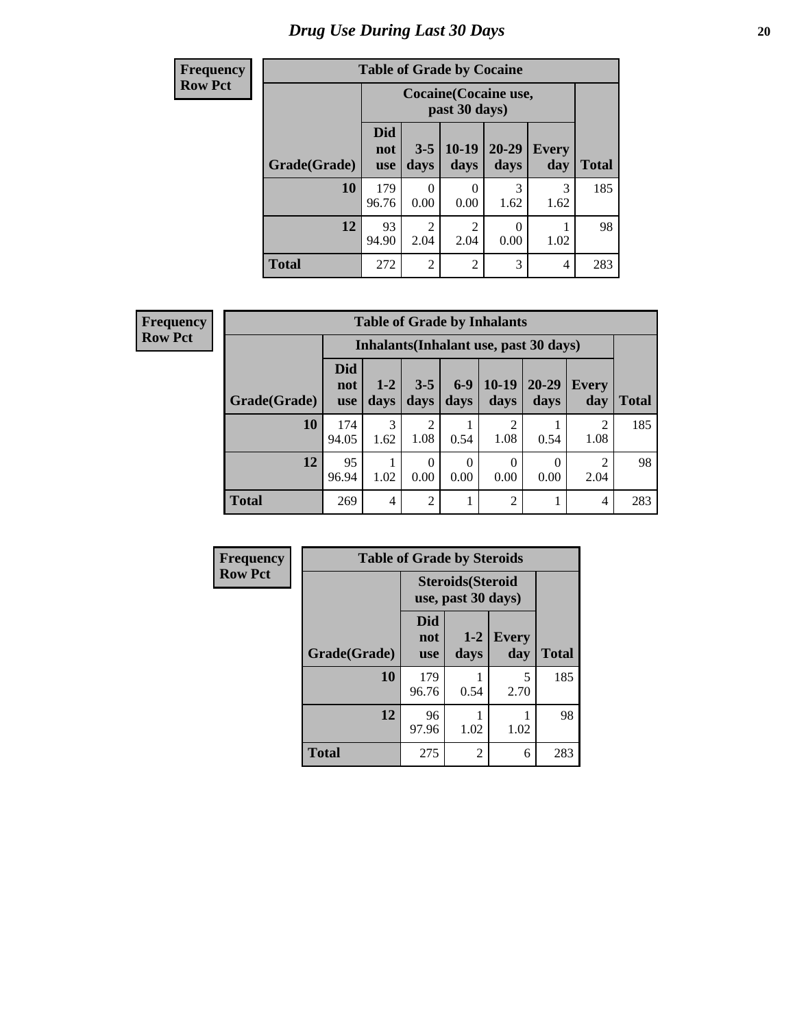# Drug Use During Last 30 Days

**Frequency**
**Row Pct**

| Table of Grade by Cocaine | | | | | | |
|---|---|---|---|---|---|---|
| | Cocaine(Cocaine use, past 30 days) | | | | | |
| Grade(Grade) | Did not use | 3-5 days | 10-19 days | 20-29 days | Every day | Total |
| **10** | 179<br>96.76 | 0<br>0.00 | 0<br>0.00 | 3<br>1.62 | 3<br>1.62 | 185 |
| **12** | 93<br>94.90 | 2<br>2.04 | 2<br>2.04 | 0<br>0.00 | 1<br>1.02 | 98 |
| **Total** | 272 | 2 | 2 | 3 | 4 | 283 |

**Frequency**
**Row Pct**

| Table of Grade by Inhalants | | | | | | | | |
|---|---|---|---|---|---|---|---|---|
| | Inhalants(Inhalant use, past 30 days) | | | | | | | |
| Grade(Grade) | Did not use | 1-2 days | 3-5 days | 6-9 days | 10-19 days | 20-29 days | Every day | Total |
| **10** | 174<br>94.05 | 3<br>1.62 | 2<br>1.08 | 1<br>0.54 | 2<br>1.08 | 1<br>0.54 | 2<br>1.08 | 185 |
| **12** | 95<br>96.94 | 1<br>1.02 | 0<br>0.00 | 0<br>0.00 | 0<br>0.00 | 0<br>0.00 | 2<br>2.04 | 98 |
| **Total** | 269 | 4 | 2 | 1 | 2 | 1 | 4 | 283 |

**Frequency**
**Row Pct**

| Table of Grade by Steroids | | | | |
|---|---|---|---|---|
| | Steroids(Steroid use, past 30 days) | | | |
| Grade(Grade) | Did not use | 1-2 days | Every day | Total |
| **10** | 179<br>96.76 | 1<br>0.54 | 5<br>2.70 | 185 |
| **12** | 96<br>97.96 | 1<br>1.02 | 1<br>1.02 | 98 |
| **Total** | 275 | 2 | 6 | 283 |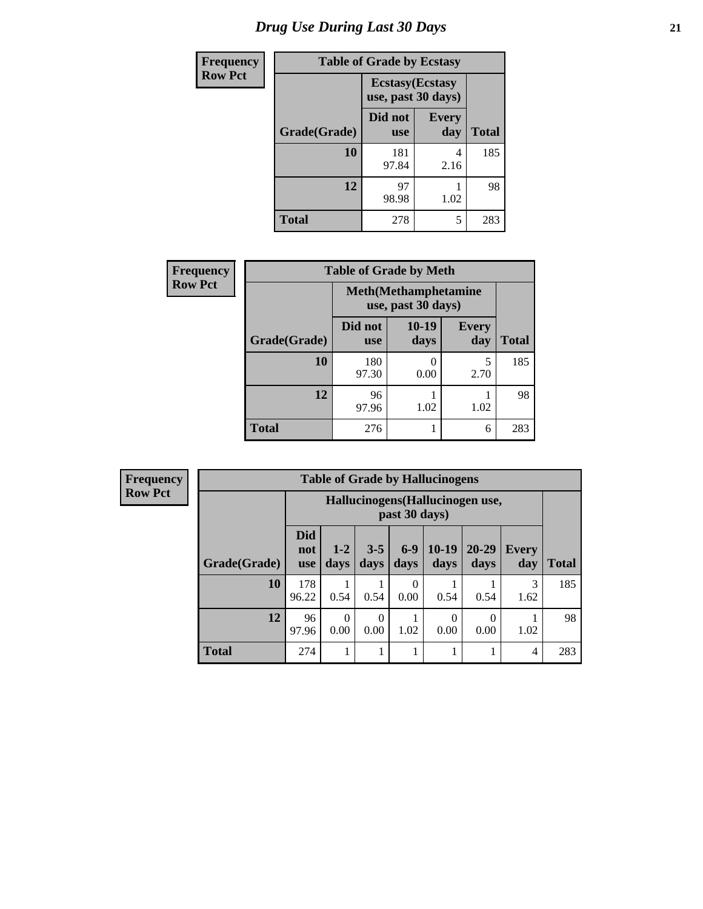# Drug Use During Last 30 Days

| Frequency Row Pct | | | |
|---|---|---|---|
| **Table of Grade by Ecstasy** | | | |
| | **Ecstasy(Ecstasy use, past 30 days)** | | |
| **Grade(Grade)** | **Did not use** | **Every day** | **Total** |
| **10** | 181<br>97.84 | 4<br>2.16 | 185 |
| **12** | 97<br>98.98 | 1<br>1.02 | 98 |
| **Total** | 278 | 5 | 283 |

| Frequency Row Pct | | | | |
|---|---|---|---|---|
| **Table of Grade by Meth** | | | | |
| | **Meth(Methamphetamine use, past 30 days)** | | | |
| **Grade(Grade)** | **Did not use** | **10-19 days** | **Every day** | **Total** |
| **10** | 180<br>97.30 | 0<br>0.00 | 5<br>2.70 | 185 |
| **12** | 96<br>97.96 | 1<br>1.02 | 1<br>1.02 | 98 |
| **Total** | 276 | 1 | 6 | 283 |

| Frequency Row Pct | | | | | | | | |
|---|---|---|---|---|---|---|---|---|
| **Table of Grade by Hallucinogens** | | | | | | | | |
| | **Hallucinogens(Hallucinogen use, past 30 days)** | | | | | | | |
| **Grade(Grade)** | **Did not use** | **1-2 days** | **3-5 days** | **6-9 days** | **10-19 days** | **20-29 days** | **Every day** | **Total** |
| **10** | 178<br>96.22 | 1<br>0.54 | 1<br>0.54 | 0<br>0.00 | 1<br>0.54 | 1<br>0.54 | 3<br>1.62 | 185 |
| **12** | 96<br>97.96 | 0<br>0.00 | 0<br>0.00 | 1<br>1.02 | 0<br>0.00 | 0<br>0.00 | 1<br>1.02 | 98 |
| **Total** | 274 | 1 | 1 | 1 | 1 | 1 | 4 | 283 |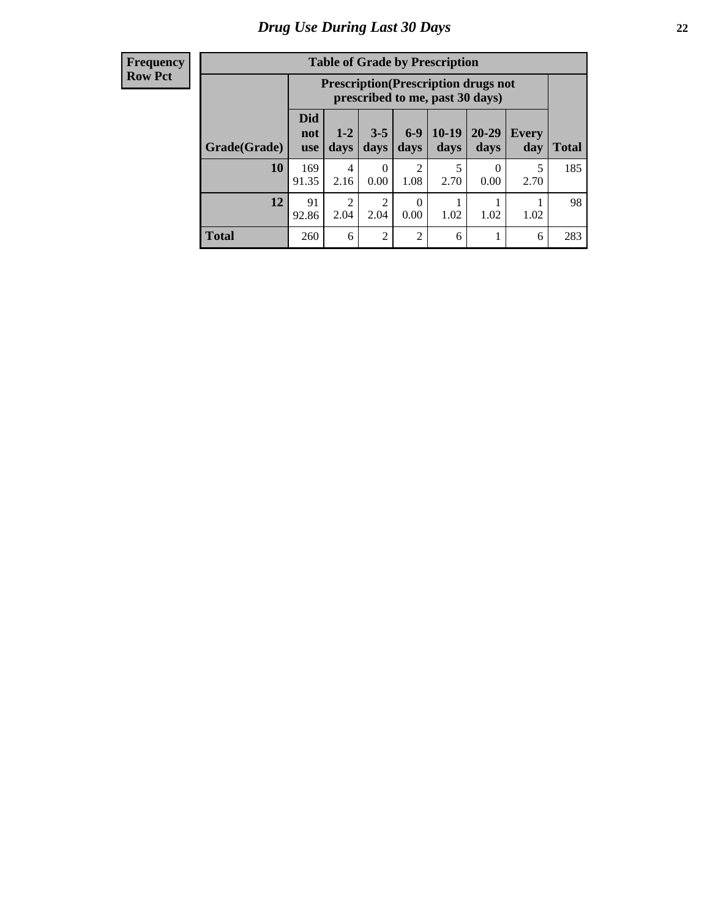## Drug Use During Last 30 Days

| Frequency Row Pct |
|---|

**Table of Grade by Prescription**

| Grade(Grade) | Prescription(Prescription drugs not prescribed to me, past 30 days) | | | | | | | Total |
|---|---|---|---|---|---|---|---|---|
| | Did not use | 1-2 days | 3-5 days | 6-9 days | 10-19 days | 20-29 days | Every day | |
| **10** | 169<br>91.35 | 4<br>2.16 | 0<br>0.00 | 2<br>1.08 | 5<br>2.70 | 0<br>0.00 | 5<br>2.70 | 185 |
| **12** | 91<br>92.86 | 2<br>2.04 | 2<br>2.04 | 0<br>0.00 | 1<br>1.02 | 1<br>1.02 | 1<br>1.02 | 98 |
| **Total** | 260 | 6 | 2 | 2 | 6 | 1 | 6 | 283 |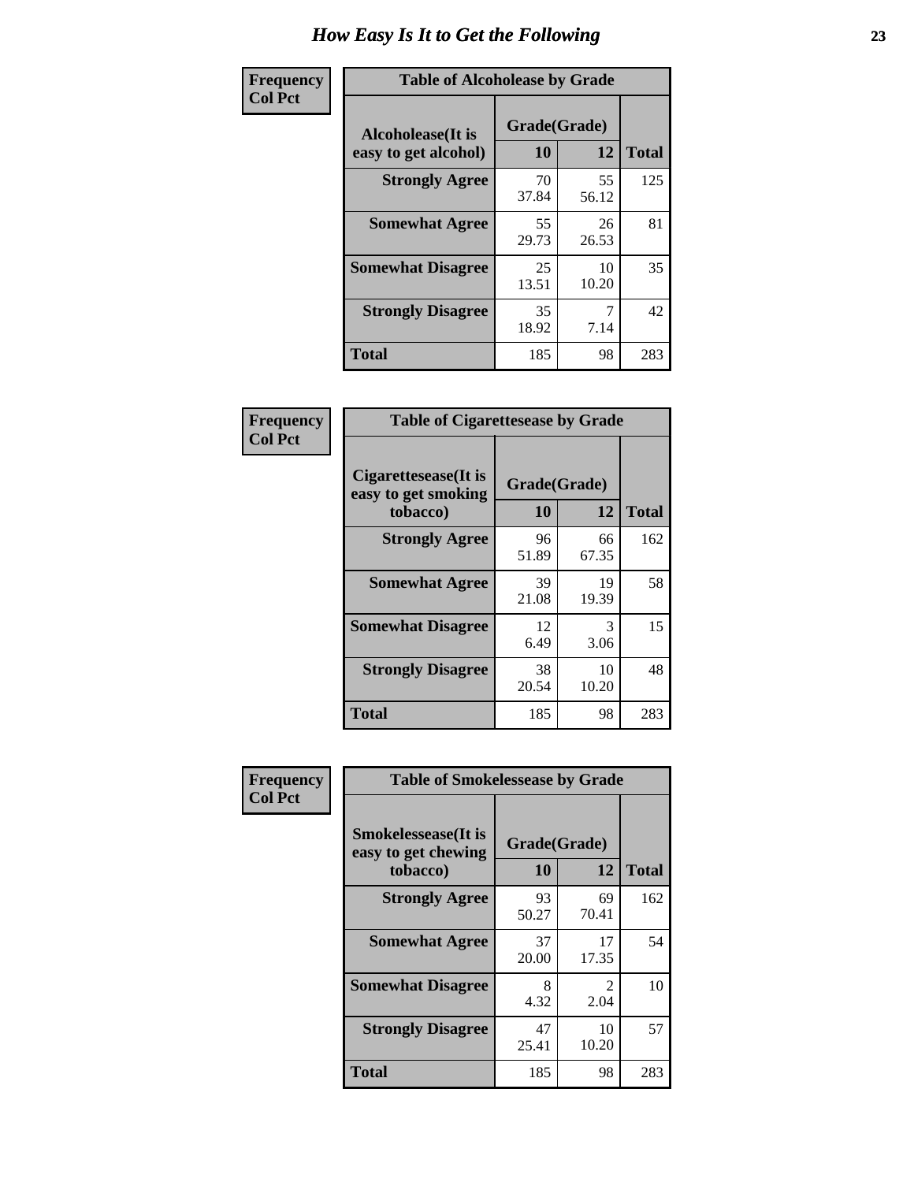# How Easy Is It to Get the Following

Frequency
Col Pct

**Table of Alcoholease by Grade**

| Alcoholease(It is easy to get alcohol) | Grade(Grade) | | Total |
|---|---|---|---|
| | 10 | 12 | |
| **Strongly Agree** | 70<br>37.84 | 55<br>56.12 | 125 |
| **Somewhat Agree** | 55<br>29.73 | 26<br>26.53 | 81 |
| **Somewhat Disagree** | 25<br>13.51 | 10<br>10.20 | 35 |
| **Strongly Disagree** | 35<br>18.92 | 7<br>7.14 | 42 |
| **Total** | 185 | 98 | 283 |

Frequency
Col Pct

**Table of Cigarettesease by Grade**

| Cigarettesease(It is easy to get smoking tobacco) | Grade(Grade) | | Total |
|---|---|---|---|
| | 10 | 12 | |
| **Strongly Agree** | 96<br>51.89 | 66<br>67.35 | 162 |
| **Somewhat Agree** | 39<br>21.08 | 19<br>19.39 | 58 |
| **Somewhat Disagree** | 12<br>6.49 | 3<br>3.06 | 15 |
| **Strongly Disagree** | 38<br>20.54 | 10<br>10.20 | 48 |
| **Total** | 185 | 98 | 283 |

Frequency
Col Pct

**Table of Smokelessease by Grade**

| Smokelessease(It is easy to get chewing tobacco) | Grade(Grade) | | Total |
|---|---|---|---|
| | 10 | 12 | |
| **Strongly Agree** | 93<br>50.27 | 69<br>70.41 | 162 |
| **Somewhat Agree** | 37<br>20.00 | 17<br>17.35 | 54 |
| **Somewhat Disagree** | 8<br>4.32 | 2<br>2.04 | 10 |
| **Strongly Disagree** | 47<br>25.41 | 10<br>10.20 | 57 |
| **Total** | 185 | 98 | 283 |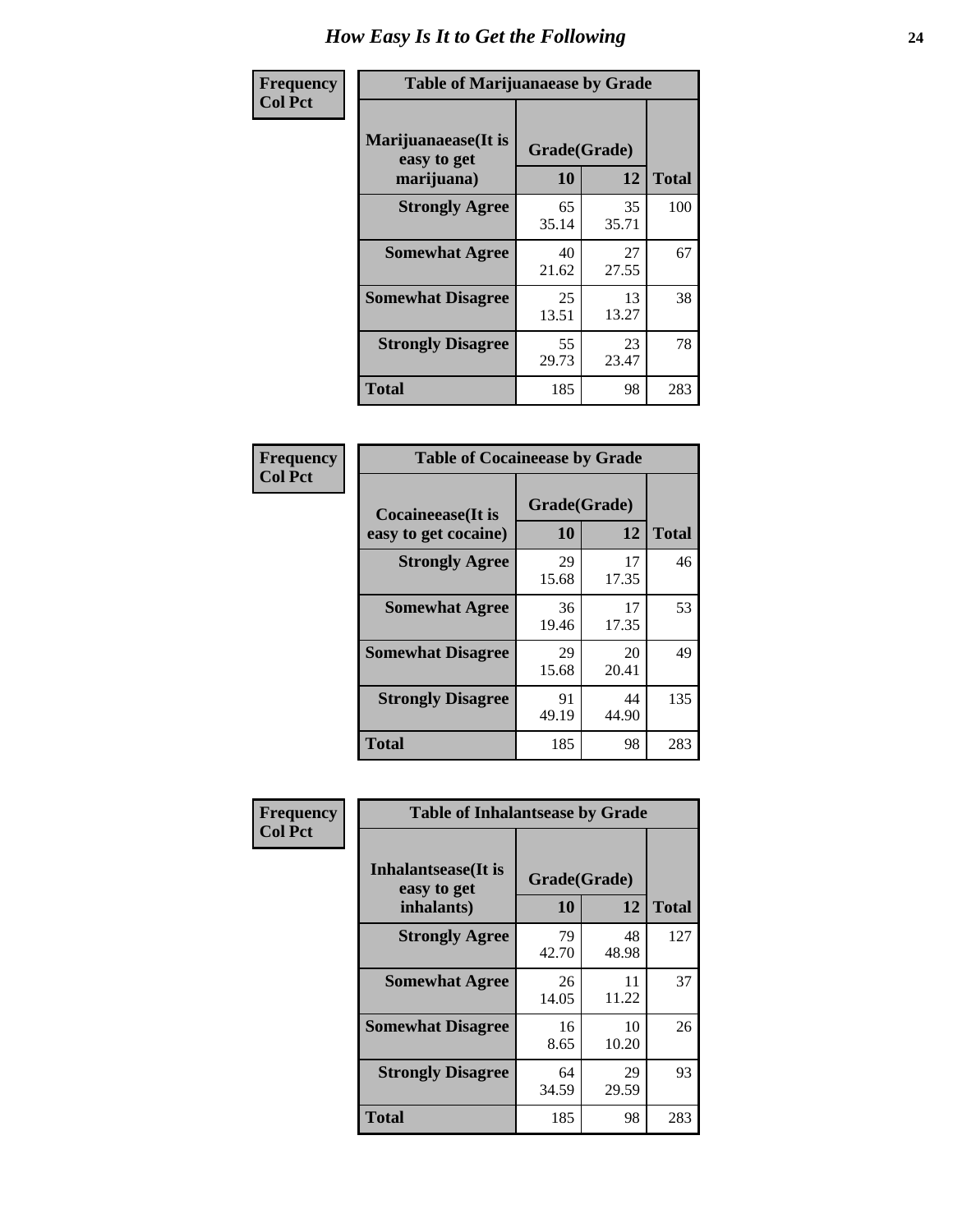# How Easy Is It to Get the Following

**Frequency**
**Col Pct**

| Table of Marijuanaease by Grade | | | |
|---|---|---|---|
| Marijuanaease(It is easy to get marijuana) | Grade(Grade) | | |
| | 10 | 12 | Total |
| Strongly Agree | 65<br>35.14 | 35<br>35.71 | 100 |
| Somewhat Agree | 40<br>21.62 | 27<br>27.55 | 67 |
| Somewhat Disagree | 25<br>13.51 | 13<br>13.27 | 38 |
| Strongly Disagree | 55<br>29.73 | 23<br>23.47 | 78 |
| Total | 185 | 98 | 283 |

**Frequency**
**Col Pct**

| Table of Cocaineease by Grade | | | |
|---|---|---|---|
| Cocaineease(It is easy to get cocaine) | Grade(Grade) | | |
| | 10 | 12 | Total |
| Strongly Agree | 29<br>15.68 | 17<br>17.35 | 46 |
| Somewhat Agree | 36<br>19.46 | 17<br>17.35 | 53 |
| Somewhat Disagree | 29<br>15.68 | 20<br>20.41 | 49 |
| Strongly Disagree | 91<br>49.19 | 44<br>44.90 | 135 |
| Total | 185 | 98 | 283 |

**Frequency**
**Col Pct**

| Table of Inhalantsease by Grade | | | |
|---|---|---|---|
| Inhalantsease(It is easy to get inhalants) | Grade(Grade) | | |
| | 10 | 12 | Total |
| Strongly Agree | 79<br>42.70 | 48<br>48.98 | 127 |
| Somewhat Agree | 26<br>14.05 | 11<br>11.22 | 37 |
| Somewhat Disagree | 16<br>8.65 | 10<br>10.20 | 26 |
| Strongly Disagree | 64<br>34.59 | 29<br>29.59 | 93 |
| Total | 185 | 98 | 283 |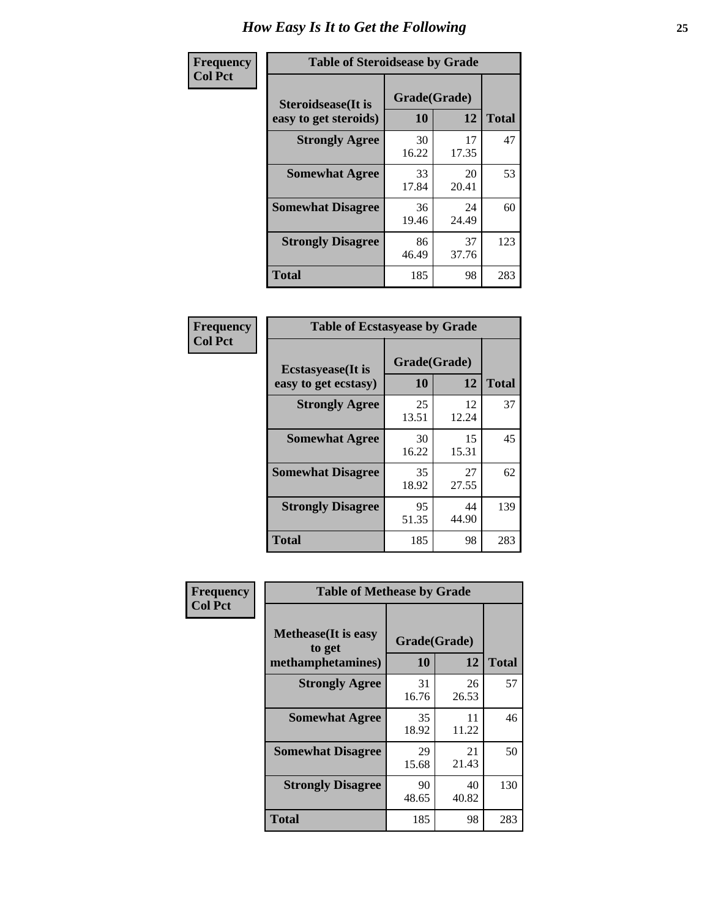# How Easy Is It to Get the Following

**Frequency / Col Pct**

**Table of Steroidsease by Grade**

| Steroidsease(It is easy to get steroids) | Grade(Grade) 10 | 12 | Total |
|---|---|---|---|
| **Strongly Agree** | 30<br>16.22 | 17<br>17.35 | 47 |
| **Somewhat Agree** | 33<br>17.84 | 20<br>20.41 | 53 |
| **Somewhat Disagree** | 36<br>19.46 | 24<br>24.49 | 60 |
| **Strongly Disagree** | 86<br>46.49 | 37<br>37.76 | 123 |
| **Total** | 185 | 98 | 283 |

**Frequency / Col Pct**

**Table of Ecstasyease by Grade**

| Ecstasyease(It is easy to get ecstasy) | Grade(Grade) 10 | 12 | Total |
|---|---|---|---|
| **Strongly Agree** | 25<br>13.51 | 12<br>12.24 | 37 |
| **Somewhat Agree** | 30<br>16.22 | 15<br>15.31 | 45 |
| **Somewhat Disagree** | 35<br>18.92 | 27<br>27.55 | 62 |
| **Strongly Disagree** | 95<br>51.35 | 44<br>44.90 | 139 |
| **Total** | 185 | 98 | 283 |

**Frequency / Col Pct**

**Table of Methease by Grade**

| Methease(It is easy to get methamphetamines) | Grade(Grade) 10 | 12 | Total |
|---|---|---|---|
| **Strongly Agree** | 31<br>16.76 | 26<br>26.53 | 57 |
| **Somewhat Agree** | 35<br>18.92 | 11<br>11.22 | 46 |
| **Somewhat Disagree** | 29<br>15.68 | 21<br>21.43 | 50 |
| **Strongly Disagree** | 90<br>48.65 | 40<br>40.82 | 130 |
| **Total** | 185 | 98 | 283 |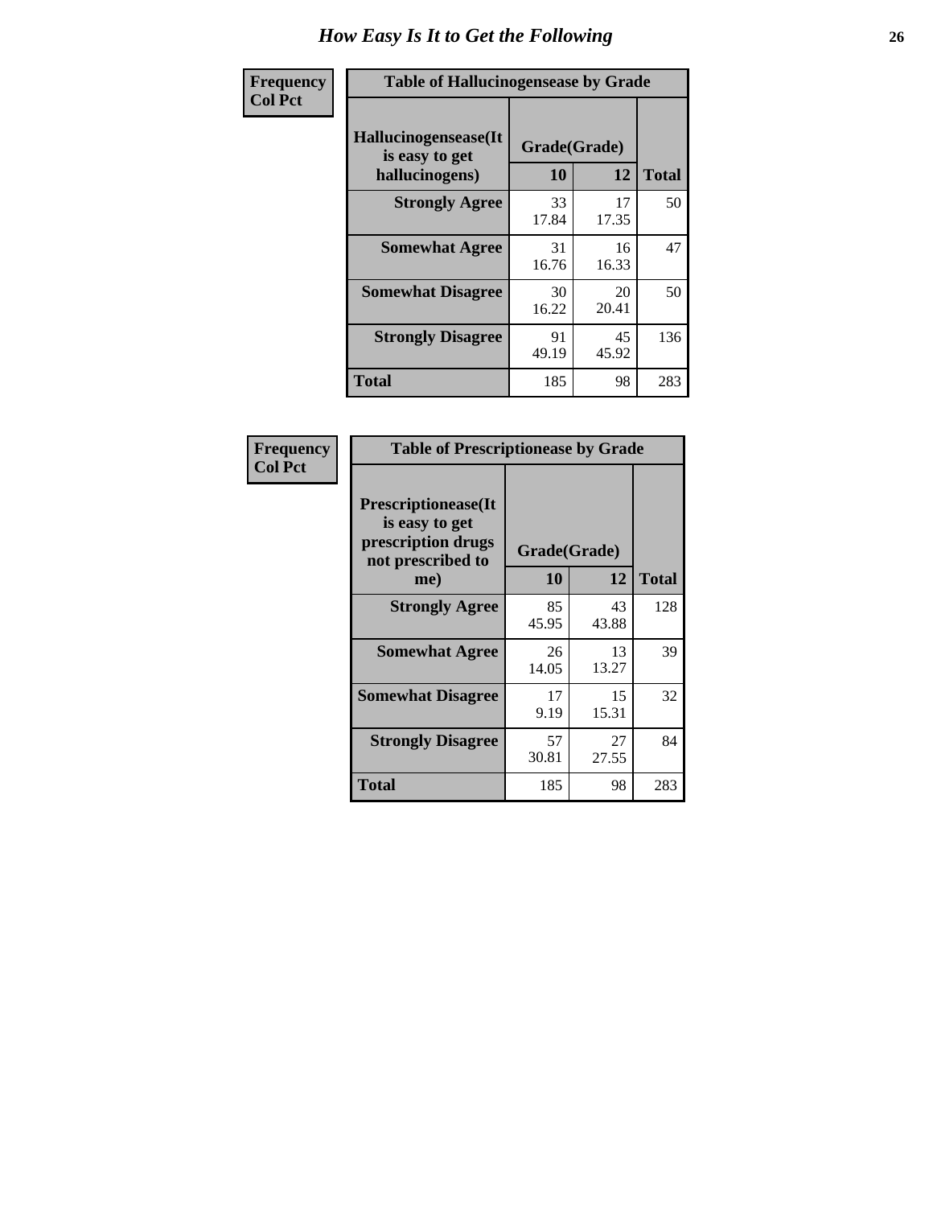# How Easy Is It to Get the Following

| Frequency Col Pct |
|---|

**Table of Hallucinogensease by Grade**

| Hallucinogensease(It is easy to get hallucinogens) | Grade(Grade) 10 | 12 | Total |
|---|---|---|---|
| Strongly Agree | 33<br>17.84 | 17<br>17.35 | 50 |
| Somewhat Agree | 31<br>16.76 | 16<br>16.33 | 47 |
| Somewhat Disagree | 30<br>16.22 | 20<br>20.41 | 50 |
| Strongly Disagree | 91<br>49.19 | 45<br>45.92 | 136 |
| Total | 185 | 98 | 283 |

| Frequency Col Pct |
|---|

**Table of Prescriptionease by Grade**

| Prescriptionease(It is easy to get prescription drugs not prescribed to me) | Grade(Grade) 10 | 12 | Total |
|---|---|---|---|
| Strongly Agree | 85<br>45.95 | 43<br>43.88 | 128 |
| Somewhat Agree | 26<br>14.05 | 13<br>13.27 | 39 |
| Somewhat Disagree | 17<br>9.19 | 15<br>15.31 | 32 |
| Strongly Disagree | 57<br>30.81 | 27<br>27.55 | 84 |
| Total | 185 | 98 | 283 |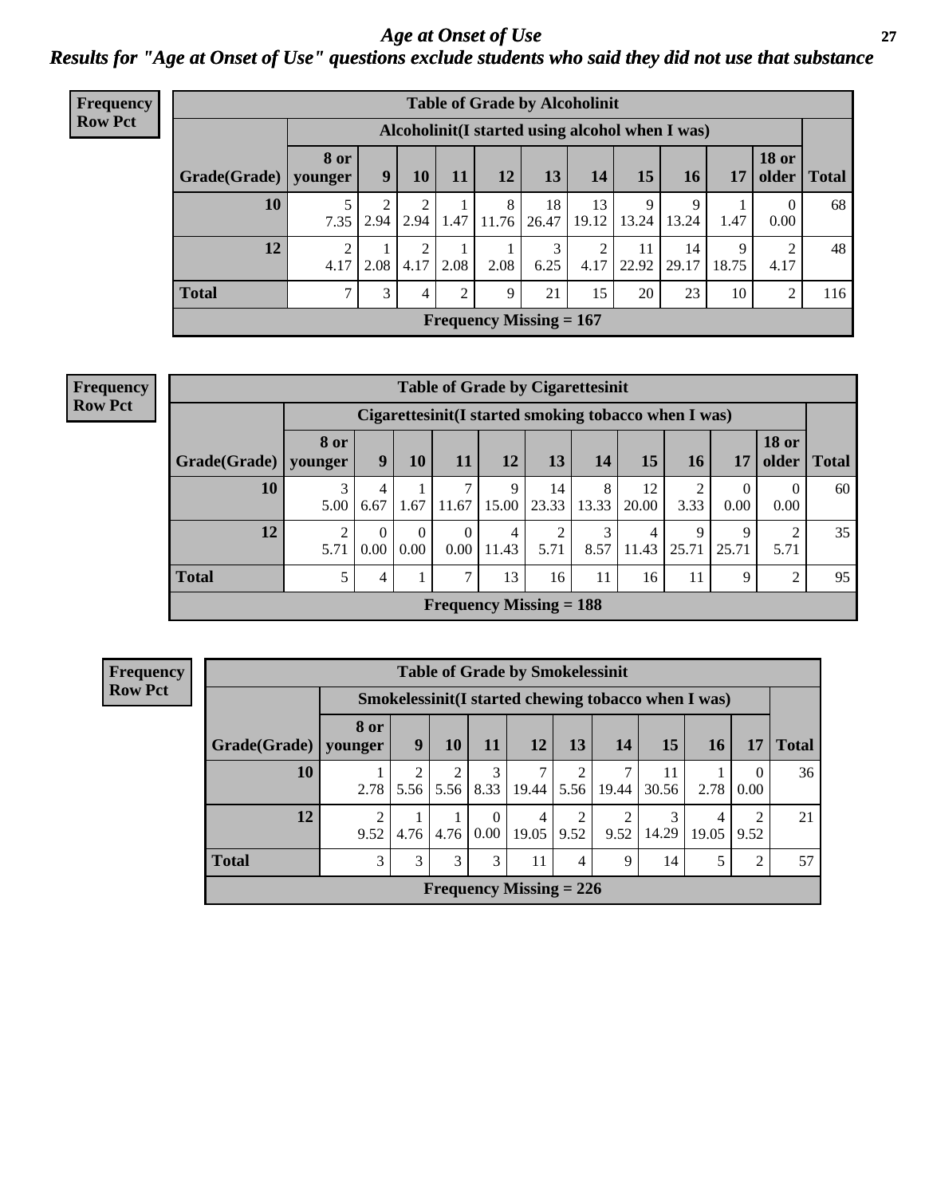# Age at Onset of Use

## Results for "Age at Onset of Use" questions exclude students who said they did not use that substance

**Frequency Row Pct**

| Table of Grade by Alcoholinit | | | | | | | | | | | | |
|---|---|---|---|---|---|---|---|---|---|---|---|---|
| | Alcoholinit(I started using alcohol when I was) | | | | | | | | | | | |
| Grade(Grade) | 8 or younger | 9 | 10 | 11 | 12 | 13 | 14 | 15 | 16 | 17 | 18 or older | Total |
| 10 | 5<br>7.35 | 2<br>2.94 | 2<br>2.94 | 1<br>1.47 | 8<br>11.76 | 18<br>26.47 | 13<br>19.12 | 9<br>13.24 | 9<br>13.24 | 1<br>1.47 | 0<br>0.00 | 68 |
| 12 | 2<br>4.17 | 1<br>2.08 | 2<br>4.17 | 1<br>2.08 | 1<br>2.08 | 3<br>6.25 | 2<br>4.17 | 11<br>22.92 | 14<br>29.17 | 9<br>18.75 | 2<br>4.17 | 48 |
| Total | 7 | 3 | 4 | 2 | 9 | 21 | 15 | 20 | 23 | 10 | 2 | 116 |
| Frequency Missing = 167 | | | | | | | | | | | | |

**Frequency Row Pct**

| Table of Grade by Cigarettesinit | | | | | | | | | | | | |
|---|---|---|---|---|---|---|---|---|---|---|---|---|
| | Cigarettesinit(I started smoking tobacco when I was) | | | | | | | | | | | |
| Grade(Grade) | 8 or younger | 9 | 10 | 11 | 12 | 13 | 14 | 15 | 16 | 17 | 18 or older | Total |
| 10 | 3<br>5.00 | 4<br>6.67 | 1<br>1.67 | 7<br>11.67 | 9<br>15.00 | 14<br>23.33 | 8<br>13.33 | 12<br>20.00 | 2<br>3.33 | 0<br>0.00 | 0<br>0.00 | 60 |
| 12 | 2<br>5.71 | 0<br>0.00 | 0<br>0.00 | 0<br>0.00 | 4<br>11.43 | 2<br>5.71 | 3<br>8.57 | 4<br>11.43 | 9<br>25.71 | 9<br>25.71 | 2<br>5.71 | 35 |
| Total | 5 | 4 | 1 | 7 | 13 | 16 | 11 | 16 | 11 | 9 | 2 | 95 |
| Frequency Missing = 188 | | | | | | | | | | | | |

**Frequency Row Pct**

| Table of Grade by Smokelessinit | | | | | | | | | | | |
|---|---|---|---|---|---|---|---|---|---|---|---|
| | Smokelessinit(I started chewing tobacco when I was) | | | | | | | | | | |
| Grade(Grade) | 8 or younger | 9 | 10 | 11 | 12 | 13 | 14 | 15 | 16 | 17 | Total |
| 10 | 1<br>2.78 | 2<br>5.56 | 2<br>5.56 | 3<br>8.33 | 7<br>19.44 | 2<br>5.56 | 7<br>19.44 | 11<br>30.56 | 1<br>2.78 | 0<br>0.00 | 36 |
| 12 | 2<br>9.52 | 1<br>4.76 | 1<br>4.76 | 0<br>0.00 | 4<br>19.05 | 2<br>9.52 | 2<br>9.52 | 3<br>14.29 | 4<br>19.05 | 2<br>9.52 | 21 |
| Total | 3 | 3 | 3 | 3 | 11 | 4 | 9 | 14 | 5 | 2 | 57 |
| Frequency Missing = 226 | | | | | | | | | | | |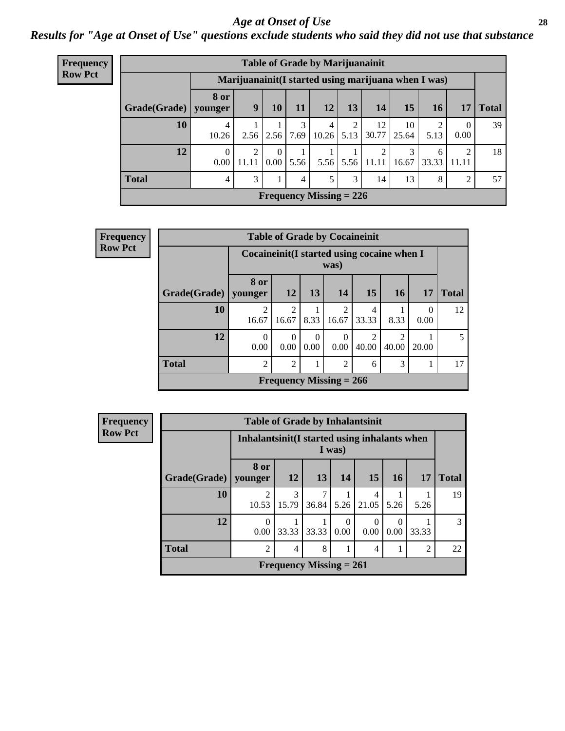# Age at Onset of Use

## Results for "Age at Onset of Use" questions exclude students who said they did not use that substance

**Frequency**
**Row Pct**

| Table of Grade by Marijuanainit | | | | | | | | | | | |
|---|---|---|---|---|---|---|---|---|---|---|---|
| | Marijuanainit(I started using marijuana when I was) | | | | | | | | | | |
| Grade(Grade) | 8 or younger | 9 | 10 | 11 | 12 | 13 | 14 | 15 | 16 | 17 | Total |
| 10 | 4<br>10.26 | 1<br>2.56 | 1<br>2.56 | 3<br>7.69 | 4<br>10.26 | 2<br>5.13 | 12<br>30.77 | 10<br>25.64 | 2<br>5.13 | 0<br>0.00 | 39 |
| 12 | 0<br>0.00 | 2<br>11.11 | 0<br>0.00 | 1<br>5.56 | 1<br>5.56 | 1<br>5.56 | 2<br>11.11 | 3<br>16.67 | 6<br>33.33 | 2<br>11.11 | 18 |
| Total | 4 | 3 | 1 | 4 | 5 | 3 | 14 | 13 | 8 | 2 | 57 |
| Frequency Missing = 226 | | | | | | | | | | | |

**Frequency**
**Row Pct**

| Table of Grade by Cocaineinit | | | | | | | | |
|---|---|---|---|---|---|---|---|---|
| | Cocaineinit(I started using cocaine when I was) | | | | | | | |
| Grade(Grade) | 8 or younger | 12 | 13 | 14 | 15 | 16 | 17 | Total |
| 10 | 2<br>16.67 | 2<br>16.67 | 1<br>8.33 | 2<br>16.67 | 4<br>33.33 | 1<br>8.33 | 0<br>0.00 | 12 |
| 12 | 0<br>0.00 | 0<br>0.00 | 0<br>0.00 | 0<br>0.00 | 2<br>40.00 | 2<br>40.00 | 1<br>20.00 | 5 |
| Total | 2 | 2 | 1 | 2 | 6 | 3 | 1 | 17 |
| Frequency Missing = 266 | | | | | | | | |

**Frequency**
**Row Pct**

| Table of Grade by Inhalantsinit | | | | | | | | |
|---|---|---|---|---|---|---|---|---|
| | Inhalantsinit(I started using inhalants when I was) | | | | | | | |
| Grade(Grade) | 8 or younger | 12 | 13 | 14 | 15 | 16 | 17 | Total |
| 10 | 2<br>10.53 | 3<br>15.79 | 7<br>36.84 | 1<br>5.26 | 4<br>21.05 | 1<br>5.26 | 1<br>5.26 | 19 |
| 12 | 0<br>0.00 | 1<br>33.33 | 1<br>33.33 | 0<br>0.00 | 0<br>0.00 | 0<br>0.00 | 1<br>33.33 | 3 |
| Total | 2 | 4 | 8 | 1 | 4 | 1 | 2 | 22 |
| Frequency Missing = 261 | | | | | | | | |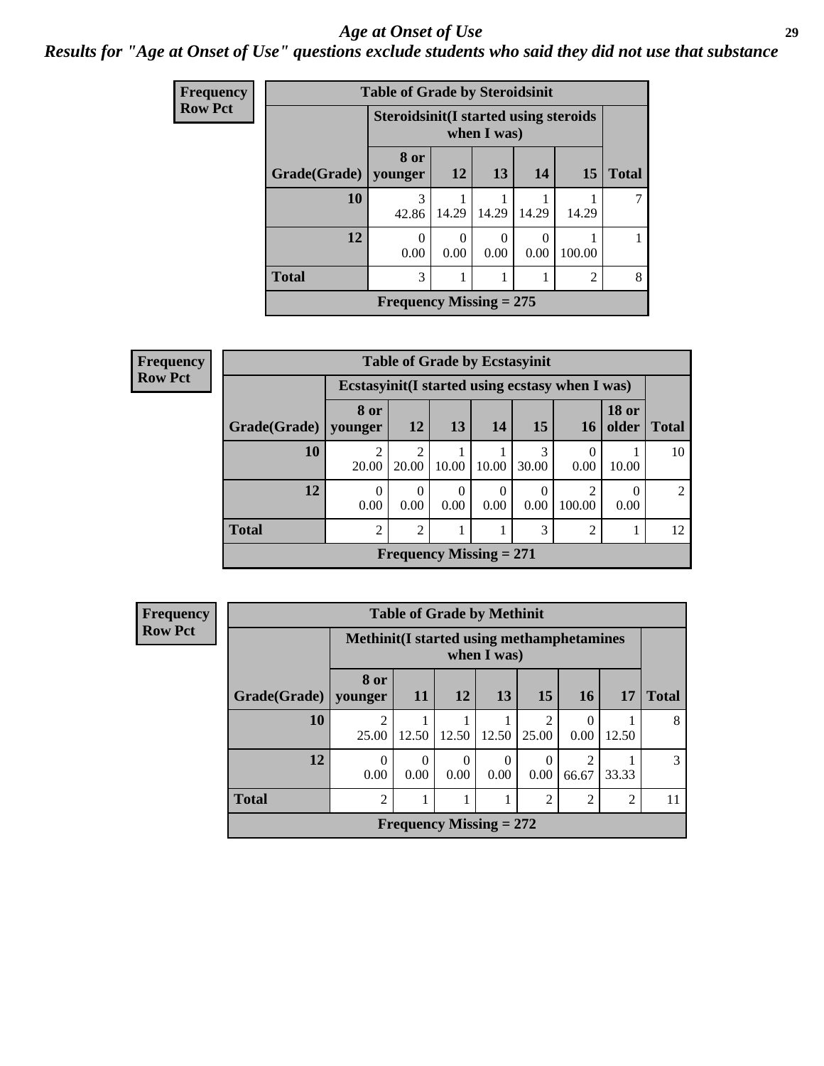# *Age at Onset of Use*

## *Results for "Age at Onset of Use" questions exclude students who said they did not use that substance*

**Frequency**
**Row Pct**

| Table of Grade by Steroidsinit | | | | | | |
|---|---|---|---|---|---|---|
| | Steroidsinit(I started using steroids when I was) | | | | | |
| Grade(Grade) | 8 or younger | 12 | 13 | 14 | 15 | Total |
| 10 | 3<br>42.86 | 1<br>14.29 | 1<br>14.29 | 1<br>14.29 | 1<br>14.29 | 7 |
| 12 | 0<br>0.00 | 0<br>0.00 | 0<br>0.00 | 0<br>0.00 | 1<br>100.00 | 1 |
| Total | 3 | 1 | 1 | 1 | 2 | 8 |
| Frequency Missing = 275 | | | | | | |

**Frequency**
**Row Pct**

| Table of Grade by Ecstasyinit | | | | | | | | |
|---|---|---|---|---|---|---|---|---|
| | Ecstasyinit(I started using ecstasy when I was) | | | | | | | |
| Grade(Grade) | 8 or younger | 12 | 13 | 14 | 15 | 16 | 18 or older | Total |
| 10 | 2<br>20.00 | 2<br>20.00 | 1<br>10.00 | 1<br>10.00 | 3<br>30.00 | 0<br>0.00 | 1<br>10.00 | 10 |
| 12 | 0<br>0.00 | 0<br>0.00 | 0<br>0.00 | 0<br>0.00 | 0<br>0.00 | 2<br>100.00 | 0<br>0.00 | 2 |
| Total | 2 | 2 | 1 | 1 | 3 | 2 | 1 | 12 |
| Frequency Missing = 271 | | | | | | | | |

**Frequency**
**Row Pct**

| Table of Grade by Methinit | | | | | | | | |
|---|---|---|---|---|---|---|---|---|
| | Methinit(I started using methamphetamines when I was) | | | | | | | |
| Grade(Grade) | 8 or younger | 11 | 12 | 13 | 15 | 16 | 17 | Total |
| 10 | 2<br>25.00 | 1<br>12.50 | 1<br>12.50 | 1<br>12.50 | 2<br>25.00 | 0<br>0.00 | 1<br>12.50 | 8 |
| 12 | 0<br>0.00 | 0<br>0.00 | 0<br>0.00 | 0<br>0.00 | 0<br>0.00 | 2<br>66.67 | 1<br>33.33 | 3 |
| Total | 2 | 1 | 1 | 1 | 2 | 2 | 2 | 11 |
| Frequency Missing = 272 | | | | | | | | |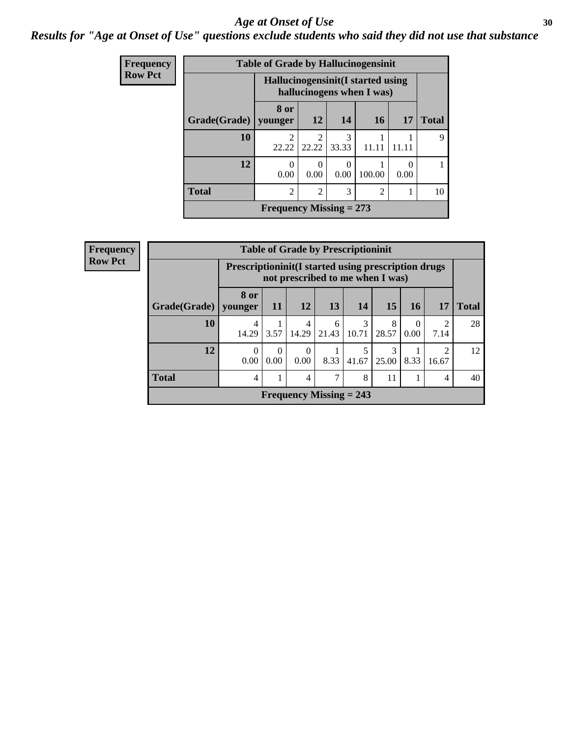# Age at Onset of Use

## Results for "Age at Onset of Use" questions exclude students who said they did not use that substance

**Frequency**
**Row Pct**

**Table of Grade by Hallucinogensinit**

| Grade(Grade) | Hallucinogensinit(I started using hallucinogens when I was) 8 or younger | 12 | 14 | 16 | 17 | Total |
|---|---|---|---|---|---|---|
| 10 | 2<br>22.22 | 2<br>22.22 | 3<br>33.33 | 1<br>11.11 | 1<br>11.11 | 9 |
| 12 | 0<br>0.00 | 0<br>0.00 | 0<br>0.00 | 1<br>100.00 | 0<br>0.00 | 1 |
| Total | 2 | 2 | 3 | 2 | 1 | 10 |

**Frequency Missing = 273**

**Frequency**
**Row Pct**

**Table of Grade by Prescriptioninit**

| Grade(Grade) | Prescriptioninit(I started using prescription drugs not prescribed to me when I was) 8 or younger | 11 | 12 | 13 | 14 | 15 | 16 | 17 | Total |
|---|---|---|---|---|---|---|---|---|---|
| 10 | 4<br>14.29 | 1<br>3.57 | 4<br>14.29 | 6<br>21.43 | 3<br>10.71 | 8<br>28.57 | 0<br>0.00 | 2<br>7.14 | 28 |
| 12 | 0<br>0.00 | 0<br>0.00 | 0<br>0.00 | 1<br>8.33 | 5<br>41.67 | 3<br>25.00 | 1<br>8.33 | 2<br>16.67 | 12 |
| Total | 4 | 1 | 4 | 7 | 8 | 11 | 1 | 4 | 40 |

**Frequency Missing = 243**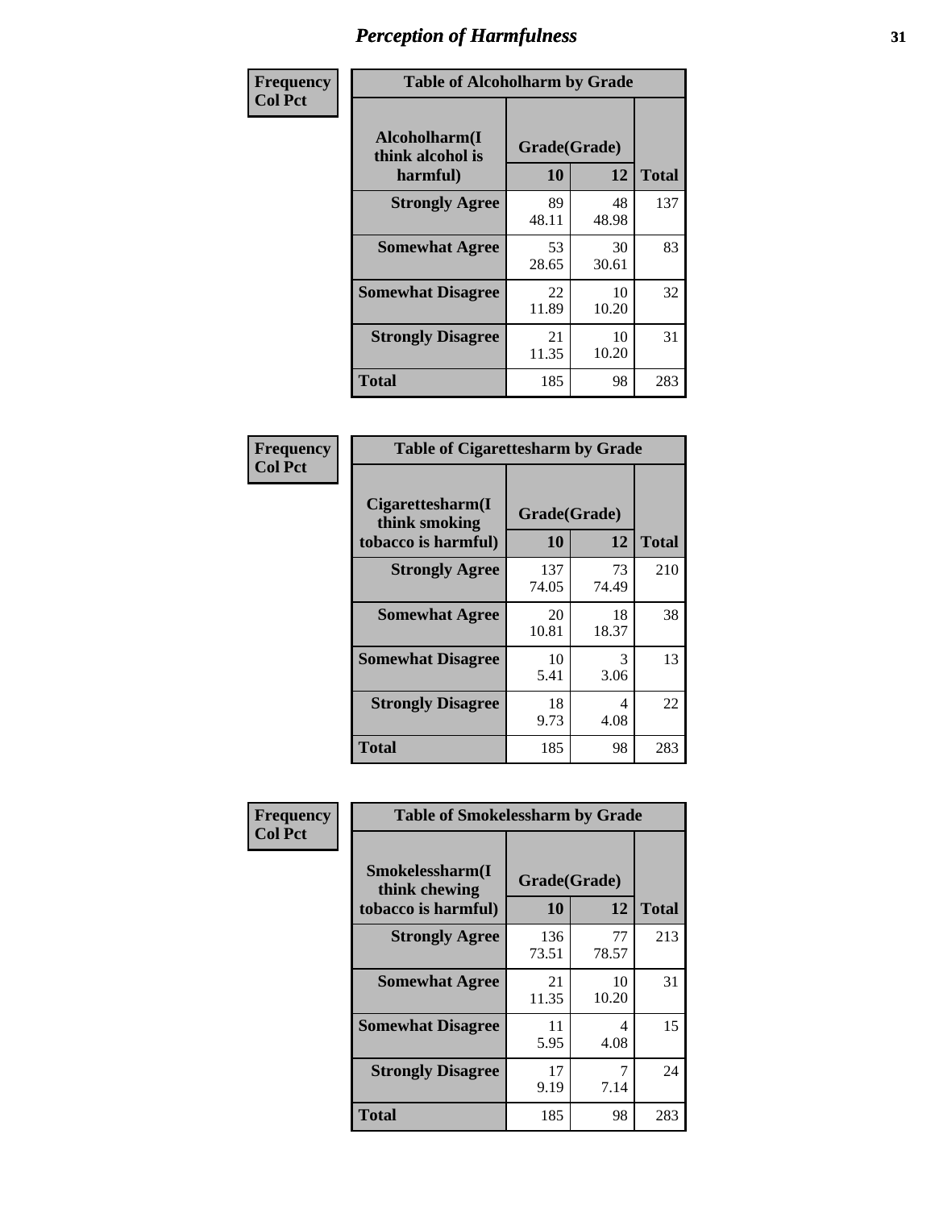# Perception of Harmfulness

**Frequency / Col Pct**

| Alcoholharm(I think alcohol is harmful) | Grade(Grade) 10 | 12 | Total |
|---|---|---|---|
| **Strongly Agree** | 89<br>48.11 | 48<br>48.98 | 137 |
| **Somewhat Agree** | 53<br>28.65 | 30<br>30.61 | 83 |
| **Somewhat Disagree** | 22<br>11.89 | 10<br>10.20 | 32 |
| **Strongly Disagree** | 21<br>11.35 | 10<br>10.20 | 31 |
| **Total** | 185 | 98 | 283 |

Table of Alcoholharm by Grade

**Frequency / Col Pct**

| Cigarettesharm(I think smoking tobacco is harmful) | Grade(Grade) 10 | 12 | Total |
|---|---|---|---|
| **Strongly Agree** | 137<br>74.05 | 73<br>74.49 | 210 |
| **Somewhat Agree** | 20<br>10.81 | 18<br>18.37 | 38 |
| **Somewhat Disagree** | 10<br>5.41 | 3<br>3.06 | 13 |
| **Strongly Disagree** | 18<br>9.73 | 4<br>4.08 | 22 |
| **Total** | 185 | 98 | 283 |

Table of Cigarettesharm by Grade

**Frequency / Col Pct**

| Smokelessharm(I think chewing tobacco is harmful) | Grade(Grade) 10 | 12 | Total |
|---|---|---|---|
| **Strongly Agree** | 136<br>73.51 | 77<br>78.57 | 213 |
| **Somewhat Agree** | 21<br>11.35 | 10<br>10.20 | 31 |
| **Somewhat Disagree** | 11<br>5.95 | 4<br>4.08 | 15 |
| **Strongly Disagree** | 17<br>9.19 | 7<br>7.14 | 24 |
| **Total** | 185 | 98 | 283 |

Table of Smokelessharm by Grade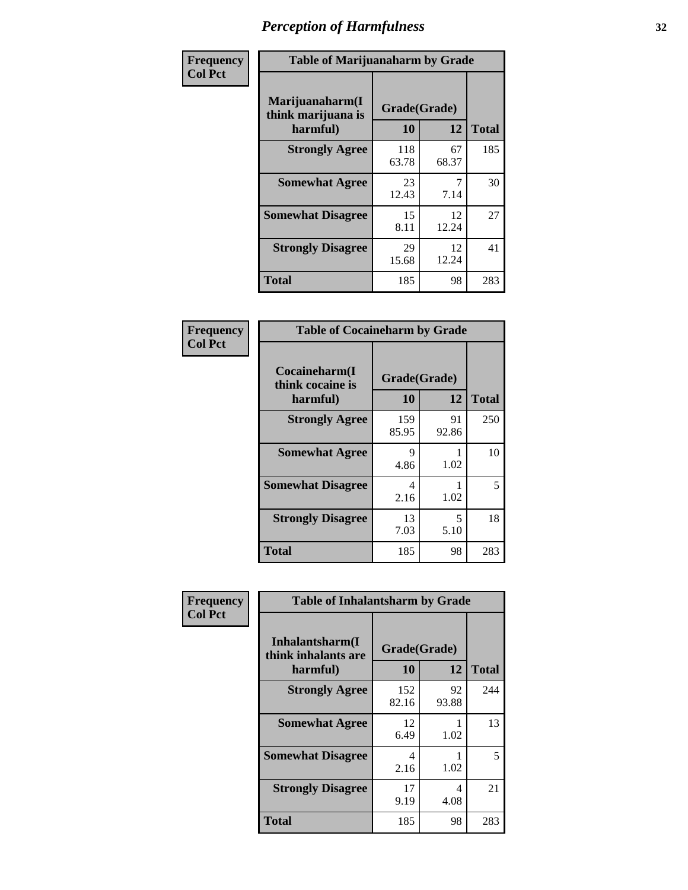# Perception of Harmfulness

| Frequency<br>Col Pct | Table of Marijuanaharm by Grade | | |
|---|---|---|---|
| Marijuanaharm(I think marijuana is harmful) | Grade(Grade) | | |
| | 10 | 12 | Total |
| Strongly Agree | 118<br>63.78 | 67<br>68.37 | 185 |
| Somewhat Agree | 23<br>12.43 | 7<br>7.14 | 30 |
| Somewhat Disagree | 15<br>8.11 | 12<br>12.24 | 27 |
| Strongly Disagree | 29<br>15.68 | 12<br>12.24 | 41 |
| Total | 185 | 98 | 283 |

| Frequency<br>Col Pct | Table of Cocaineharm by Grade | | |
|---|---|---|---|
| Cocaineharm(I think cocaine is harmful) | Grade(Grade) | | |
| | 10 | 12 | Total |
| Strongly Agree | 159<br>85.95 | 91<br>92.86 | 250 |
| Somewhat Agree | 9<br>4.86 | 1<br>1.02 | 10 |
| Somewhat Disagree | 4<br>2.16 | 1<br>1.02 | 5 |
| Strongly Disagree | 13<br>7.03 | 5<br>5.10 | 18 |
| Total | 185 | 98 | 283 |

| Frequency<br>Col Pct | Table of Inhalantsharm by Grade | | |
|---|---|---|---|
| Inhalantsharm(I think inhalants are harmful) | Grade(Grade) | | |
| | 10 | 12 | Total |
| Strongly Agree | 152<br>82.16 | 92<br>93.88 | 244 |
| Somewhat Agree | 12<br>6.49 | 1<br>1.02 | 13 |
| Somewhat Disagree | 4<br>2.16 | 1<br>1.02 | 5 |
| Strongly Disagree | 17<br>9.19 | 4<br>4.08 | 21 |
| Total | 185 | 98 | 283 |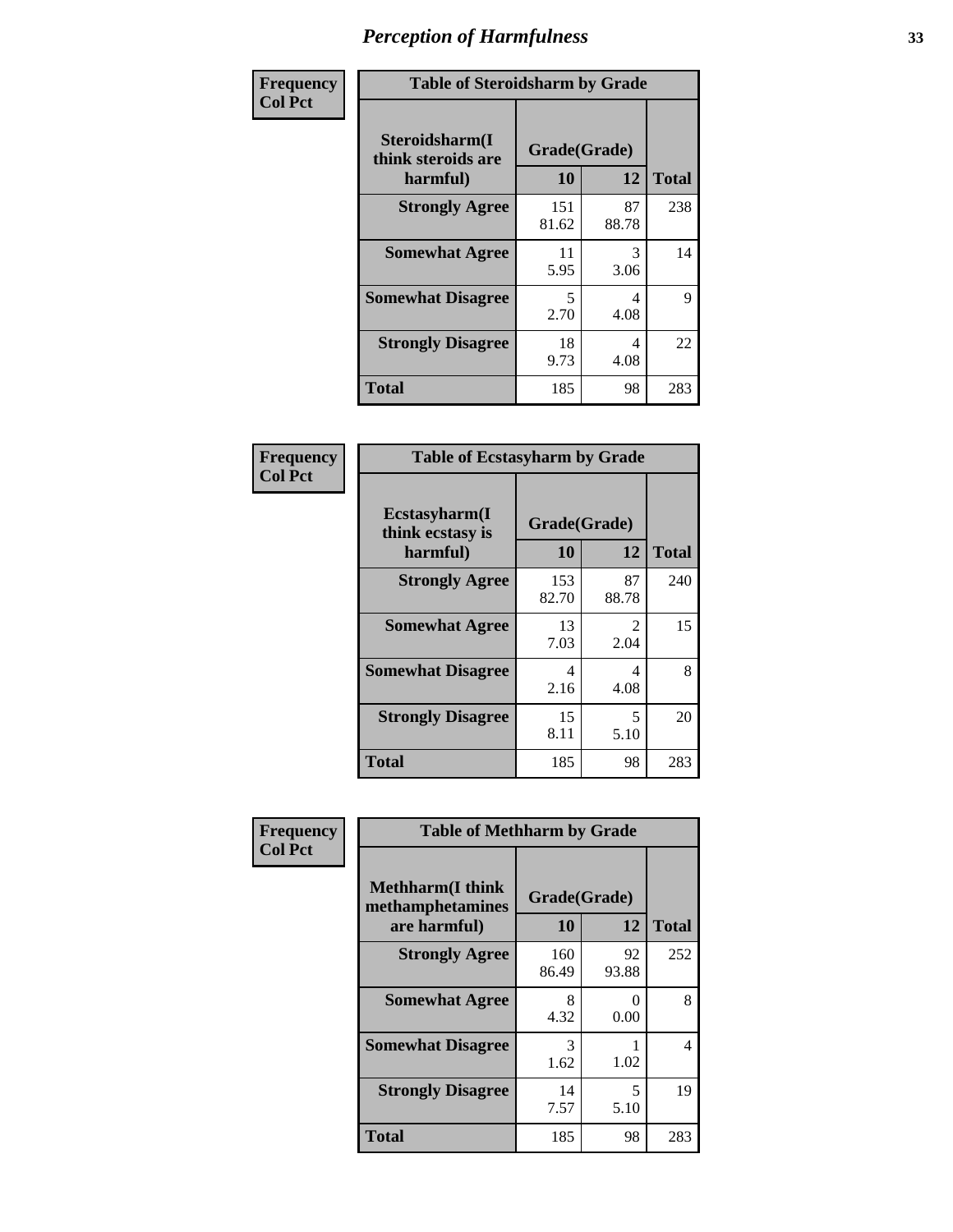# Perception of Harmfulness

| Frequency<br>Col Pct | Table of Steroidsharm by Grade | | |
|---|---|---|---|
| Steroidsharm(I think steroids are harmful) | Grade(Grade) | | |
| | 10 | 12 | Total |
| Strongly Agree | 151<br>81.62 | 87<br>88.78 | 238 |
| Somewhat Agree | 11<br>5.95 | 3<br>3.06 | 14 |
| Somewhat Disagree | 5<br>2.70 | 4<br>4.08 | 9 |
| Strongly Disagree | 18<br>9.73 | 4<br>4.08 | 22 |
| Total | 185 | 98 | 283 |

| Frequency<br>Col Pct | Table of Ecstasyharm by Grade | | |
|---|---|---|---|
| Ecstasyharm(I think ecstasy is harmful) | Grade(Grade) | | |
| | 10 | 12 | Total |
| Strongly Agree | 153<br>82.70 | 87<br>88.78 | 240 |
| Somewhat Agree | 13<br>7.03 | 2<br>2.04 | 15 |
| Somewhat Disagree | 4<br>2.16 | 4<br>4.08 | 8 |
| Strongly Disagree | 15<br>8.11 | 5<br>5.10 | 20 |
| Total | 185 | 98 | 283 |

| Frequency<br>Col Pct | Table of Methharm by Grade | | |
|---|---|---|---|
| Methharm(I think methamphetamines are harmful) | Grade(Grade) | | |
| | 10 | 12 | Total |
| Strongly Agree | 160<br>86.49 | 92<br>93.88 | 252 |
| Somewhat Agree | 8<br>4.32 | 0<br>0.00 | 8 |
| Somewhat Disagree | 3<br>1.62 | 1<br>1.02 | 4 |
| Strongly Disagree | 14<br>7.57 | 5<br>5.10 | 19 |
| Total | 185 | 98 | 283 |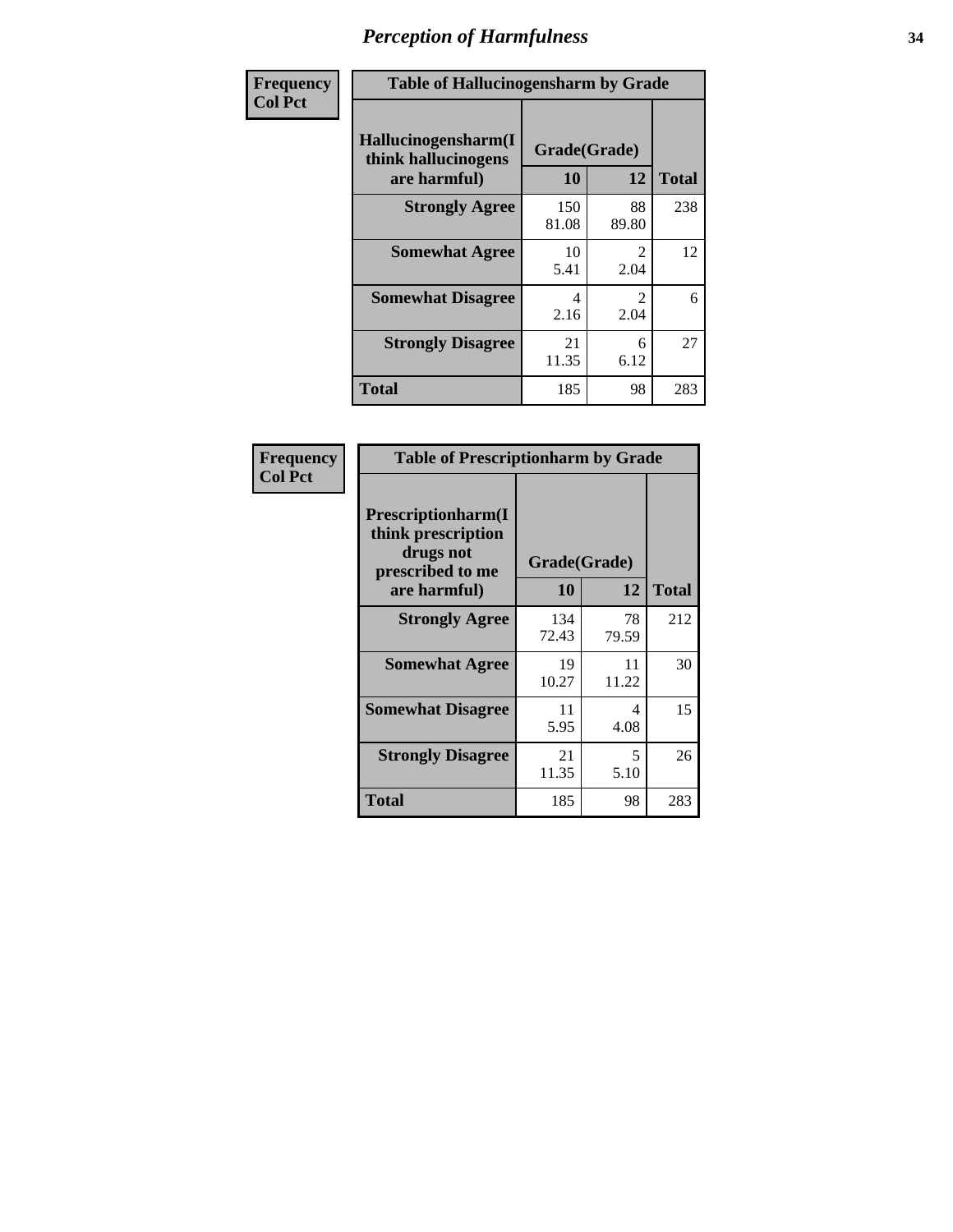# Perception of Harmfulness

| Frequency Col Pct | Table of Hallucinogensharm by Grade | | |
|---|---|---|---|
| Hallucinogensharm(I think hallucinogens are harmful) | Grade(Grade) | | |
| | 10 | 12 | Total |
| Strongly Agree | 150<br>81.08 | 88<br>89.80 | 238 |
| Somewhat Agree | 10<br>5.41 | 2<br>2.04 | 12 |
| Somewhat Disagree | 4<br>2.16 | 2<br>2.04 | 6 |
| Strongly Disagree | 21<br>11.35 | 6<br>6.12 | 27 |
| Total | 185 | 98 | 283 |

| Frequency Col Pct | Table of Prescriptionharm by Grade | | |
|---|---|---|---|
| Prescriptionharm(I think prescription drugs not prescribed to me are harmful) | Grade(Grade) | | |
| | 10 | 12 | Total |
| Strongly Agree | 134<br>72.43 | 78<br>79.59 | 212 |
| Somewhat Agree | 19<br>10.27 | 11<br>11.22 | 30 |
| Somewhat Disagree | 11<br>5.95 | 4<br>4.08 | 15 |
| Strongly Disagree | 21<br>11.35 | 5<br>5.10 | 26 |
| Total | 185 | 98 | 283 |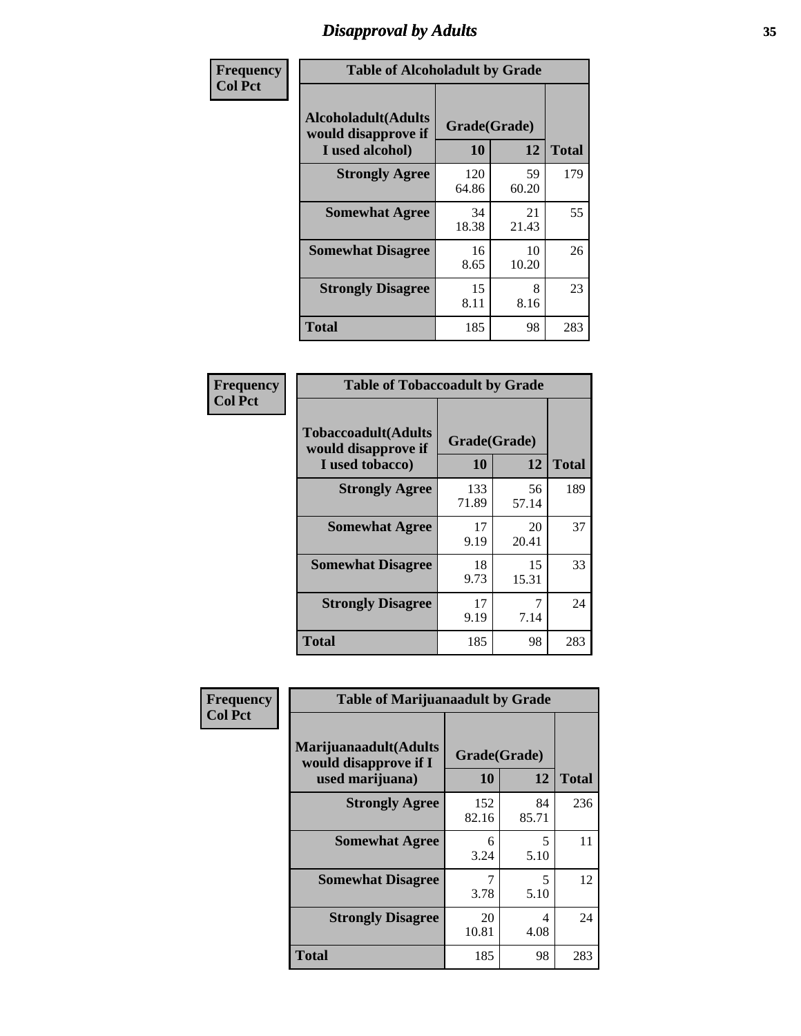# Disapproval by Adults

| Frequency<br>Col Pct | Table of Alcoholadult by Grade | | |
|---|---|---|---|
| **Alcoholadult(Adults would disapprove if I used alcohol)** | **Grade(Grade)** | | |
| | **10** | **12** | **Total** |
| **Strongly Agree** | 120<br>64.86 | 59<br>60.20 | 179 |
| **Somewhat Agree** | 34<br>18.38 | 21<br>21.43 | 55 |
| **Somewhat Disagree** | 16<br>8.65 | 10<br>10.20 | 26 |
| **Strongly Disagree** | 15<br>8.11 | 8<br>8.16 | 23 |
| **Total** | 185 | 98 | 283 |

| Frequency<br>Col Pct | Table of Tobaccoadult by Grade | | |
|---|---|---|---|
| **Tobaccoadult(Adults would disapprove if I used tobacco)** | **Grade(Grade)** | | |
| | **10** | **12** | **Total** |
| **Strongly Agree** | 133<br>71.89 | 56<br>57.14 | 189 |
| **Somewhat Agree** | 17<br>9.19 | 20<br>20.41 | 37 |
| **Somewhat Disagree** | 18<br>9.73 | 15<br>15.31 | 33 |
| **Strongly Disagree** | 17<br>9.19 | 7<br>7.14 | 24 |
| **Total** | 185 | 98 | 283 |

| Frequency<br>Col Pct | Table of Marijuanaadult by Grade | | |
|---|---|---|---|
| **Marijuanaadult(Adults would disapprove if I used marijuana)** | **Grade(Grade)** | | |
| | **10** | **12** | **Total** |
| **Strongly Agree** | 152<br>82.16 | 84<br>85.71 | 236 |
| **Somewhat Agree** | 6<br>3.24 | 5<br>5.10 | 11 |
| **Somewhat Disagree** | 7<br>3.78 | 5<br>5.10 | 12 |
| **Strongly Disagree** | 20<br>10.81 | 4<br>4.08 | 24 |
| **Total** | 185 | 98 | 283 |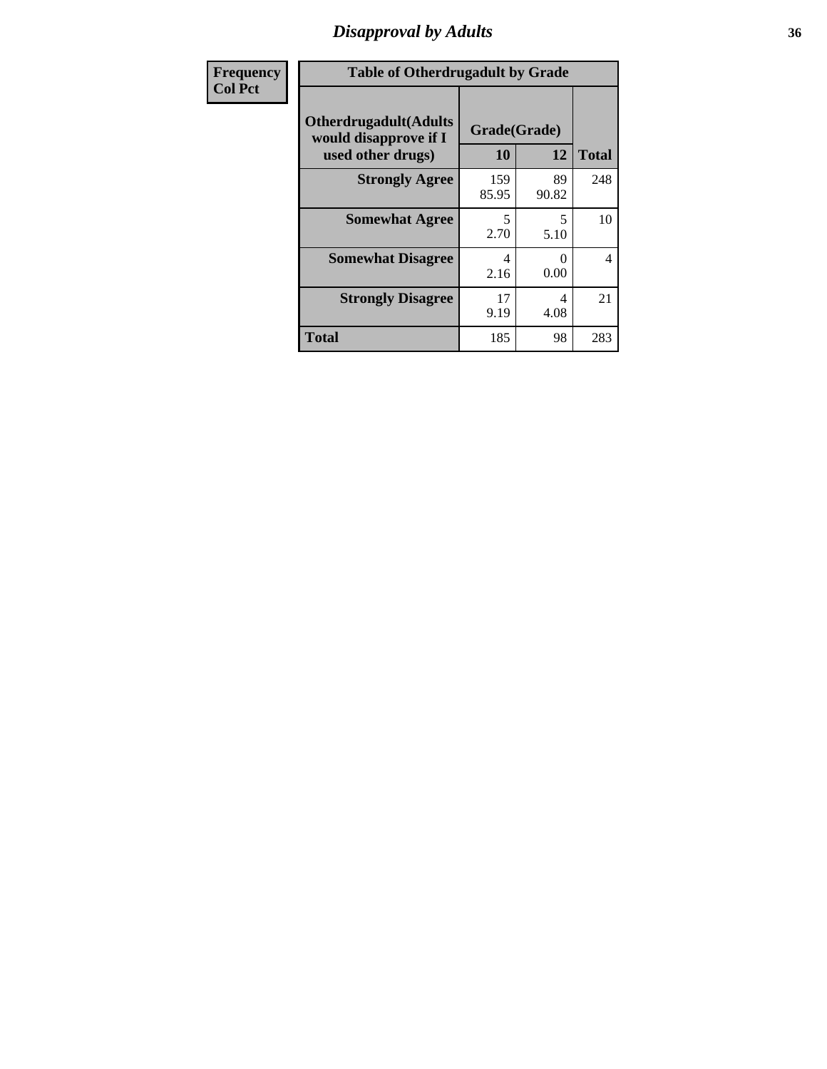## Disapproval by Adults

| Frequency<br>Col Pct |
|---|

**Table of Otherdrugadult by Grade**

| Otherdrugadult(Adults would disapprove if I used other drugs) | Grade(Grade) | | Total |
|---|---|---|---|
| | 10 | 12 | |
| **Strongly Agree** | 159<br>85.95 | 89<br>90.82 | 248 |
| **Somewhat Agree** | 5<br>2.70 | 5<br>5.10 | 10 |
| **Somewhat Disagree** | 4<br>2.16 | 0<br>0.00 | 4 |
| **Strongly Disagree** | 17<br>9.19 | 4<br>4.08 | 21 |
| **Total** | 185 | 98 | 283 |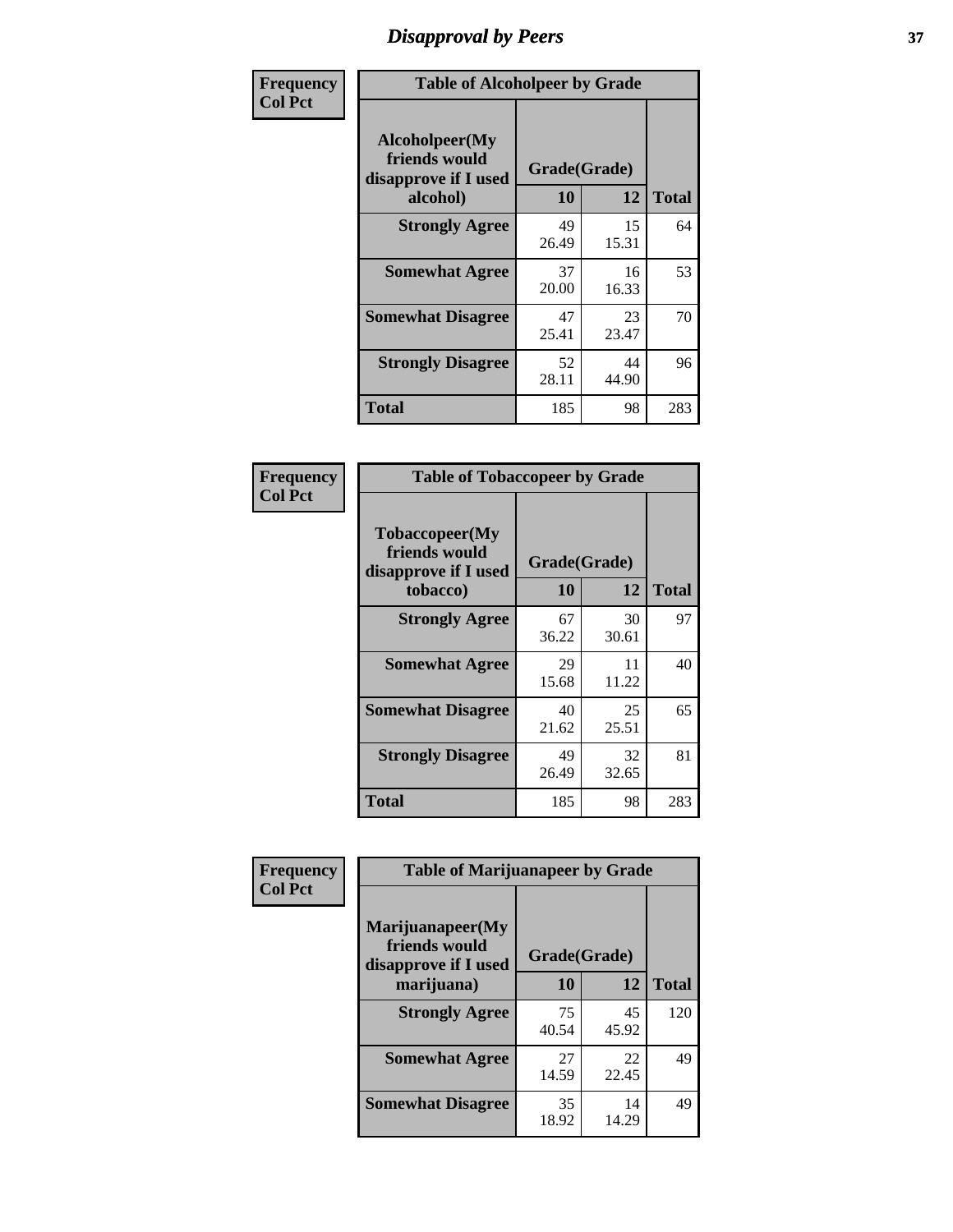# Disapproval by Peers

**Frequency**
**Col Pct**

| Table of Alcoholpeer by Grade | | | |
|---|---|---|---|
| Alcoholpeer(My friends would disapprove if I used alcohol) | Grade(Grade) | | |
| | 10 | 12 | Total |
| **Strongly Agree** | 49<br>26.49 | 15<br>15.31 | 64 |
| **Somewhat Agree** | 37<br>20.00 | 16<br>16.33 | 53 |
| **Somewhat Disagree** | 47<br>25.41 | 23<br>23.47 | 70 |
| **Strongly Disagree** | 52<br>28.11 | 44<br>44.90 | 96 |
| **Total** | 185 | 98 | 283 |

**Frequency**
**Col Pct**

| Table of Tobaccopeer by Grade | | | |
|---|---|---|---|
| Tobaccopeer(My friends would disapprove if I used tobacco) | Grade(Grade) | | |
| | 10 | 12 | Total |
| **Strongly Agree** | 67<br>36.22 | 30<br>30.61 | 97 |
| **Somewhat Agree** | 29<br>15.68 | 11<br>11.22 | 40 |
| **Somewhat Disagree** | 40<br>21.62 | 25<br>25.51 | 65 |
| **Strongly Disagree** | 49<br>26.49 | 32<br>32.65 | 81 |
| **Total** | 185 | 98 | 283 |

**Frequency**
**Col Pct**

| Table of Marijuanapeer by Grade | | | |
|---|---|---|---|
| Marijuanapeer(My friends would disapprove if I used marijuana) | Grade(Grade) | | |
| | 10 | 12 | Total |
| **Strongly Agree** | 75<br>40.54 | 45<br>45.92 | 120 |
| **Somewhat Agree** | 27<br>14.59 | 22<br>22.45 | 49 |
| **Somewhat Disagree** | 35<br>18.92 | 14<br>14.29 | 49 |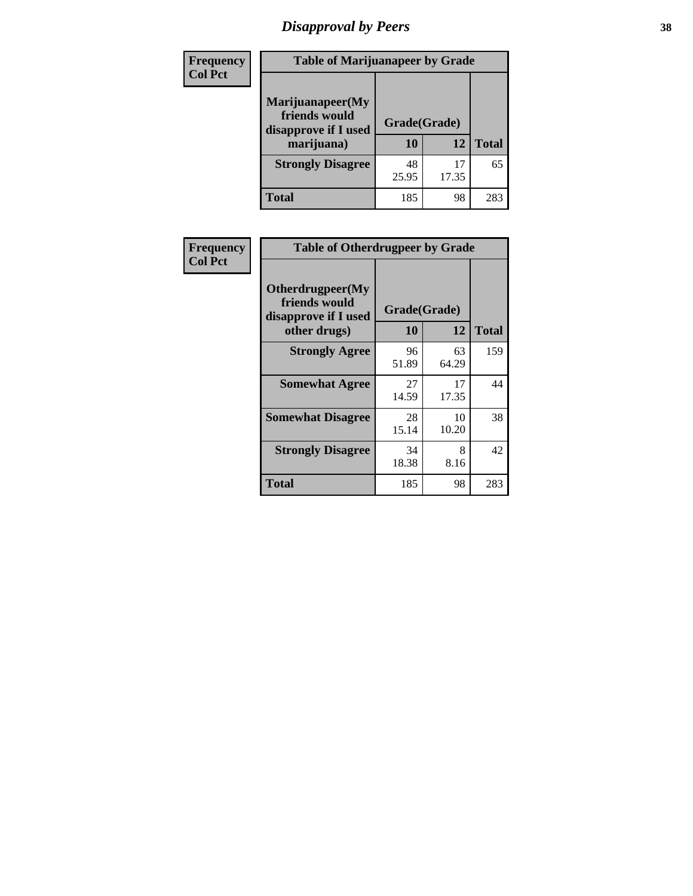# Disapproval by Peers

| Frequency<br>Col Pct | Table of Marijuanapeer by Grade | | |
|---|---|---|---|
| Marijuanapeer(My friends would disapprove if I used marijuana) | Grade(Grade) | | |
| | 10 | 12 | Total |
| Strongly Disagree | 48<br>25.95 | 17<br>17.35 | 65 |
| Total | 185 | 98 | 283 |

| Frequency<br>Col Pct | Table of Otherdrugpeer by Grade | | |
|---|---|---|---|
| Otherdrugpeer(My friends would disapprove if I used other drugs) | Grade(Grade) | | |
| | 10 | 12 | Total |
| Strongly Agree | 96<br>51.89 | 63<br>64.29 | 159 |
| Somewhat Agree | 27<br>14.59 | 17<br>17.35 | 44 |
| Somewhat Disagree | 28<br>15.14 | 10<br>10.20 | 38 |
| Strongly Disagree | 34<br>18.38 | 8<br>8.16 | 42 |
| Total | 185 | 98 | 283 |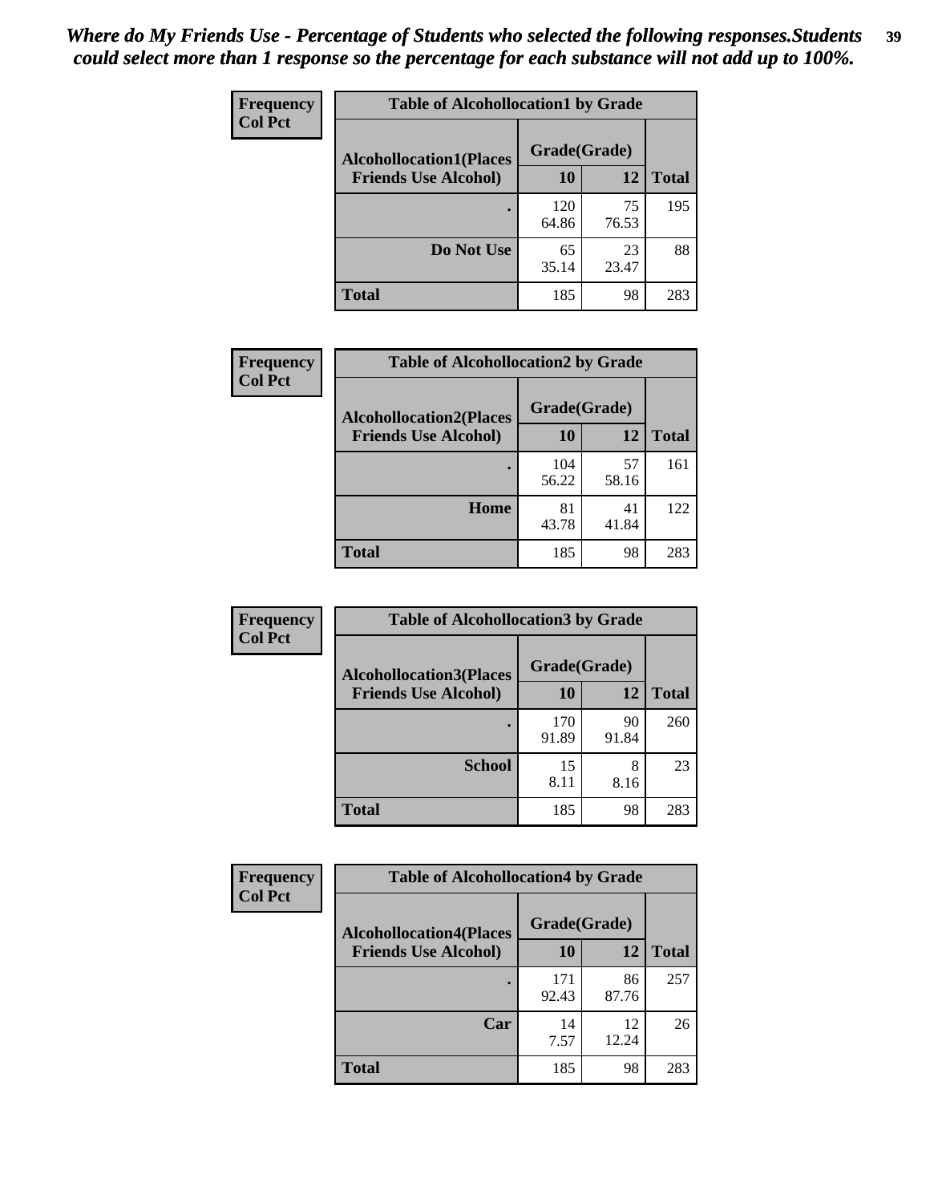*Where do My Friends Use - Percentage of Students who selected the following responses.Students could select more than 1 response so the percentage for each substance will not add up to 100%.*

**Frequency**
**Col Pct**

| Table of Alcohollocation1 by Grade | | | |
|---|---|---|---|
| **Alcohollocation1(Places Friends Use Alcohol)** | **Grade(Grade)** | | **Total** |
| | **10** | **12** | |
| **.** | 120<br>64.86 | 75<br>76.53 | 195 |
| **Do Not Use** | 65<br>35.14 | 23<br>23.47 | 88 |
| **Total** | 185 | 98 | 283 |

**Frequency**
**Col Pct**

| Table of Alcohollocation2 by Grade | | | |
|---|---|---|---|
| **Alcohollocation2(Places Friends Use Alcohol)** | **Grade(Grade)** | | **Total** |
| | **10** | **12** | |
| **.** | 104<br>56.22 | 57<br>58.16 | 161 |
| **Home** | 81<br>43.78 | 41<br>41.84 | 122 |
| **Total** | 185 | 98 | 283 |

**Frequency**
**Col Pct**

| Table of Alcohollocation3 by Grade | | | |
|---|---|---|---|
| **Alcohollocation3(Places Friends Use Alcohol)** | **Grade(Grade)** | | **Total** |
| | **10** | **12** | |
| **.** | 170<br>91.89 | 90<br>91.84 | 260 |
| **School** | 15<br>8.11 | 8<br>8.16 | 23 |
| **Total** | 185 | 98 | 283 |

**Frequency**
**Col Pct**

| Table of Alcohollocation4 by Grade | | | |
|---|---|---|---|
| **Alcohollocation4(Places Friends Use Alcohol)** | **Grade(Grade)** | | **Total** |
| | **10** | **12** | |
| **.** | 171<br>92.43 | 86<br>87.76 | 257 |
| **Car** | 14<br>7.57 | 12<br>12.24 | 26 |
| **Total** | 185 | 98 | 283 |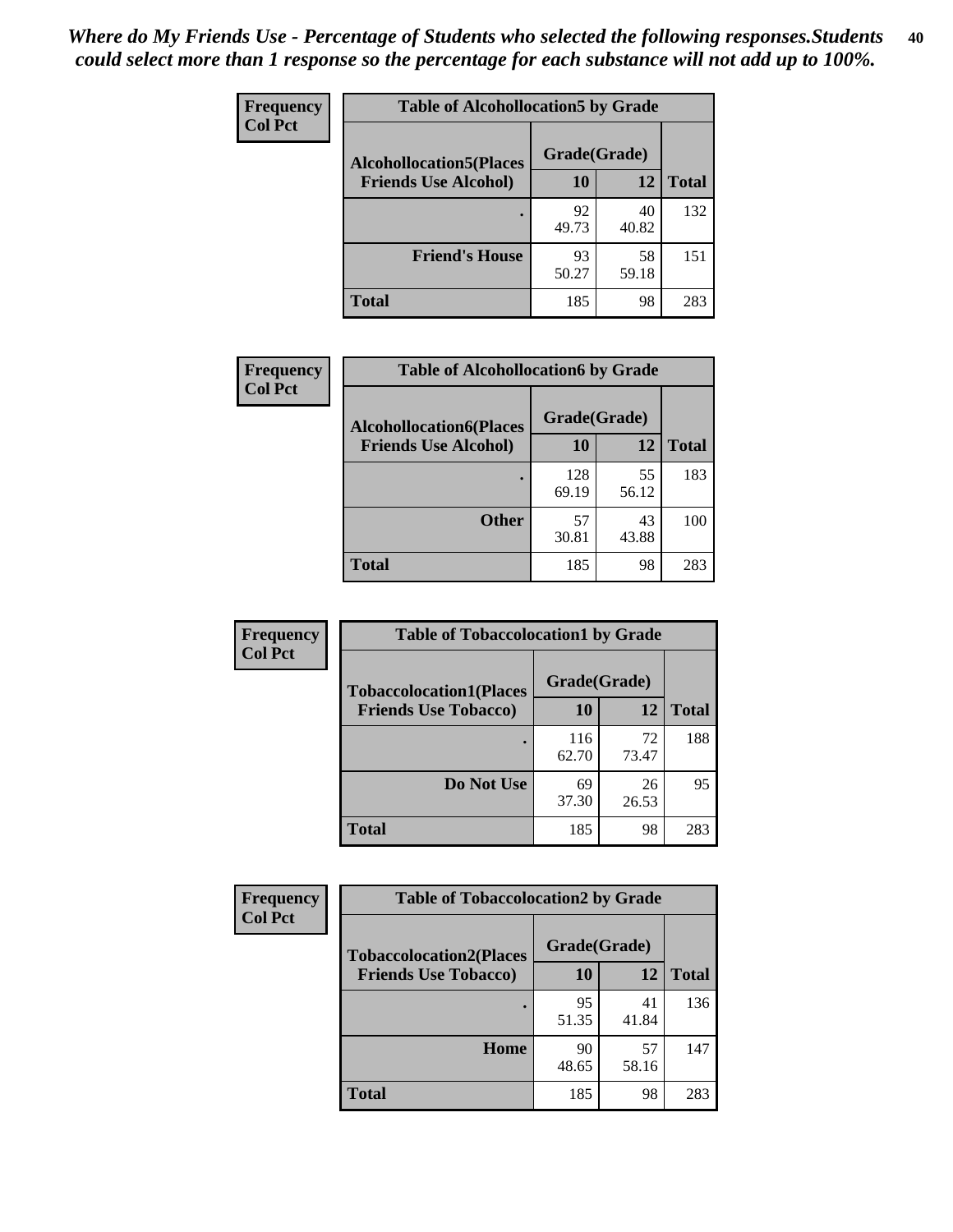*Where do My Friends Use - Percentage of Students who selected the following responses.Students could select more than 1 response so the percentage for each substance will not add up to 100%.*

**Frequency**
**Col Pct**

| Table of Alcohollocation5 by Grade | | | |
|---|---|---|---|
| Alcohollocation5(Places Friends Use Alcohol) | Grade(Grade) | | Total |
| | 10 | 12 | |
| . | 92<br>49.73 | 40<br>40.82 | 132 |
| Friend's House | 93<br>50.27 | 58<br>59.18 | 151 |
| Total | 185 | 98 | 283 |

**Frequency**
**Col Pct**

| Table of Alcohollocation6 by Grade | | | |
|---|---|---|---|
| Alcohollocation6(Places Friends Use Alcohol) | Grade(Grade) | | Total |
| | 10 | 12 | |
| . | 128<br>69.19 | 55<br>56.12 | 183 |
| Other | 57<br>30.81 | 43<br>43.88 | 100 |
| Total | 185 | 98 | 283 |

**Frequency**
**Col Pct**

| Table of Tobaccolocation1 by Grade | | | |
|---|---|---|---|
| Tobaccolocation1(Places Friends Use Tobacco) | Grade(Grade) | | Total |
| | 10 | 12 | |
| . | 116<br>62.70 | 72<br>73.47 | 188 |
| Do Not Use | 69<br>37.30 | 26<br>26.53 | 95 |
| Total | 185 | 98 | 283 |

**Frequency**
**Col Pct**

| Table of Tobaccolocation2 by Grade | | | |
|---|---|---|---|
| Tobaccolocation2(Places Friends Use Tobacco) | Grade(Grade) | | Total |
| | 10 | 12 | |
| . | 95<br>51.35 | 41<br>41.84 | 136 |
| Home | 90<br>48.65 | 57<br>58.16 | 147 |
| Total | 185 | 98 | 283 |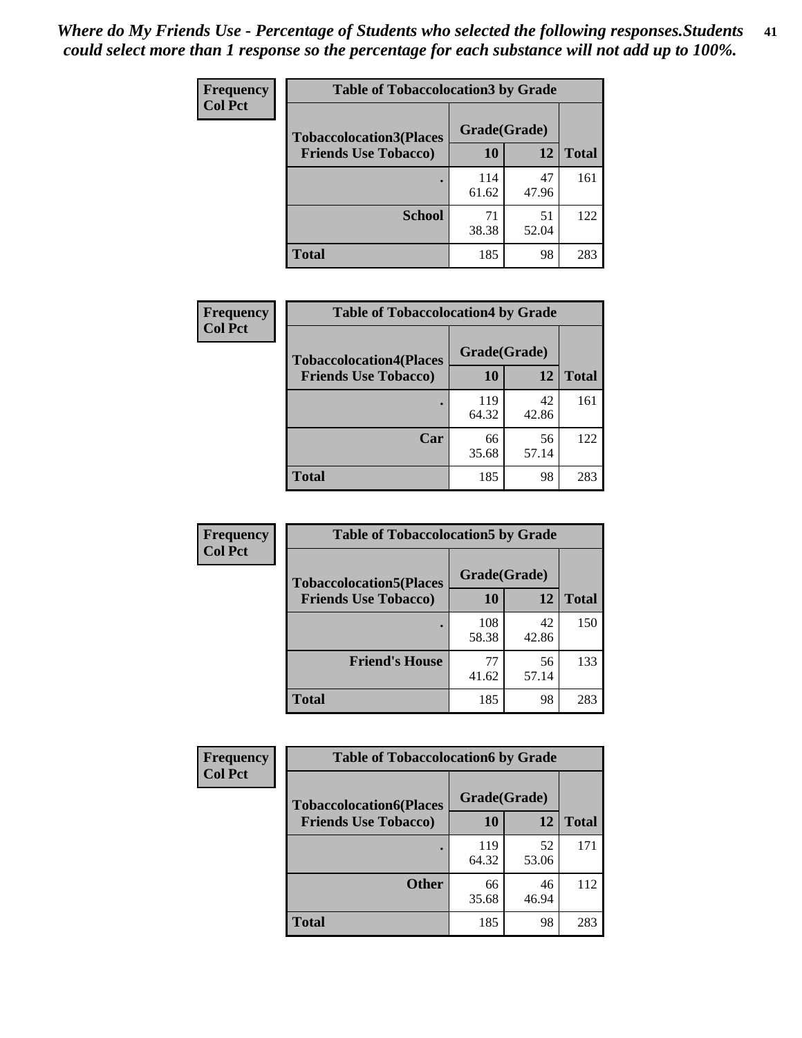*Where do My Friends Use - Percentage of Students who selected the following responses.Students could select more than 1 response so the percentage for each substance will not add up to 100%.*

**Frequency**
**Col Pct**

| Table of Tobaccolocation3 by Grade | | | |
|---|---|---|---|
| **Tobaccolocation3(Places Friends Use Tobacco)** | **Grade(Grade)** | | **Total** |
| | **10** | **12** | |
| **.** | 114<br>61.62 | 47<br>47.96 | 161 |
| **School** | 71<br>38.38 | 51<br>52.04 | 122 |
| **Total** | 185 | 98 | 283 |

**Frequency**
**Col Pct**

| Table of Tobaccolocation4 by Grade | | | |
|---|---|---|---|
| **Tobaccolocation4(Places Friends Use Tobacco)** | **Grade(Grade)** | | **Total** |
| | **10** | **12** | |
| **.** | 119<br>64.32 | 42<br>42.86 | 161 |
| **Car** | 66<br>35.68 | 56<br>57.14 | 122 |
| **Total** | 185 | 98 | 283 |

**Frequency**
**Col Pct**

| Table of Tobaccolocation5 by Grade | | | |
|---|---|---|---|
| **Tobaccolocation5(Places Friends Use Tobacco)** | **Grade(Grade)** | | **Total** |
| | **10** | **12** | |
| **.** | 108<br>58.38 | 42<br>42.86 | 150 |
| **Friend's House** | 77<br>41.62 | 56<br>57.14 | 133 |
| **Total** | 185 | 98 | 283 |

**Frequency**
**Col Pct**

| Table of Tobaccolocation6 by Grade | | | |
|---|---|---|---|
| **Tobaccolocation6(Places Friends Use Tobacco)** | **Grade(Grade)** | | **Total** |
| | **10** | **12** | |
| **.** | 119<br>64.32 | 52<br>53.06 | 171 |
| **Other** | 66<br>35.68 | 46<br>46.94 | 112 |
| **Total** | 185 | 98 | 283 |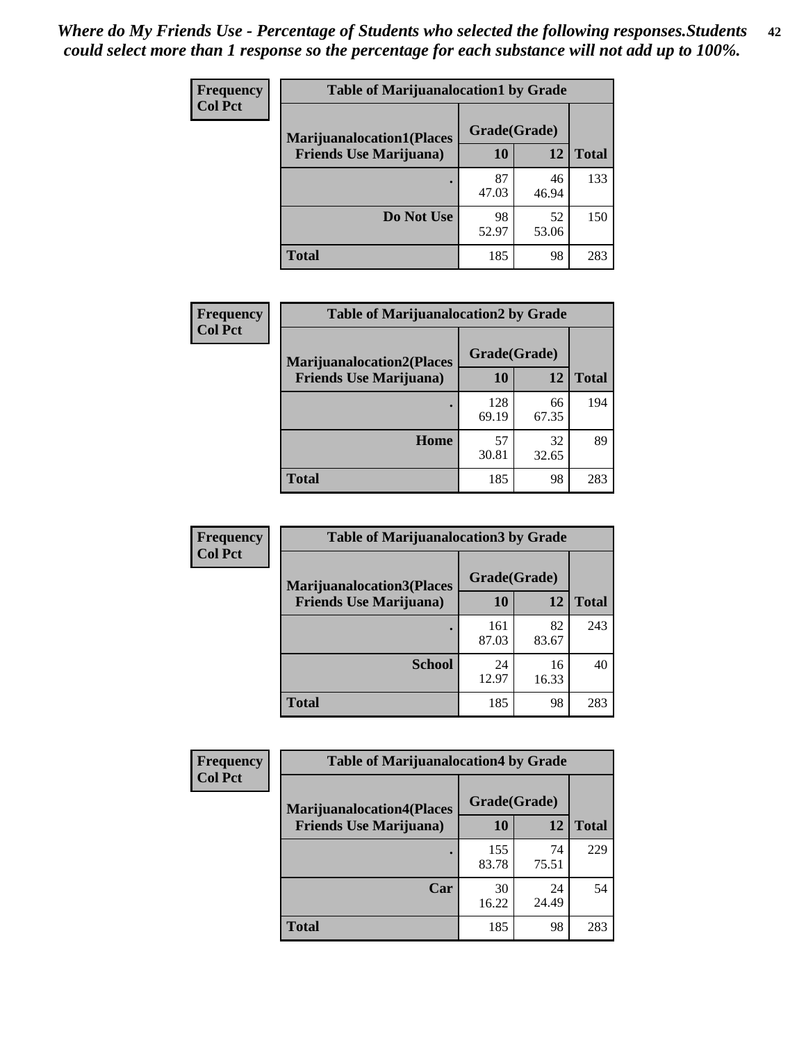*Where do My Friends Use - Percentage of Students who selected the following responses.Students could select more than 1 response so the percentage for each substance will not add up to 100%.*

**Frequency Col Pct**

| Table of Marijuanalocation1 by Grade | | | |
|---|---|---|---|
| **Marijuanalocation1(Places Friends Use Marijuana)** | **Grade(Grade)** | | **Total** |
| | **10** | **12** | |
| **.** | 87<br>47.03 | 46<br>46.94 | 133 |
| **Do Not Use** | 98<br>52.97 | 52<br>53.06 | 150 |
| **Total** | 185 | 98 | 283 |

**Frequency Col Pct**

| Table of Marijuanalocation2 by Grade | | | |
|---|---|---|---|
| **Marijuanalocation2(Places Friends Use Marijuana)** | **Grade(Grade)** | | **Total** |
| | **10** | **12** | |
| **.** | 128<br>69.19 | 66<br>67.35 | 194 |
| **Home** | 57<br>30.81 | 32<br>32.65 | 89 |
| **Total** | 185 | 98 | 283 |

**Frequency Col Pct**

| Table of Marijuanalocation3 by Grade | | | |
|---|---|---|---|
| **Marijuanalocation3(Places Friends Use Marijuana)** | **Grade(Grade)** | | **Total** |
| | **10** | **12** | |
| **.** | 161<br>87.03 | 82<br>83.67 | 243 |
| **School** | 24<br>12.97 | 16<br>16.33 | 40 |
| **Total** | 185 | 98 | 283 |

**Frequency Col Pct**

| Table of Marijuanalocation4 by Grade | | | |
|---|---|---|---|
| **Marijuanalocation4(Places Friends Use Marijuana)** | **Grade(Grade)** | | **Total** |
| | **10** | **12** | |
| **.** | 155<br>83.78 | 74<br>75.51 | 229 |
| **Car** | 30<br>16.22 | 24<br>24.49 | 54 |
| **Total** | 185 | 98 | 283 |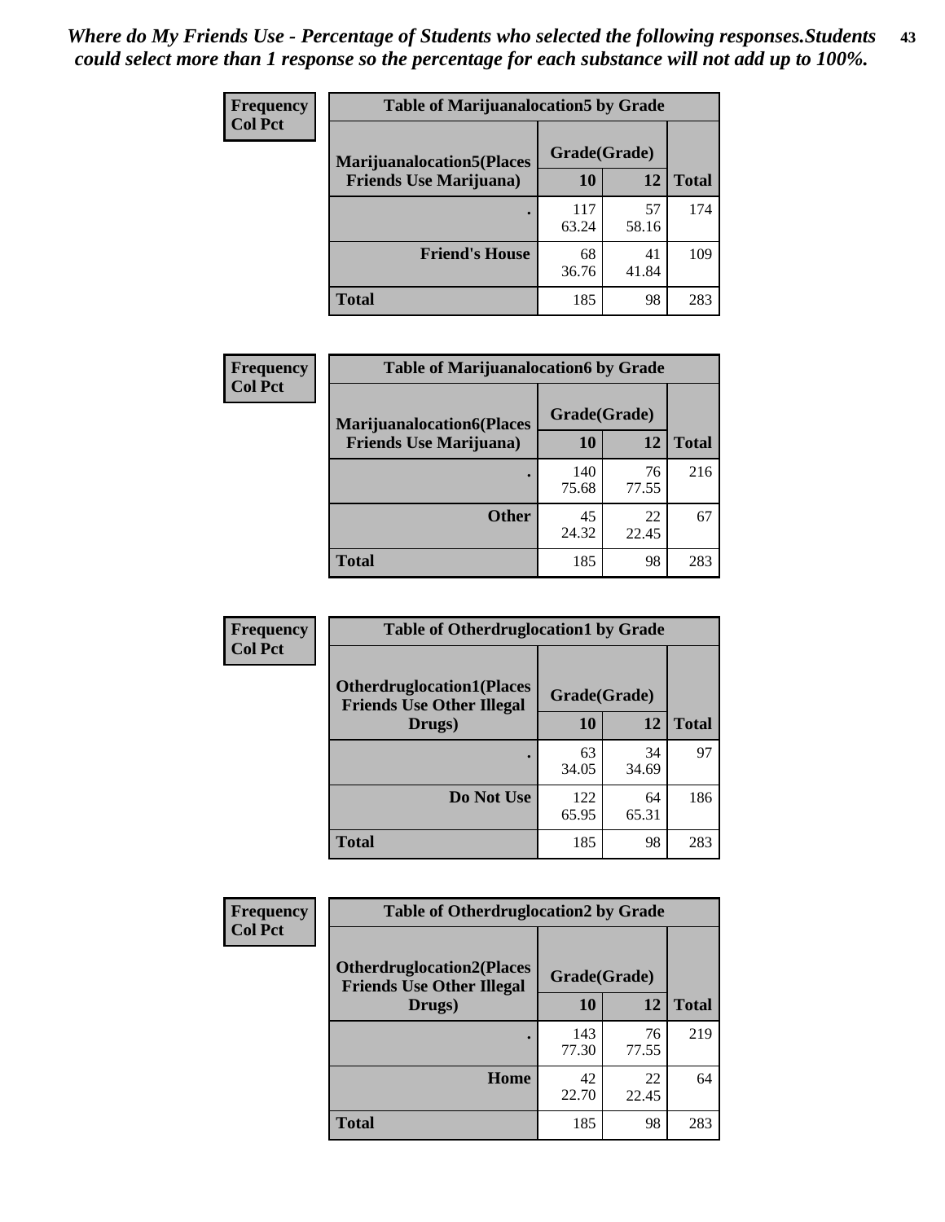*Where do My Friends Use - Percentage of Students who selected the following responses.Students could select more than 1 response so the percentage for each substance will not add up to 100%.*

**Frequency / Col Pct**

| Table of Marijuanalocation5 by Grade | | | |
|---|---|---|---|
| **Marijuanalocation5(Places Friends Use Marijuana)** | **Grade(Grade)** | | **Total** |
| | **10** | **12** | |
| . | 117<br>63.24 | 57<br>58.16 | 174 |
| **Friend's House** | 68<br>36.76 | 41<br>41.84 | 109 |
| **Total** | 185 | 98 | 283 |

**Frequency / Col Pct**

| Table of Marijuanalocation6 by Grade | | | |
|---|---|---|---|
| **Marijuanalocation6(Places Friends Use Marijuana)** | **Grade(Grade)** | | **Total** |
| | **10** | **12** | |
| . | 140<br>75.68 | 76<br>77.55 | 216 |
| **Other** | 45<br>24.32 | 22<br>22.45 | 67 |
| **Total** | 185 | 98 | 283 |

**Frequency / Col Pct**

| Table of Otherdruglocation1 by Grade | | | |
|---|---|---|---|
| **Otherdruglocation1(Places Friends Use Other Illegal Drugs)** | **Grade(Grade)** | | **Total** |
| | **10** | **12** | |
| . | 63<br>34.05 | 34<br>34.69 | 97 |
| **Do Not Use** | 122<br>65.95 | 64<br>65.31 | 186 |
| **Total** | 185 | 98 | 283 |

**Frequency / Col Pct**

| Table of Otherdruglocation2 by Grade | | | |
|---|---|---|---|
| **Otherdruglocation2(Places Friends Use Other Illegal Drugs)** | **Grade(Grade)** | | **Total** |
| | **10** | **12** | |
| . | 143<br>77.30 | 76<br>77.55 | 219 |
| **Home** | 42<br>22.70 | 22<br>22.45 | 64 |
| **Total** | 185 | 98 | 283 |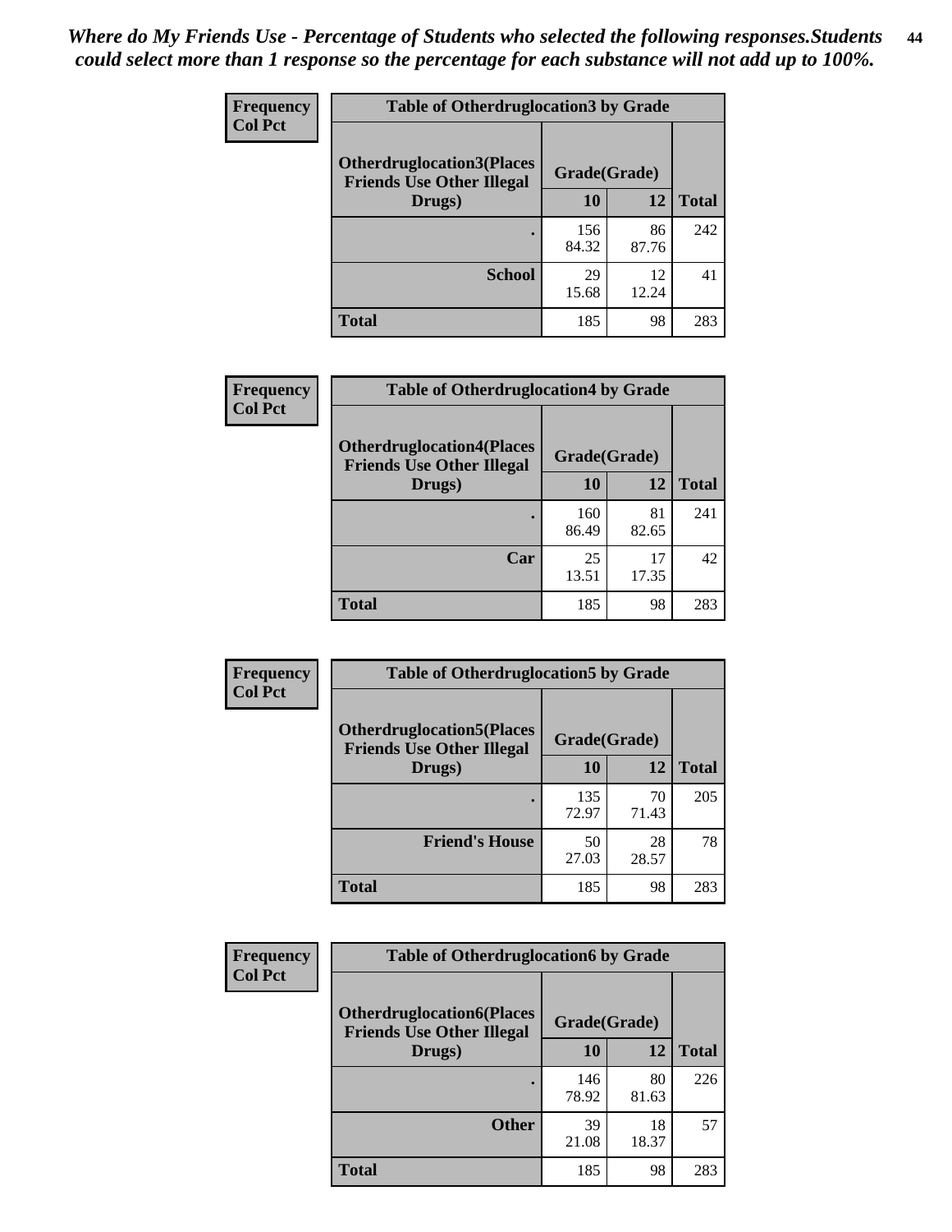*Where do My Friends Use - Percentage of Students who selected the following responses.Students could select more than 1 response so the percentage for each substance will not add up to 100%.*

**Frequency / Col Pct**

| Table of Otherdruglocation3 by Grade | | | |
|---|---|---|---|
| Otherdruglocation3(Places Friends Use Other Illegal Drugs) | Grade(Grade) | | |
| | 10 | 12 | Total |
| . | 156<br>84.32 | 86<br>87.76 | 242 |
| School | 29<br>15.68 | 12<br>12.24 | 41 |
| Total | 185 | 98 | 283 |

**Frequency / Col Pct**

| Table of Otherdruglocation4 by Grade | | | |
|---|---|---|---|
| Otherdruglocation4(Places Friends Use Other Illegal Drugs) | Grade(Grade) | | |
| | 10 | 12 | Total |
| . | 160<br>86.49 | 81<br>82.65 | 241 |
| Car | 25<br>13.51 | 17<br>17.35 | 42 |
| Total | 185 | 98 | 283 |

**Frequency / Col Pct**

| Table of Otherdruglocation5 by Grade | | | |
|---|---|---|---|
| Otherdruglocation5(Places Friends Use Other Illegal Drugs) | Grade(Grade) | | |
| | 10 | 12 | Total |
| . | 135<br>72.97 | 70<br>71.43 | 205 |
| Friend's House | 50<br>27.03 | 28<br>28.57 | 78 |
| Total | 185 | 98 | 283 |

**Frequency / Col Pct**

| Table of Otherdruglocation6 by Grade | | | |
|---|---|---|---|
| Otherdruglocation6(Places Friends Use Other Illegal Drugs) | Grade(Grade) | | |
| | 10 | 12 | Total |
| . | 146<br>78.92 | 80<br>81.63 | 226 |
| Other | 39<br>21.08 | 18<br>18.37 | 57 |
| Total | 185 | 98 | 283 |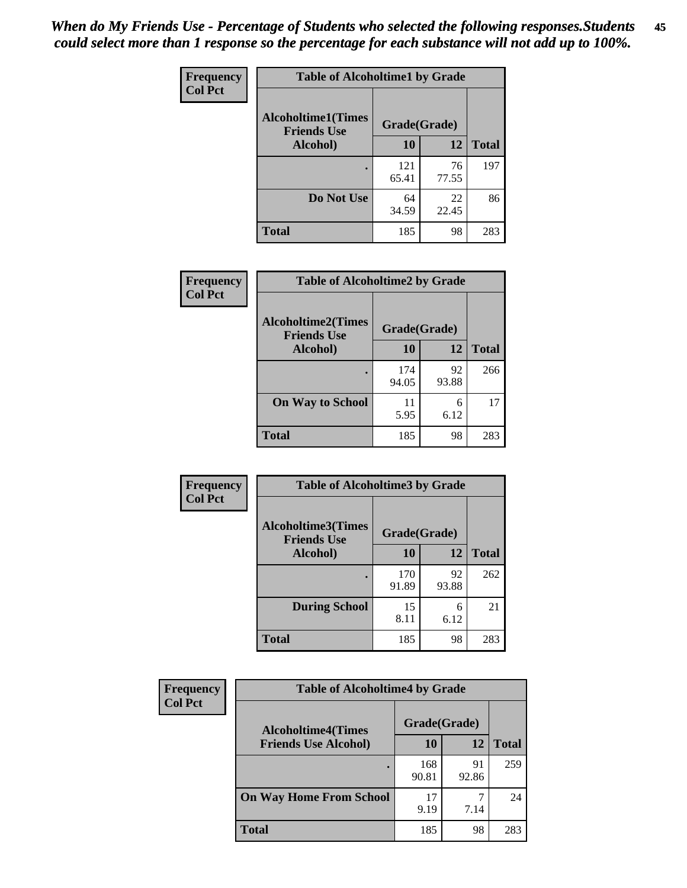*When do My Friends Use - Percentage of Students who selected the following responses.Students could select more than 1 response so the percentage for each substance will not add up to 100%.*

| Frequency Col Pct | Table of Alcoholtime1 by Grade | | |
|---|---|---|---|
| Alcoholtime1(Times Friends Use Alcohol) | Grade(Grade) | | |
| | 10 | 12 | Total |
| . | 121<br>65.41 | 76<br>77.55 | 197 |
| Do Not Use | 64<br>34.59 | 22<br>22.45 | 86 |
| Total | 185 | 98 | 283 |

| Frequency Col Pct | Table of Alcoholtime2 by Grade | | |
|---|---|---|---|
| Alcoholtime2(Times Friends Use Alcohol) | Grade(Grade) | | |
| | 10 | 12 | Total |
| . | 174<br>94.05 | 92<br>93.88 | 266 |
| On Way to School | 11<br>5.95 | 6<br>6.12 | 17 |
| Total | 185 | 98 | 283 |

| Frequency Col Pct | Table of Alcoholtime3 by Grade | | |
|---|---|---|---|
| Alcoholtime3(Times Friends Use Alcohol) | Grade(Grade) | | |
| | 10 | 12 | Total |
| . | 170<br>91.89 | 92<br>93.88 | 262 |
| During School | 15<br>8.11 | 6<br>6.12 | 21 |
| Total | 185 | 98 | 283 |

| Frequency Col Pct | Table of Alcoholtime4 by Grade | | |
|---|---|---|---|
| Alcoholtime4(Times Friends Use Alcohol) | Grade(Grade) | | |
| | 10 | 12 | Total |
| . | 168<br>90.81 | 91<br>92.86 | 259 |
| On Way Home From School | 17<br>9.19 | 7<br>7.14 | 24 |
| Total | 185 | 98 | 283 |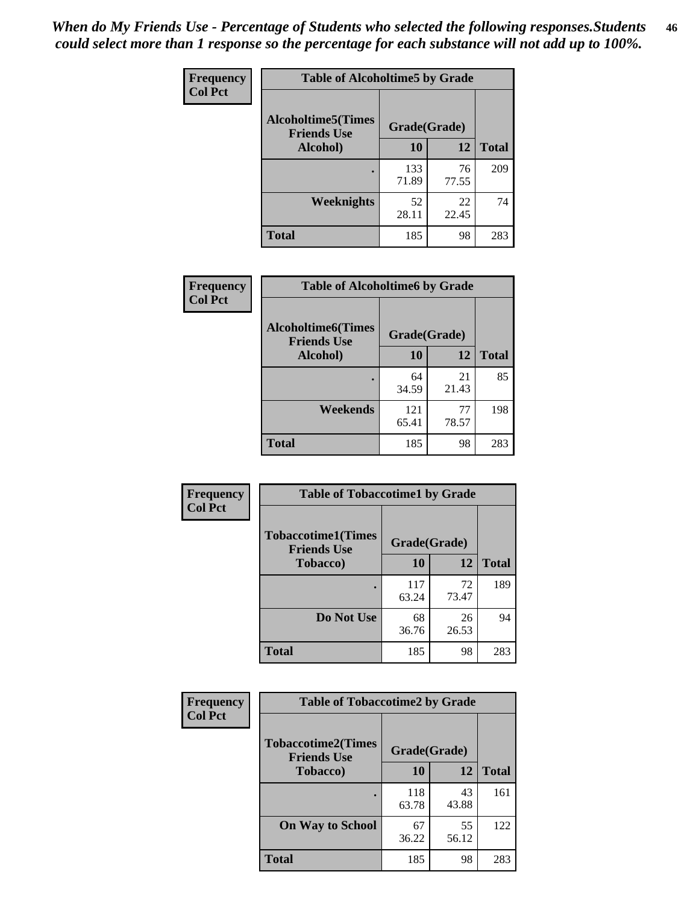*When do My Friends Use - Percentage of Students who selected the following responses.Students could select more than 1 response so the percentage for each substance will not add up to 100%.*

**Frequency**
**Col Pct**

| Table of Alcoholtime5 by Grade | | | |
|---|---|---|---|
| **Alcoholtime5(Times Friends Use Alcohol)** | **Grade(Grade)** | | **Total** |
| | **10** | **12** | |
| **.** | 133<br>71.89 | 76<br>77.55 | 209 |
| **Weeknights** | 52<br>28.11 | 22<br>22.45 | 74 |
| **Total** | 185 | 98 | 283 |

**Frequency**
**Col Pct**

| Table of Alcoholtime6 by Grade | | | |
|---|---|---|---|
| **Alcoholtime6(Times Friends Use Alcohol)** | **Grade(Grade)** | | **Total** |
| | **10** | **12** | |
| **.** | 64<br>34.59 | 21<br>21.43 | 85 |
| **Weekends** | 121<br>65.41 | 77<br>78.57 | 198 |
| **Total** | 185 | 98 | 283 |

**Frequency**
**Col Pct**

| Table of Tobaccotime1 by Grade | | | |
|---|---|---|---|
| **Tobaccotime1(Times Friends Use Tobacco)** | **Grade(Grade)** | | **Total** |
| | **10** | **12** | |
| **.** | 117<br>63.24 | 72<br>73.47 | 189 |
| **Do Not Use** | 68<br>36.76 | 26<br>26.53 | 94 |
| **Total** | 185 | 98 | 283 |

**Frequency**
**Col Pct**

| Table of Tobaccotime2 by Grade | | | |
|---|---|---|---|
| **Tobaccotime2(Times Friends Use Tobacco)** | **Grade(Grade)** | | **Total** |
| | **10** | **12** | |
| **.** | 118<br>63.78 | 43<br>43.88 | 161 |
| **On Way to School** | 67<br>36.22 | 55<br>56.12 | 122 |
| **Total** | 185 | 98 | 283 |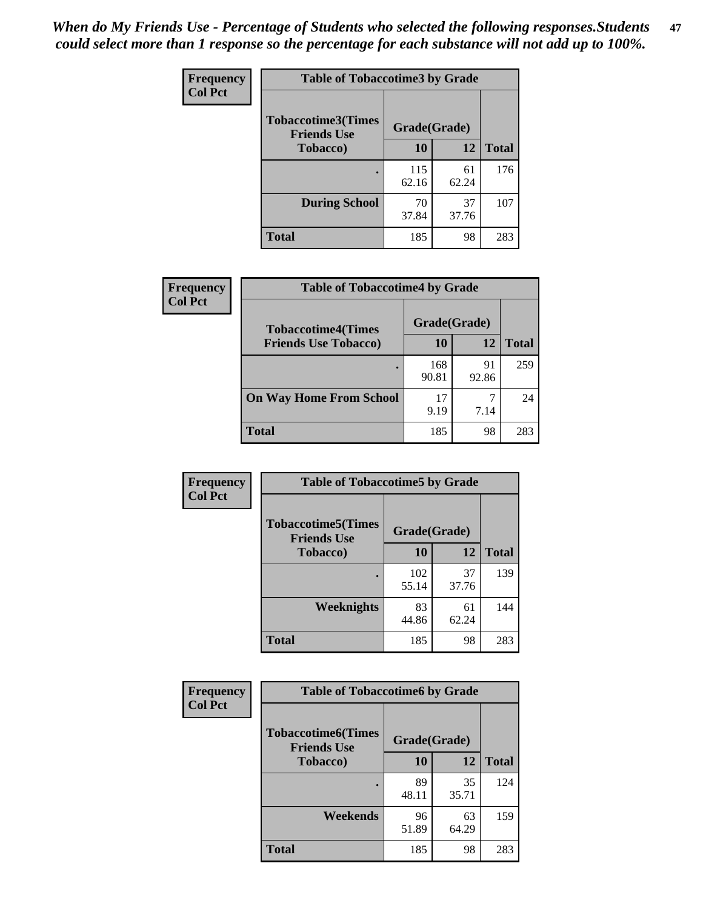*When do My Friends Use - Percentage of Students who selected the following responses.Students could select more than 1 response so the percentage for each substance will not add up to 100%.*

**Frequency**
**Col Pct**

| Table of Tobaccotime3 by Grade | | | |
|---|---|---|---|
| **Tobaccotime3(Times Friends Use Tobacco)** | **Grade(Grade)** | | **Total** |
| | **10** | **12** | |
| **.** | 115<br>62.16 | 61<br>62.24 | 176 |
| **During School** | 70<br>37.84 | 37<br>37.76 | 107 |
| **Total** | 185 | 98 | 283 |

**Frequency**
**Col Pct**

| Table of Tobaccotime4 by Grade | | | |
|---|---|---|---|
| **Tobaccotime4(Times Friends Use Tobacco)** | **Grade(Grade)** | | **Total** |
| | **10** | **12** | |
| **.** | 168<br>90.81 | 91<br>92.86 | 259 |
| **On Way Home From School** | 17<br>9.19 | 7<br>7.14 | 24 |
| **Total** | 185 | 98 | 283 |

**Frequency**
**Col Pct**

| Table of Tobaccotime5 by Grade | | | |
|---|---|---|---|
| **Tobaccotime5(Times Friends Use Tobacco)** | **Grade(Grade)** | | **Total** |
| | **10** | **12** | |
| **.** | 102<br>55.14 | 37<br>37.76 | 139 |
| **Weeknights** | 83<br>44.86 | 61<br>62.24 | 144 |
| **Total** | 185 | 98 | 283 |

**Frequency**
**Col Pct**

| Table of Tobaccotime6 by Grade | | | |
|---|---|---|---|
| **Tobaccotime6(Times Friends Use Tobacco)** | **Grade(Grade)** | | **Total** |
| | **10** | **12** | |
| **.** | 89<br>48.11 | 35<br>35.71 | 124 |
| **Weekends** | 96<br>51.89 | 63<br>64.29 | 159 |
| **Total** | 185 | 98 | 283 |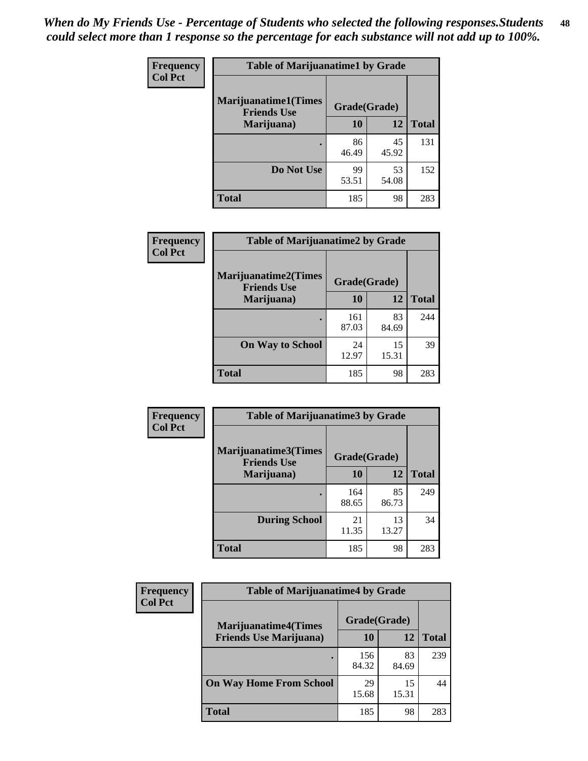*When do My Friends Use - Percentage of Students who selected the following responses.Students could select more than 1 response so the percentage for each substance will not add up to 100%.*

**Frequency**
**Col Pct**

| Table of Marijuanatime1 by Grade | | | |
|---|---|---|---|
| Marijuanatime1(Times Friends Use Marijuana) | Grade(Grade) | | |
| | 10 | 12 | Total |
| . | 86<br>46.49 | 45<br>45.92 | 131 |
| Do Not Use | 99<br>53.51 | 53<br>54.08 | 152 |
| Total | 185 | 98 | 283 |

**Frequency**
**Col Pct**

| Table of Marijuanatime2 by Grade | | | |
|---|---|---|---|
| Marijuanatime2(Times Friends Use Marijuana) | Grade(Grade) | | |
| | 10 | 12 | Total |
| . | 161<br>87.03 | 83<br>84.69 | 244 |
| On Way to School | 24<br>12.97 | 15<br>15.31 | 39 |
| Total | 185 | 98 | 283 |

**Frequency**
**Col Pct**

| Table of Marijuanatime3 by Grade | | | |
|---|---|---|---|
| Marijuanatime3(Times Friends Use Marijuana) | Grade(Grade) | | |
| | 10 | 12 | Total |
| . | 164<br>88.65 | 85<br>86.73 | 249 |
| During School | 21<br>11.35 | 13<br>13.27 | 34 |
| Total | 185 | 98 | 283 |

**Frequency**
**Col Pct**

| Table of Marijuanatime4 by Grade | | | |
|---|---|---|---|
| Marijuanatime4(Times Friends Use Marijuana) | Grade(Grade) | | |
| | 10 | 12 | Total |
| . | 156<br>84.32 | 83<br>84.69 | 239 |
| On Way Home From School | 29<br>15.68 | 15<br>15.31 | 44 |
| Total | 185 | 98 | 283 |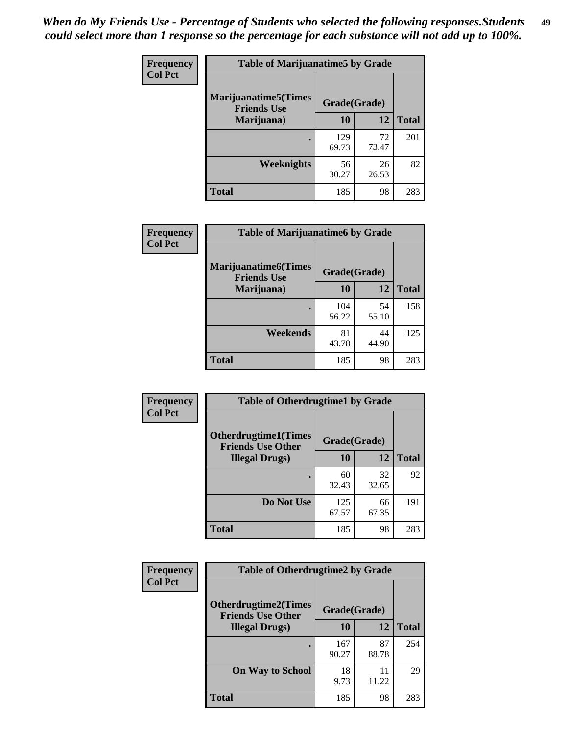*When do My Friends Use - Percentage of Students who selected the following responses.Students could select more than 1 response so the percentage for each substance will not add up to 100%.*

**Frequency**
**Col Pct**

| Table of Marijuanatime5 by Grade | | | |
|---|---|---|---|
| **Marijuanatime5(Times Friends Use Marijuana)** | **Grade(Grade)** | | **Total** |
| | **10** | **12** | |
| . | 129<br>69.73 | 72<br>73.47 | 201 |
| **Weeknights** | 56<br>30.27 | 26<br>26.53 | 82 |
| **Total** | 185 | 98 | 283 |

**Frequency**
**Col Pct**

| Table of Marijuanatime6 by Grade | | | |
|---|---|---|---|
| **Marijuanatime6(Times Friends Use Marijuana)** | **Grade(Grade)** | | **Total** |
| | **10** | **12** | |
| . | 104<br>56.22 | 54<br>55.10 | 158 |
| **Weekends** | 81<br>43.78 | 44<br>44.90 | 125 |
| **Total** | 185 | 98 | 283 |

**Frequency**
**Col Pct**

| Table of Otherdrugtime1 by Grade | | | |
|---|---|---|---|
| **Otherdrugtime1(Times Friends Use Other Illegal Drugs)** | **Grade(Grade)** | | **Total** |
| | **10** | **12** | |
| . | 60<br>32.43 | 32<br>32.65 | 92 |
| **Do Not Use** | 125<br>67.57 | 66<br>67.35 | 191 |
| **Total** | 185 | 98 | 283 |

**Frequency**
**Col Pct**

| Table of Otherdrugtime2 by Grade | | | |
|---|---|---|---|
| **Otherdrugtime2(Times Friends Use Other Illegal Drugs)** | **Grade(Grade)** | | **Total** |
| | **10** | **12** | |
| . | 167<br>90.27 | 87<br>88.78 | 254 |
| **On Way to School** | 18<br>9.73 | 11<br>11.22 | 29 |
| **Total** | 185 | 98 | 283 |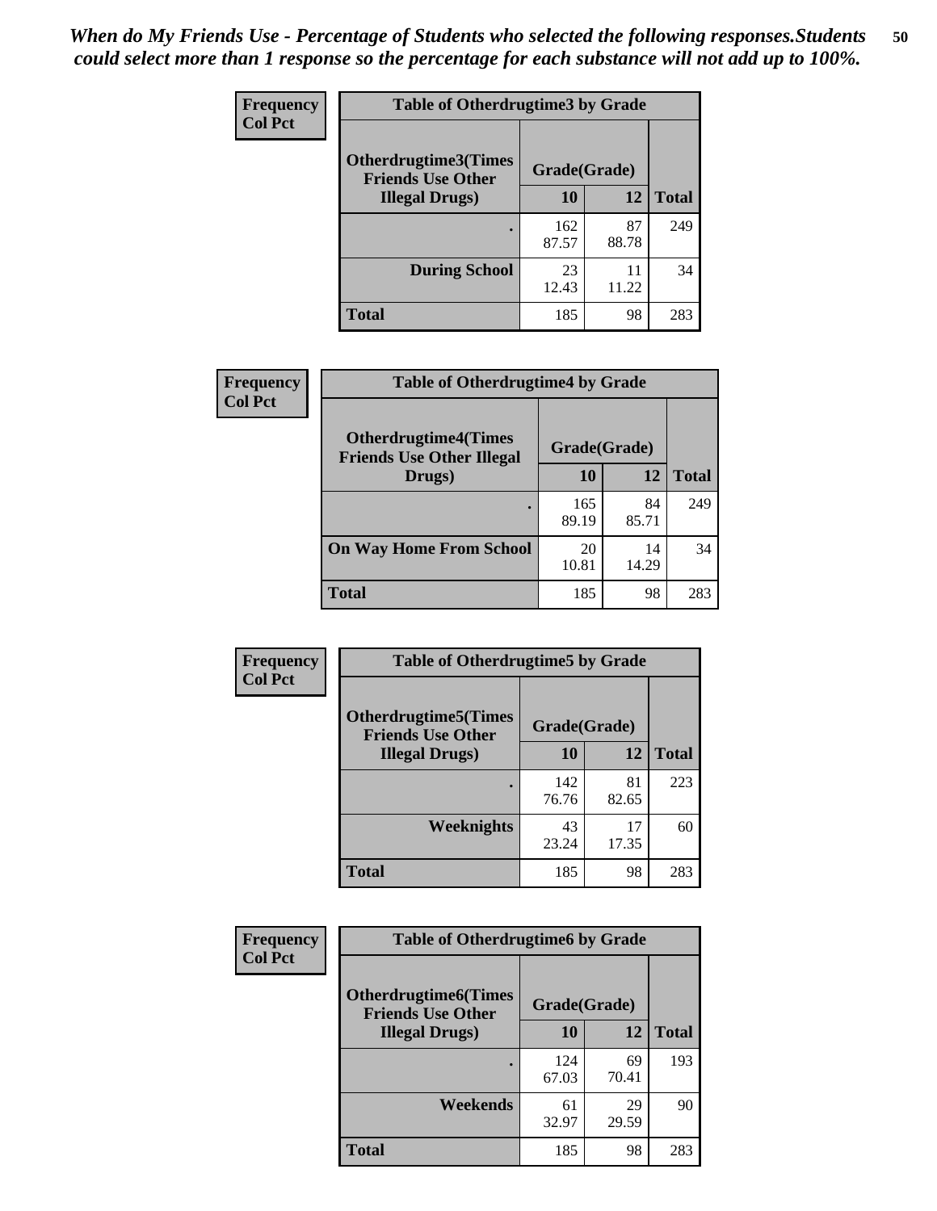*When do My Friends Use - Percentage of Students who selected the following responses.Students could select more than 1 response so the percentage for each substance will not add up to 100%.*

**Frequency**
**Col Pct**

| Table of Otherdrugtime3 by Grade | | | |
|---|---|---|---|
| Otherdrugtime3(Times Friends Use Other Illegal Drugs) | Grade(Grade) | | |
| | 10 | 12 | Total |
| . | 162<br>87.57 | 87<br>88.78 | 249 |
| During School | 23<br>12.43 | 11<br>11.22 | 34 |
| Total | 185 | 98 | 283 |

**Frequency**
**Col Pct**

| Table of Otherdrugtime4 by Grade | | | |
|---|---|---|---|
| Otherdrugtime4(Times Friends Use Other Illegal Drugs) | Grade(Grade) | | |
| | 10 | 12 | Total |
| . | 165<br>89.19 | 84<br>85.71 | 249 |
| On Way Home From School | 20<br>10.81 | 14<br>14.29 | 34 |
| Total | 185 | 98 | 283 |

**Frequency**
**Col Pct**

| Table of Otherdrugtime5 by Grade | | | |
|---|---|---|---|
| Otherdrugtime5(Times Friends Use Other Illegal Drugs) | Grade(Grade) | | |
| | 10 | 12 | Total |
| . | 142<br>76.76 | 81<br>82.65 | 223 |
| Weeknights | 43<br>23.24 | 17<br>17.35 | 60 |
| Total | 185 | 98 | 283 |

**Frequency**
**Col Pct**

| Table of Otherdrugtime6 by Grade | | | |
|---|---|---|---|
| Otherdrugtime6(Times Friends Use Other Illegal Drugs) | Grade(Grade) | | |
| | 10 | 12 | Total |
| . | 124<br>67.03 | 69<br>70.41 | 193 |
| Weekends | 61<br>32.97 | 29<br>29.59 | 90 |
| Total | 185 | 98 | 283 |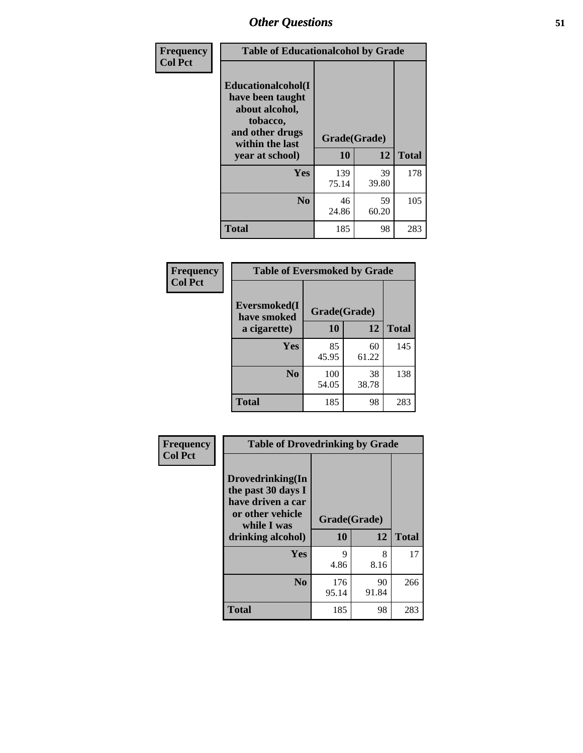| Frequency<br>Col Pct | Table of Educationalcohol by Grade | | |
|---|---|---|---|
| Educationalcohol(I have been taught about alcohol, tobacco, and other drugs within the last year at school) | Grade(Grade) | | |
| | 10 | 12 | Total |
| Yes | 139<br>75.14 | 39<br>39.80 | 178 |
| No | 46<br>24.86 | 59<br>60.20 | 105 |
| Total | 185 | 98 | 283 |

| Frequency<br>Col Pct | Table of Eversmoked by Grade | | |
|---|---|---|---|
| Eversmoked(I have smoked a cigarette) | Grade(Grade) | | |
| | 10 | 12 | Total |
| Yes | 85<br>45.95 | 60<br>61.22 | 145 |
| No | 100<br>54.05 | 38<br>38.78 | 138 |
| Total | 185 | 98 | 283 |

| Frequency<br>Col Pct | Table of Drovedrinking by Grade | | |
|---|---|---|---|
| Drovedrinking(In the past 30 days I have driven a car or other vehicle while I was drinking alcohol) | Grade(Grade) | | |
| | 10 | 12 | Total |
| Yes | 9<br>4.86 | 8<br>8.16 | 17 |
| No | 176<br>95.14 | 90<br>91.84 | 266 |
| Total | 185 | 98 | 283 |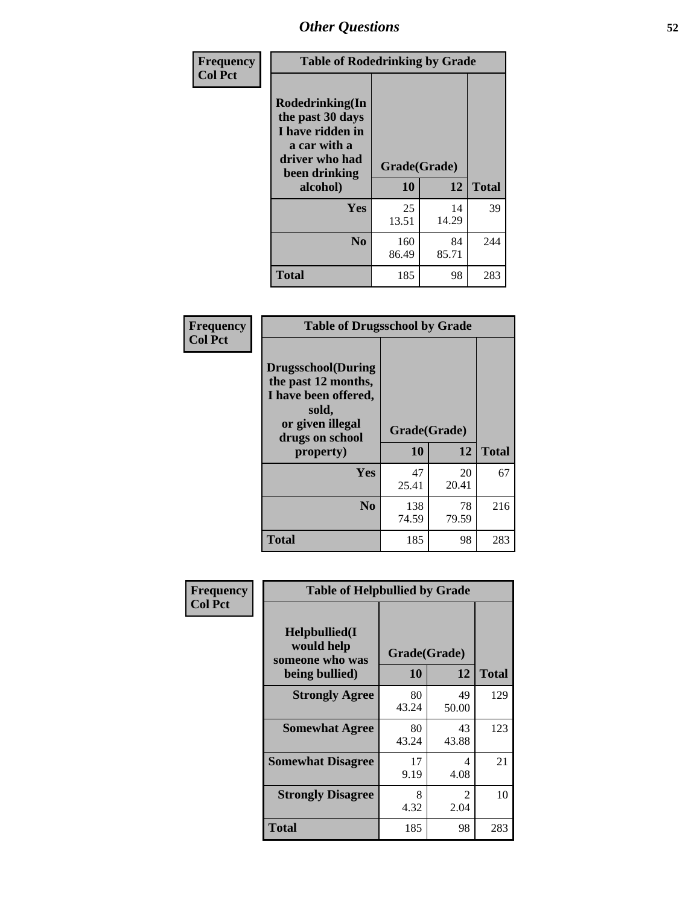# Other Questions

**Frequency**
**Col Pct**

| Table of Rodedrinking by Grade | | | |
|---|---|---|---|
| **Rodedrinking(In the past 30 days I have ridden in a car with a driver who had been drinking alcohol)** | **Grade(Grade)** | | |
| | **10** | **12** | **Total** |
| **Yes** | 25<br>13.51 | 14<br>14.29 | 39 |
| **No** | 160<br>86.49 | 84<br>85.71 | 244 |
| **Total** | 185 | 98 | 283 |

**Frequency**
**Col Pct**

| Table of Drugsschool by Grade | | | |
|---|---|---|---|
| **Drugsschool(During the past 12 months, I have been offered, sold, or given illegal drugs on school property)** | **Grade(Grade)** | | |
| | **10** | **12** | **Total** |
| **Yes** | 47<br>25.41 | 20<br>20.41 | 67 |
| **No** | 138<br>74.59 | 78<br>79.59 | 216 |
| **Total** | 185 | 98 | 283 |

**Frequency**
**Col Pct**

| Table of Helpbullied by Grade | | | |
|---|---|---|---|
| **Helpbullied(I would help someone who was being bullied)** | **Grade(Grade)** | | |
| | **10** | **12** | **Total** |
| **Strongly Agree** | 80<br>43.24 | 49<br>50.00 | 129 |
| **Somewhat Agree** | 80<br>43.24 | 43<br>43.88 | 123 |
| **Somewhat Disagree** | 17<br>9.19 | 4<br>4.08 | 21 |
| **Strongly Disagree** | 8<br>4.32 | 2<br>2.04 | 10 |
| **Total** | 185 | 98 | 283 |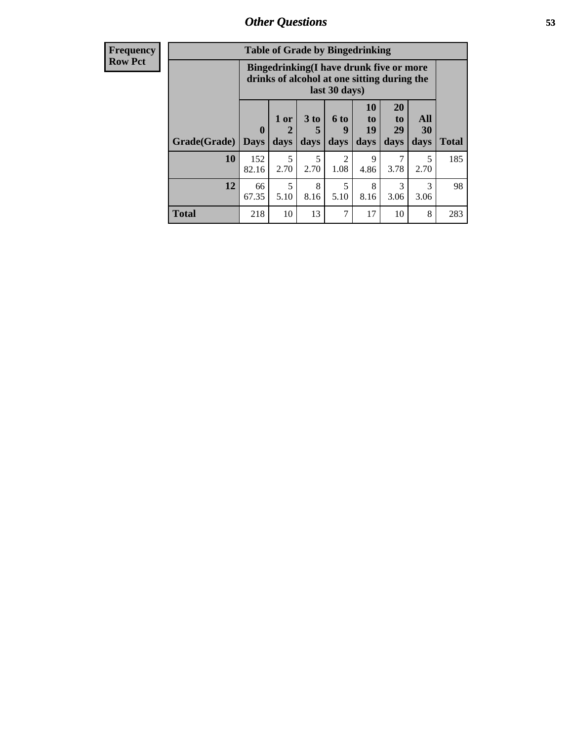| Frequency<br>Row Pct | Table of Grade by Bingedrinking | | | | | | | |
|---|---|---|---|---|---|---|---|---|
| | Bingedrinking(I have drunk five or more drinks of alcohol at one sitting during the last 30 days) | | | | | | | |
| Grade(Grade) | 0 Days | 1 or 2 days | 3 to 5 days | 6 to 9 days | 10 to 19 days | 20 to 29 days | All 30 days | Total |
| 10 | 152<br>82.16 | 5<br>2.70 | 5<br>2.70 | 2<br>1.08 | 9<br>4.86 | 7<br>3.78 | 5<br>2.70 | 185 |
| 12 | 66<br>67.35 | 5<br>5.10 | 8<br>8.16 | 5<br>5.10 | 8<br>8.16 | 3<br>3.06 | 3<br>3.06 | 98 |
| Total | 218 | 10 | 13 | 7 | 17 | 10 | 8 | 283 |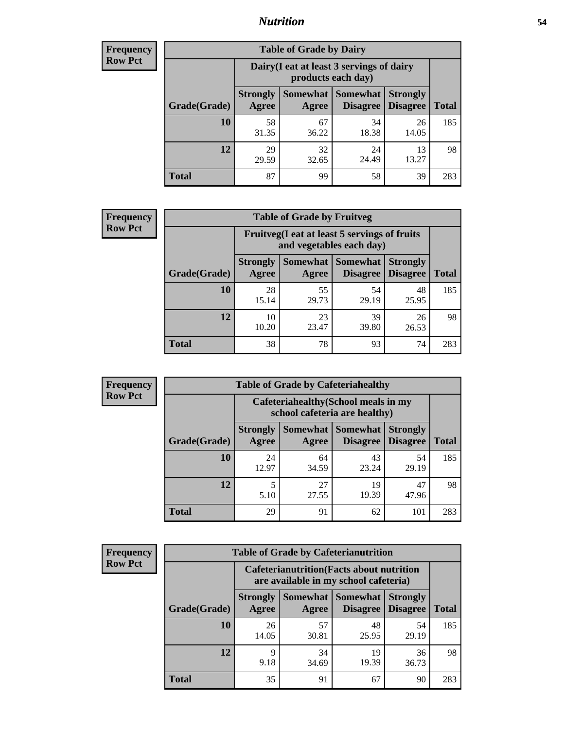## Nutrition

**Frequency**
**Row Pct**

| Table of Grade by Dairy | | | | | |
|---|---|---|---|---|---|
| | Dairy(I eat at least 3 servings of dairy products each day) | | | | |
| Grade(Grade) | Strongly Agree | Somewhat Agree | Somewhat Disagree | Strongly Disagree | Total |
| 10 | 58<br>31.35 | 67<br>36.22 | 34<br>18.38 | 26<br>14.05 | 185 |
| 12 | 29<br>29.59 | 32<br>32.65 | 24<br>24.49 | 13<br>13.27 | 98 |
| Total | 87 | 99 | 58 | 39 | 283 |

**Frequency**
**Row Pct**

| Table of Grade by Fruitveg | | | | | |
|---|---|---|---|---|---|
| | Fruitveg(I eat at least 5 servings of fruits and vegetables each day) | | | | |
| Grade(Grade) | Strongly Agree | Somewhat Agree | Somewhat Disagree | Strongly Disagree | Total |
| 10 | 28<br>15.14 | 55<br>29.73 | 54<br>29.19 | 48<br>25.95 | 185 |
| 12 | 10<br>10.20 | 23<br>23.47 | 39<br>39.80 | 26<br>26.53 | 98 |
| Total | 38 | 78 | 93 | 74 | 283 |

**Frequency**
**Row Pct**

| Table of Grade by Cafeteriahealthy | | | | | |
|---|---|---|---|---|---|
| | Cafeteriahealthy(School meals in my school cafeteria are healthy) | | | | |
| Grade(Grade) | Strongly Agree | Somewhat Agree | Somewhat Disagree | Strongly Disagree | Total |
| 10 | 24<br>12.97 | 64<br>34.59 | 43<br>23.24 | 54<br>29.19 | 185 |
| 12 | 5<br>5.10 | 27<br>27.55 | 19<br>19.39 | 47<br>47.96 | 98 |
| Total | 29 | 91 | 62 | 101 | 283 |

**Frequency**
**Row Pct**

| Table of Grade by Cafeterianutrition | | | | | |
|---|---|---|---|---|---|
| | Cafeterianutrition(Facts about nutrition are available in my school cafeteria) | | | | |
| Grade(Grade) | Strongly Agree | Somewhat Agree | Somewhat Disagree | Strongly Disagree | Total |
| 10 | 26<br>14.05 | 57<br>30.81 | 48<br>25.95 | 54<br>29.19 | 185 |
| 12 | 9<br>9.18 | 34<br>34.69 | 19<br>19.39 | 36<br>36.73 | 98 |
| Total | 35 | 91 | 67 | 90 | 283 |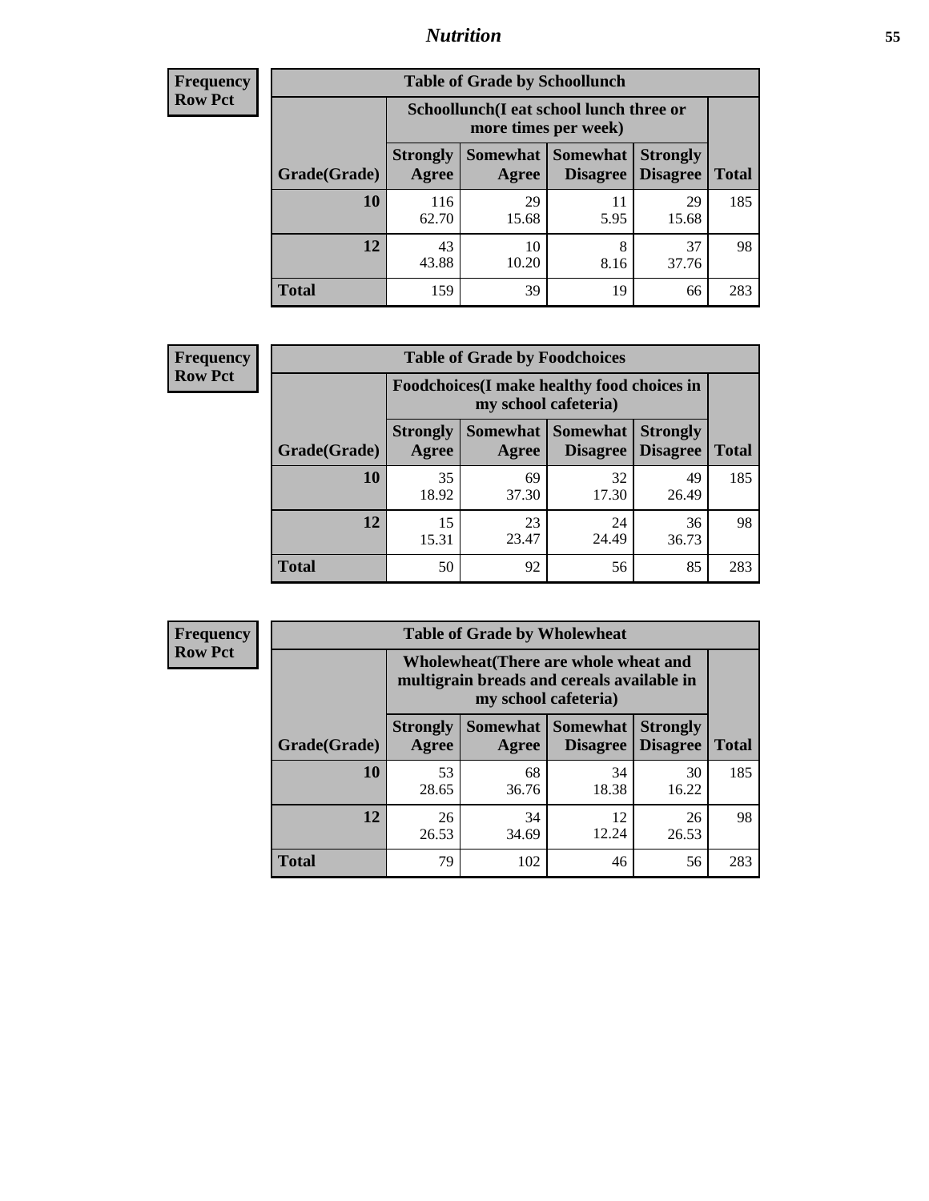| Frequency Row Pct | Table of Grade by Schoollunch | | | | |
|---|---|---|---|---|---|
| | Schoollunch(I eat school lunch three or more times per week) | | | | |
| Grade(Grade) | Strongly Agree | Somewhat Agree | Somewhat Disagree | Strongly Disagree | Total |
| 10 | 116<br>62.70 | 29<br>15.68 | 11<br>5.95 | 29<br>15.68 | 185 |
| 12 | 43<br>43.88 | 10<br>10.20 | 8<br>8.16 | 37<br>37.76 | 98 |
| Total | 159 | 39 | 19 | 66 | 283 |

| Frequency Row Pct | Table of Grade by Foodchoices | | | | |
|---|---|---|---|---|---|
| | Foodchoices(I make healthy food choices in my school cafeteria) | | | | |
| Grade(Grade) | Strongly Agree | Somewhat Agree | Somewhat Disagree | Strongly Disagree | Total |
| 10 | 35<br>18.92 | 69<br>37.30 | 32<br>17.30 | 49<br>26.49 | 185 |
| 12 | 15<br>15.31 | 23<br>23.47 | 24<br>24.49 | 36<br>36.73 | 98 |
| Total | 50 | 92 | 56 | 85 | 283 |

| Frequency Row Pct | Table of Grade by Wholewheat | | | | |
|---|---|---|---|---|---|
| | Wholewheat(There are whole wheat and multigrain breads and cereals available in my school cafeteria) | | | | |
| Grade(Grade) | Strongly Agree | Somewhat Agree | Somewhat Disagree | Strongly Disagree | Total |
| 10 | 53<br>28.65 | 68<br>36.76 | 34<br>18.38 | 30<br>16.22 | 185 |
| 12 | 26<br>26.53 | 34<br>34.69 | 12<br>12.24 | 26<br>26.53 | 98 |
| Total | 79 | 102 | 46 | 56 | 283 |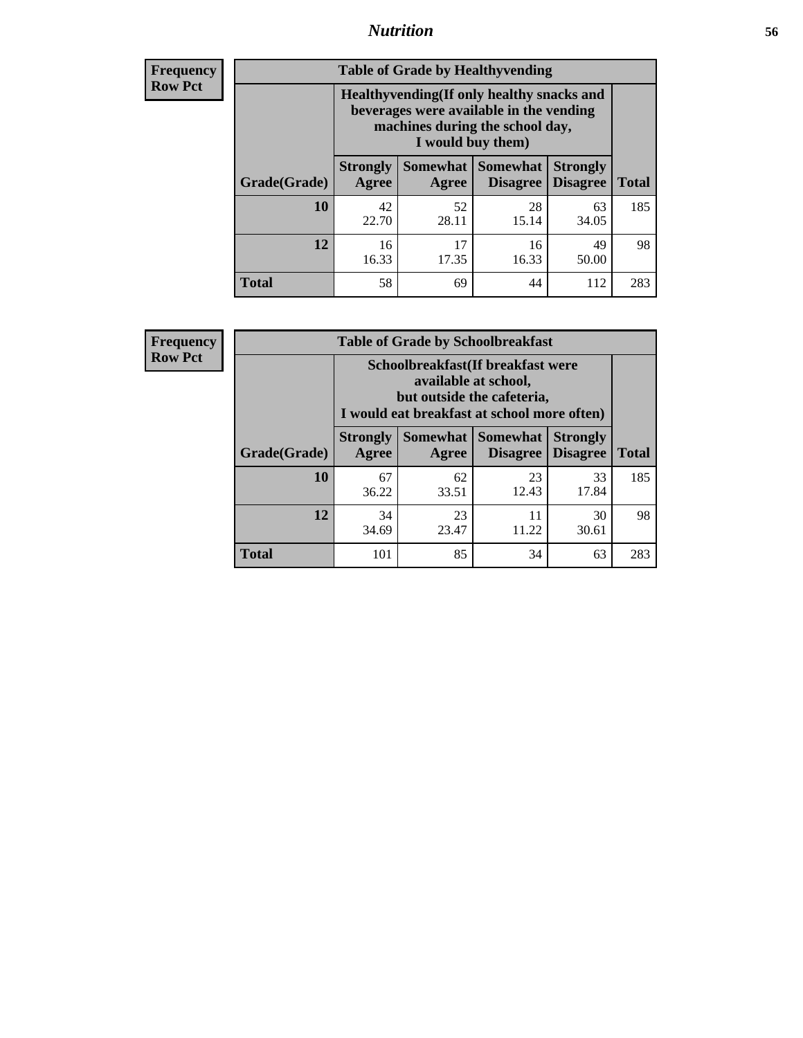**Frequency**
**Row Pct**

| Table of Grade by Healthyvending | | | | | |
|---|---|---|---|---|---|
| | Healthyvending(If only healthy snacks and beverages were available in the vending machines during the school day, I would buy them) | | | | |
| Grade(Grade) | Strongly Agree | Somewhat Agree | Somewhat Disagree | Strongly Disagree | Total |
| **10** | 42<br>22.70 | 52<br>28.11 | 28<br>15.14 | 63<br>34.05 | 185 |
| **12** | 16<br>16.33 | 17<br>17.35 | 16<br>16.33 | 49<br>50.00 | 98 |
| **Total** | 58 | 69 | 44 | 112 | 283 |

**Frequency**
**Row Pct**

| Table of Grade by Schoolbreakfast | | | | | |
|---|---|---|---|---|---|
| | Schoolbreakfast(If breakfast were available at school, but outside the cafeteria, I would eat breakfast at school more often) | | | | |
| Grade(Grade) | Strongly Agree | Somewhat Agree | Somewhat Disagree | Strongly Disagree | Total |
| **10** | 67<br>36.22 | 62<br>33.51 | 23<br>12.43 | 33<br>17.84 | 185 |
| **12** | 34<br>34.69 | 23<br>23.47 | 11<br>11.22 | 30<br>30.61 | 98 |
| **Total** | 101 | 85 | 34 | 63 | 283 |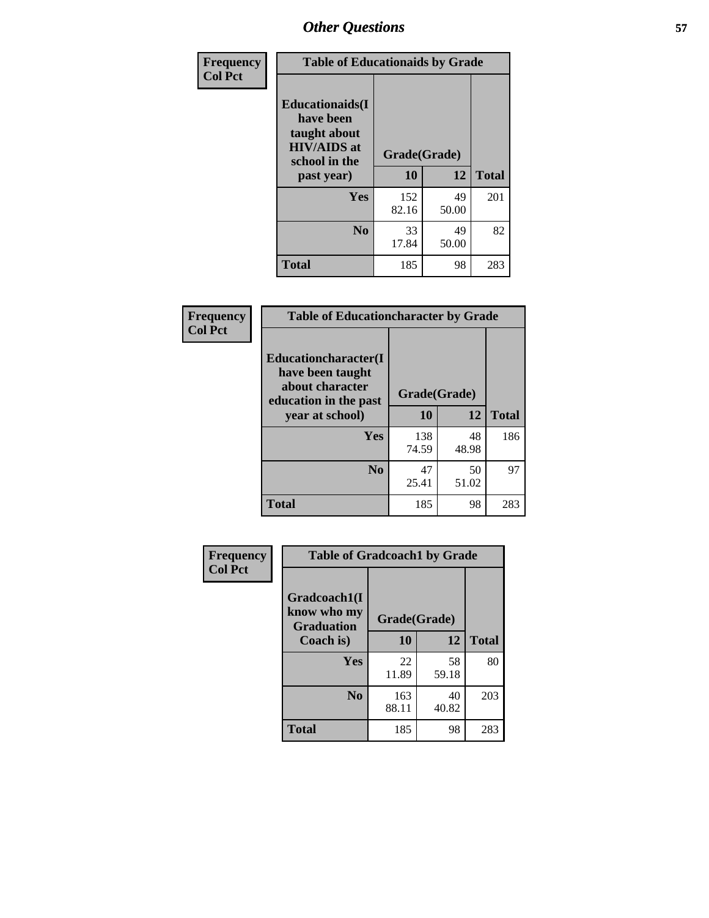## Other Questions

**Frequency**
**Col Pct**

| Table of Educationaids by Grade | | | |
|---|---|---|---|
| **Educationaids(I have been taught about HIV/AIDS at school in the past year)** | **Grade(Grade)** | | |
| | **10** | **12** | **Total** |
| **Yes** | 152<br>82.16 | 49<br>50.00 | 201 |
| **No** | 33<br>17.84 | 49<br>50.00 | 82 |
| **Total** | 185 | 98 | 283 |

**Frequency**
**Col Pct**

| Table of Educationcharacter by Grade | | | |
|---|---|---|---|
| **Educationcharacter(I have been taught about character education in the past year at school)** | **Grade(Grade)** | | |
| | **10** | **12** | **Total** |
| **Yes** | 138<br>74.59 | 48<br>48.98 | 186 |
| **No** | 47<br>25.41 | 50<br>51.02 | 97 |
| **Total** | 185 | 98 | 283 |

**Frequency**
**Col Pct**

| Table of Gradcoach1 by Grade | | | |
|---|---|---|---|
| **Gradcoach1(I know who my Graduation Coach is)** | **Grade(Grade)** | | |
| | **10** | **12** | **Total** |
| **Yes** | 22<br>11.89 | 58<br>59.18 | 80 |
| **No** | 163<br>88.11 | 40<br>40.82 | 203 |
| **Total** | 185 | 98 | 283 |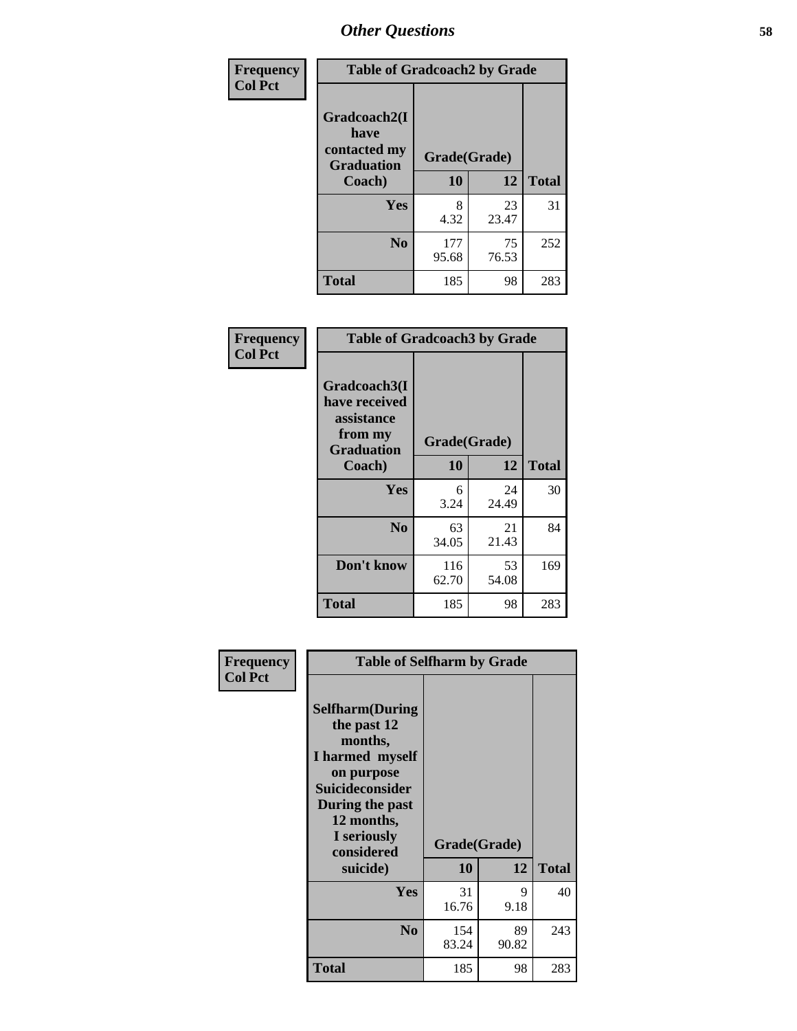## Other Questions

**Frequency / Col Pct**

**Table of Gradcoach2 by Grade**

| Gradcoach2(I have contacted my Graduation Coach) | Grade(Grade) 10 | 12 | Total |
|---|---|---|---|
| **Yes** | 8<br>4.32 | 23<br>23.47 | 31 |
| **No** | 177<br>95.68 | 75<br>76.53 | 252 |
| **Total** | 185 | 98 | 283 |

**Frequency / Col Pct**

**Table of Gradcoach3 by Grade**

| Gradcoach3(I have received assistance from my Graduation Coach) | Grade(Grade) 10 | 12 | Total |
|---|---|---|---|
| **Yes** | 6<br>3.24 | 24<br>24.49 | 30 |
| **No** | 63<br>34.05 | 21<br>21.43 | 84 |
| **Don't know** | 116<br>62.70 | 53<br>54.08 | 169 |
| **Total** | 185 | 98 | 283 |

**Frequency / Col Pct**

**Table of Selfharm by Grade**

| Selfharm(During the past 12 months, I harmed myself on purpose Suicideconsider During the past 12 months, I seriously considered suicide) | Grade(Grade) 10 | 12 | Total |
|---|---|---|---|
| **Yes** | 31<br>16.76 | 9<br>9.18 | 40 |
| **No** | 154<br>83.24 | 89<br>90.82 | 243 |
| **Total** | 185 | 98 | 283 |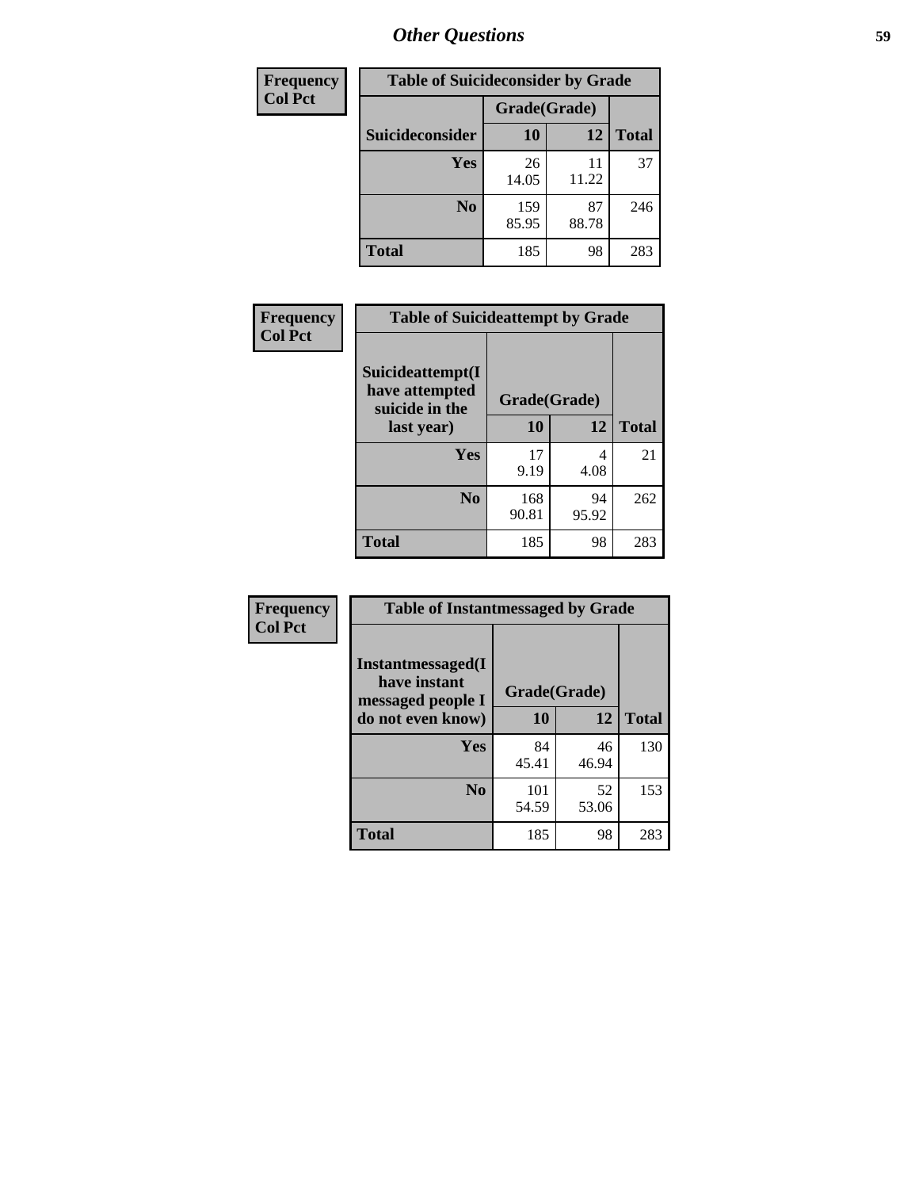# Other Questions

| Frequency<br>Col Pct | Table of Suicideconsider by Grade | | |
|---|---|---|---|
| | Grade(Grade) | | |
| Suicideconsider | 10 | 12 | Total |
| Yes | 26<br>14.05 | 11<br>11.22 | 37 |
| No | 159<br>85.95 | 87<br>88.78 | 246 |
| Total | 185 | 98 | 283 |

| Frequency<br>Col Pct | Table of Suicideattempt by Grade | | |
|---|---|---|---|
| | Grade(Grade) | | |
| Suicideattempt(I have attempted suicide in the last year) | 10 | 12 | Total |
| Yes | 17<br>9.19 | 4<br>4.08 | 21 |
| No | 168<br>90.81 | 94<br>95.92 | 262 |
| Total | 185 | 98 | 283 |

| Frequency<br>Col Pct | Table of Instantmessaged by Grade | | |
|---|---|---|---|
| | Grade(Grade) | | |
| Instantmessaged(I have instant messaged people I do not even know) | 10 | 12 | Total |
| Yes | 84<br>45.41 | 46<br>46.94 | 130 |
| No | 101<br>54.59 | 52<br>53.06 | 153 |
| Total | 185 | 98 | 283 |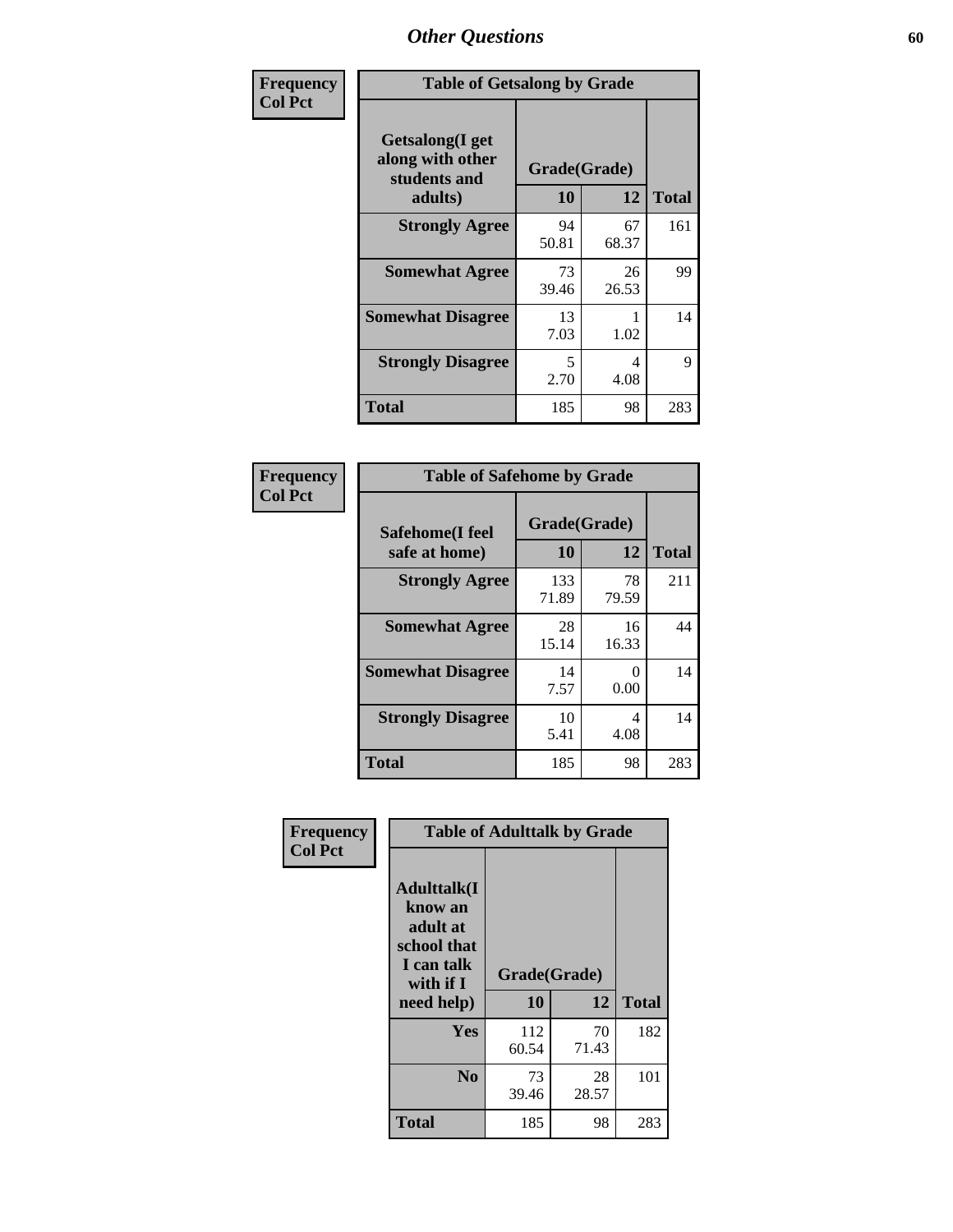# Other Questions

**Frequency**
**Col Pct**

| Table of Getsalong by Grade | | | |
|---|---|---|---|
| Getsalong(I get along with other students and adults) | Grade(Grade) | | |
| | 10 | 12 | Total |
| **Strongly Agree** | 94<br>50.81 | 67<br>68.37 | 161 |
| **Somewhat Agree** | 73<br>39.46 | 26<br>26.53 | 99 |
| **Somewhat Disagree** | 13<br>7.03 | 1<br>1.02 | 14 |
| **Strongly Disagree** | 5<br>2.70 | 4<br>4.08 | 9 |
| **Total** | 185 | 98 | 283 |

**Frequency**
**Col Pct**

| Table of Safehome by Grade | | | |
|---|---|---|---|
| Safehome(I feel safe at home) | Grade(Grade) | | |
| | 10 | 12 | Total |
| **Strongly Agree** | 133<br>71.89 | 78<br>79.59 | 211 |
| **Somewhat Agree** | 28<br>15.14 | 16<br>16.33 | 44 |
| **Somewhat Disagree** | 14<br>7.57 | 0<br>0.00 | 14 |
| **Strongly Disagree** | 10<br>5.41 | 4<br>4.08 | 14 |
| **Total** | 185 | 98 | 283 |

**Frequency**
**Col Pct**

| Table of Adulttalk by Grade | | | |
|---|---|---|---|
| Adulttalk(I know an adult at school that I can talk with if I need help) | Grade(Grade) | | |
| | 10 | 12 | Total |
| **Yes** | 112<br>60.54 | 70<br>71.43 | 182 |
| **No** | 73<br>39.46 | 28<br>28.57 | 101 |
| **Total** | 185 | 98 | 283 |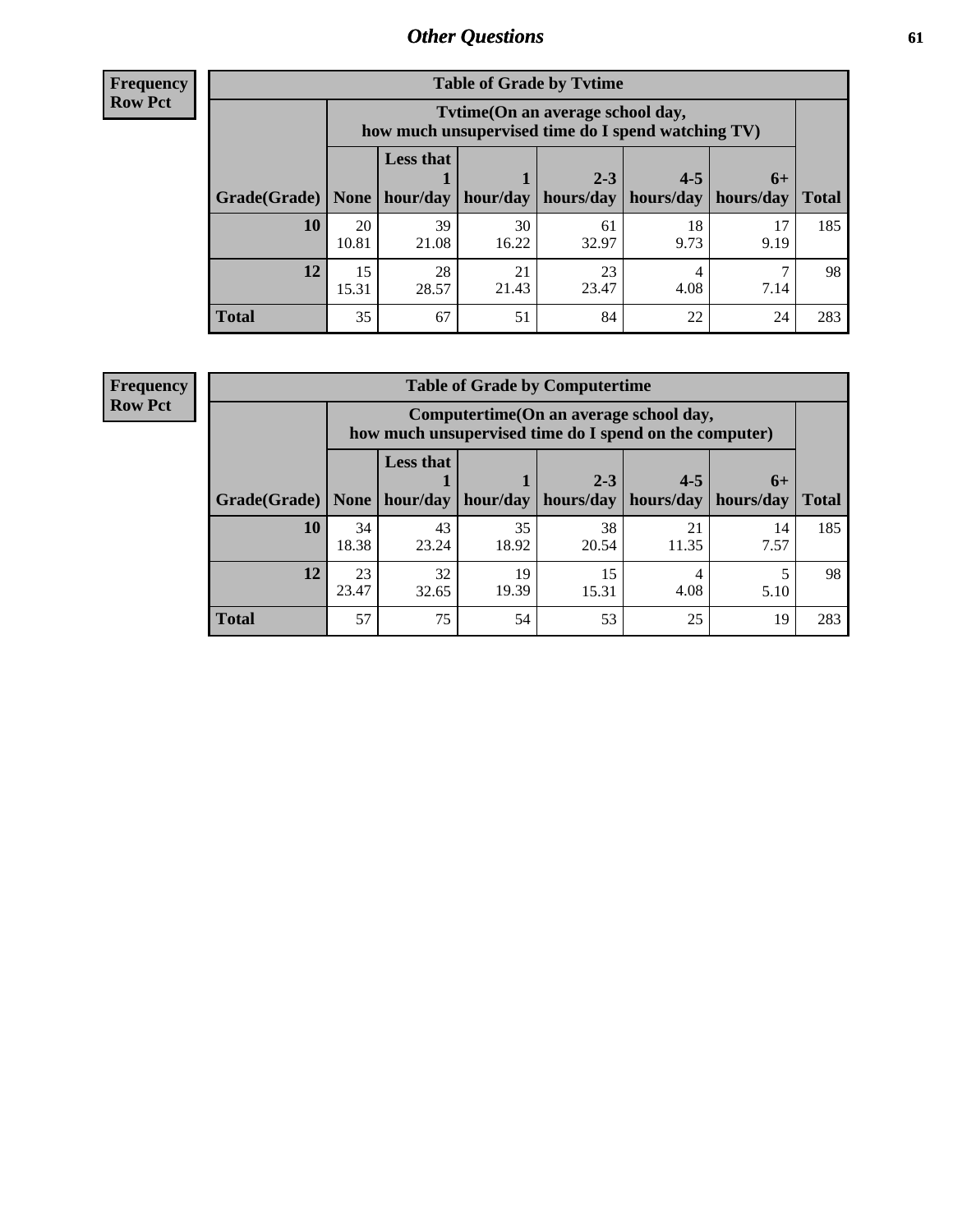**Frequency**
**Row Pct**

| Table of Grade by Tvtime | | | | | | | |
|---|---|---|---|---|---|---|---|
| | Tvtime(On an average school day, how much unsupervised time do I spend watching TV) | | | | | | |
| Grade(Grade) | None | Less that 1 hour/day | 1 hour/day | 2-3 hours/day | 4-5 hours/day | 6+ hours/day | Total |
| **10** | 20<br>10.81 | 39<br>21.08 | 30<br>16.22 | 61<br>32.97 | 18<br>9.73 | 17<br>9.19 | 185 |
| **12** | 15<br>15.31 | 28<br>28.57 | 21<br>21.43 | 23<br>23.47 | 4<br>4.08 | 7<br>7.14 | 98 |
| **Total** | 35 | 67 | 51 | 84 | 22 | 24 | 283 |

**Frequency**
**Row Pct**

| Table of Grade by Computertime | | | | | | | |
|---|---|---|---|---|---|---|---|
| | Computertime(On an average school day, how much unsupervised time do I spend on the computer) | | | | | | |
| Grade(Grade) | None | Less that 1 hour/day | 1 hour/day | 2-3 hours/day | 4-5 hours/day | 6+ hours/day | Total |
| **10** | 34<br>18.38 | 43<br>23.24 | 35<br>18.92 | 38<br>20.54 | 21<br>11.35 | 14<br>7.57 | 185 |
| **12** | 23<br>23.47 | 32<br>32.65 | 19<br>19.39 | 15<br>15.31 | 4<br>4.08 | 5<br>5.10 | 98 |
| **Total** | 57 | 75 | 54 | 53 | 25 | 19 | 283 |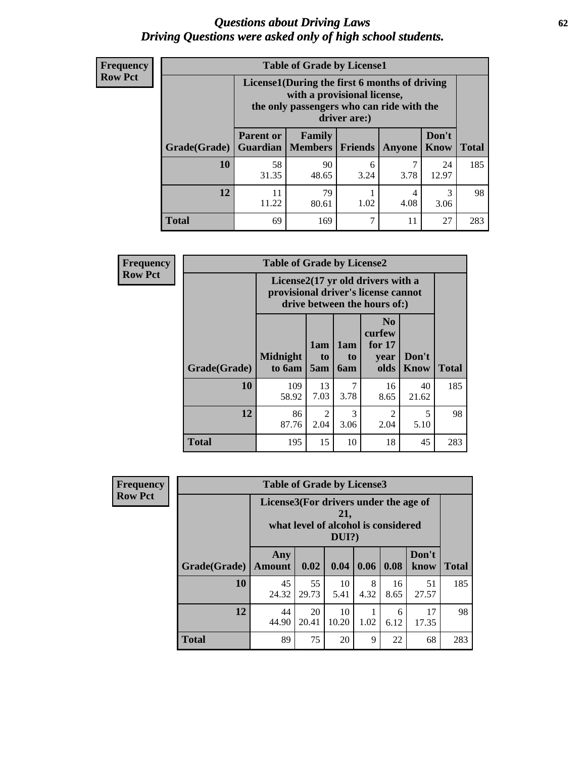# Questions about Driving Laws
## Driving Questions were asked only of high school students.

**Frequency**
**Row Pct**

| Table of Grade by License1 | | | | | | |
|---|---|---|---|---|---|---|
| | License1(During the first 6 months of driving with a provisional license, the only passengers who can ride with the driver are:) | | | | | |
| Grade(Grade) | Parent or Guardian | Family Members | Friends | Anyone | Don't Know | Total |
| 10 | 58<br>31.35 | 90<br>48.65 | 6<br>3.24 | 7<br>3.78 | 24<br>12.97 | 185 |
| 12 | 11<br>11.22 | 79<br>80.61 | 1<br>1.02 | 4<br>4.08 | 3<br>3.06 | 98 |
| Total | 69 | 169 | 7 | 11 | 27 | 283 |

**Frequency**
**Row Pct**

| Table of Grade by License2 | | | | | | |
|---|---|---|---|---|---|---|
| | License2(17 yr old drivers with a provisional driver's license cannot drive between the hours of:) | | | | | |
| Grade(Grade) | Midnight to 6am | 1am to 5am | 1am to 6am | No curfew for 17 year olds | Don't Know | Total |
| 10 | 109<br>58.92 | 13<br>7.03 | 7<br>3.78 | 16<br>8.65 | 40<br>21.62 | 185 |
| 12 | 86<br>87.76 | 2<br>2.04 | 3<br>3.06 | 2<br>2.04 | 5<br>5.10 | 98 |
| Total | 195 | 15 | 10 | 18 | 45 | 283 |

**Frequency**
**Row Pct**

| Table of Grade by License3 | | | | | | | |
|---|---|---|---|---|---|---|---|
| | License3(For drivers under the age of 21, what level of alcohol is considered DUI?) | | | | | | |
| Grade(Grade) | Any Amount | 0.02 | 0.04 | 0.06 | 0.08 | Don't know | Total |
| 10 | 45<br>24.32 | 55<br>29.73 | 10<br>5.41 | 8<br>4.32 | 16<br>8.65 | 51<br>27.57 | 185 |
| 12 | 44<br>44.90 | 20<br>20.41 | 10<br>10.20 | 1<br>1.02 | 6<br>6.12 | 17<br>17.35 | 98 |
| Total | 89 | 75 | 20 | 9 | 22 | 68 | 283 |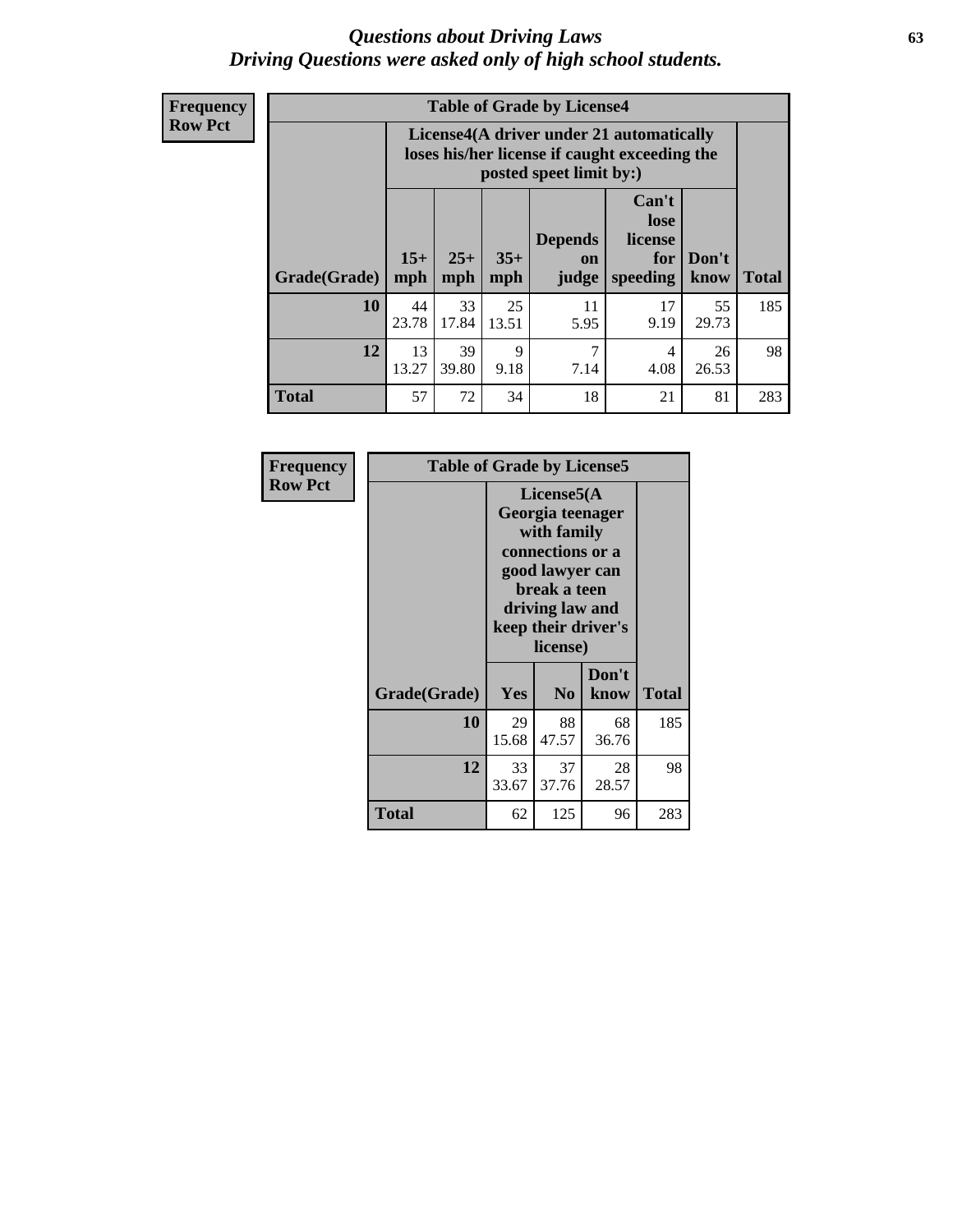# Questions about Driving Laws
## *Driving Questions were asked only of high school students.*

**Frequency**
**Row Pct**

**Table of Grade by License4**

| Grade(Grade) | License4(A driver under 21 automatically loses his/her license if caught exceeding the posted speet limit by:) 15+ mph | 25+ mph | 35+ mph | Depends on judge | Can't lose license for speeding | Don't know | Total |
|---|---|---|---|---|---|---|---|
| 10 | 44<br>23.78 | 33<br>17.84 | 25<br>13.51 | 11<br>5.95 | 17<br>9.19 | 55<br>29.73 | 185 |
| 12 | 13<br>13.27 | 39<br>39.80 | 9<br>9.18 | 7<br>7.14 | 4<br>4.08 | 26<br>26.53 | 98 |
| **Total** | 57 | 72 | 34 | 18 | 21 | 81 | 283 |

**Frequency**
**Row Pct**

**Table of Grade by License5**

| Grade(Grade) | License5(A Georgia teenager with family connections or a good lawyer can break a teen driving law and keep their driver's license) Yes | No | Don't know | Total |
|---|---|---|---|---|
| 10 | 29<br>15.68 | 88<br>47.57 | 68<br>36.76 | 185 |
| 12 | 33<br>33.67 | 37<br>37.76 | 28<br>28.57 | 98 |
| **Total** | 62 | 125 | 96 | 283 |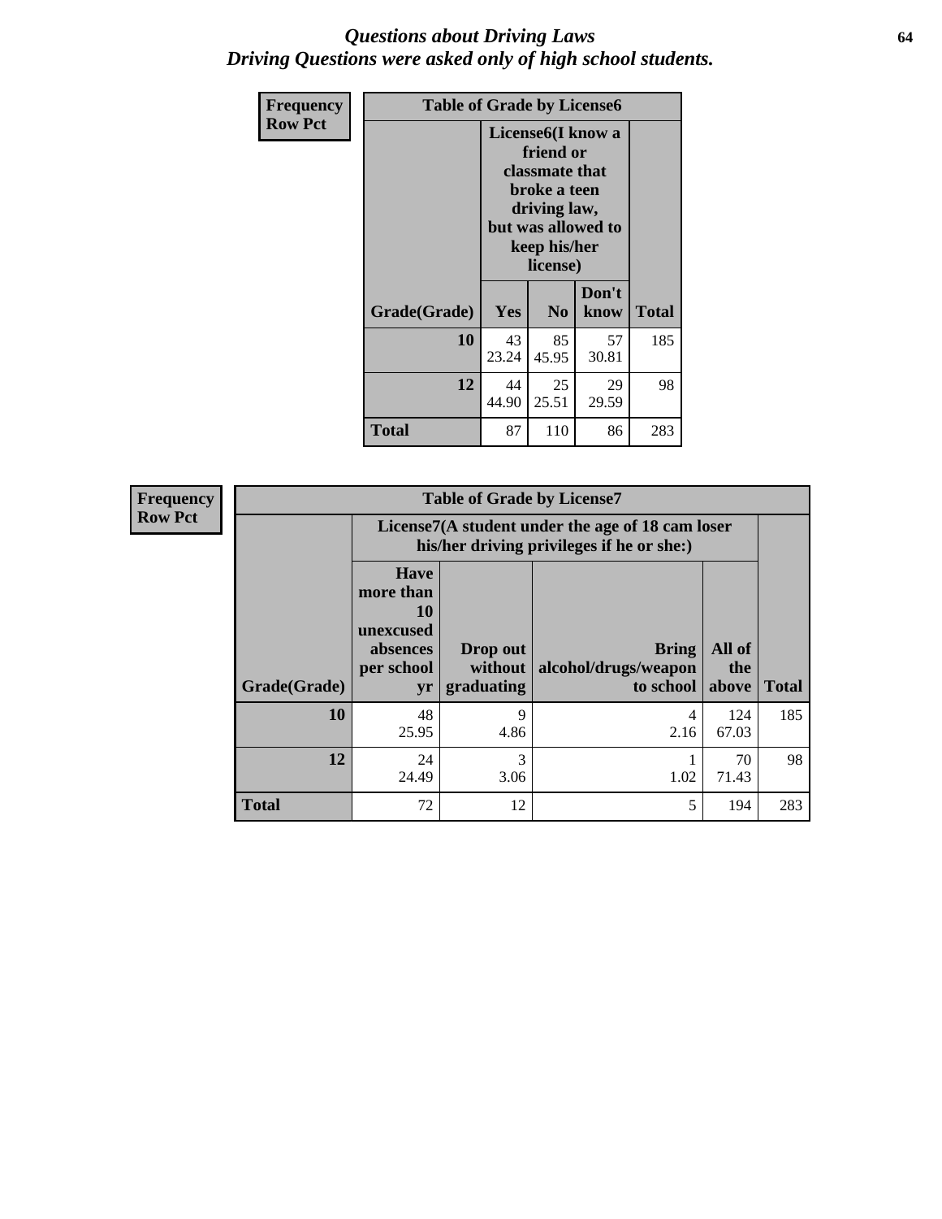# *Questions about Driving Laws*
## *Driving Questions were asked only of high school students.*

**Frequency**
**Row Pct**

| Table of Grade by License6 | | | | |
|---|---|---|---|---|
| | License6(I know a friend or classmate that broke a teen driving law, but was allowed to keep his/her license) | | | |
| Grade(Grade) | Yes | No | Don't know | Total |
| **10** | 43<br>23.24 | 85<br>45.95 | 57<br>30.81 | 185 |
| **12** | 44<br>44.90 | 25<br>25.51 | 29<br>29.59 | 98 |
| **Total** | 87 | 110 | 86 | 283 |

**Frequency**
**Row Pct**

| Table of Grade by License7 | | | | | |
|---|---|---|---|---|---|
| | License7(A student under the age of 18 cam loser his/her driving privileges if he or she:) | | | | |
| Grade(Grade) | Have more than 10 unexcused absences per school yr | Drop out without graduating | Bring alcohol/drugs/weapon to school | All of the above | Total |
| **10** | 48<br>25.95 | 9<br>4.86 | 4<br>2.16 | 124<br>67.03 | 185 |
| **12** | 24<br>24.49 | 3<br>3.06 | 1<br>1.02 | 70<br>71.43 | 98 |
| **Total** | 72 | 12 | 5 | 194 | 283 |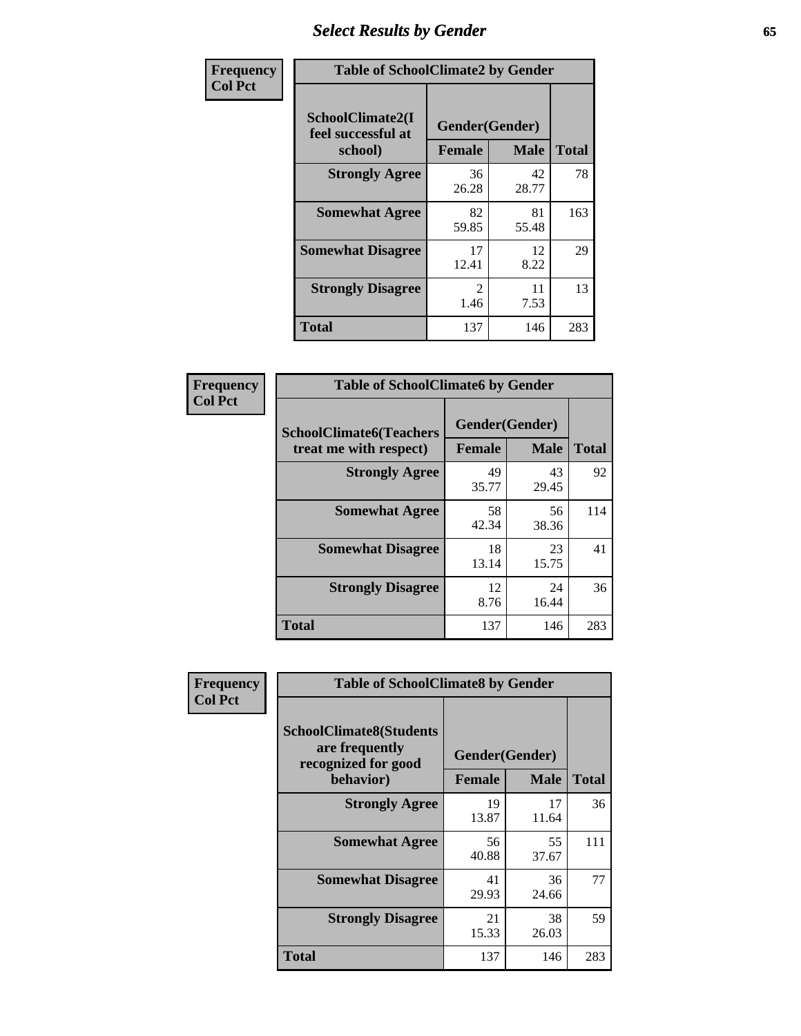## Select Results by Gender

**Frequency**
**Col Pct**

**Table of SchoolClimate2 by Gender**

| SchoolClimate2(I feel successful at school) | Gender(Gender) | | Total |
|---|---|---|---|
| | Female | Male | |
| Strongly Agree | 36<br>26.28 | 42<br>28.77 | 78 |
| Somewhat Agree | 82<br>59.85 | 81<br>55.48 | 163 |
| Somewhat Disagree | 17<br>12.41 | 12<br>8.22 | 29 |
| Strongly Disagree | 2<br>1.46 | 11<br>7.53 | 13 |
| Total | 137 | 146 | 283 |

**Frequency**
**Col Pct**

**Table of SchoolClimate6 by Gender**

| SchoolClimate6(Teachers treat me with respect) | Gender(Gender) | | Total |
|---|---|---|---|
| | Female | Male | |
| Strongly Agree | 49<br>35.77 | 43<br>29.45 | 92 |
| Somewhat Agree | 58<br>42.34 | 56<br>38.36 | 114 |
| Somewhat Disagree | 18<br>13.14 | 23<br>15.75 | 41 |
| Strongly Disagree | 12<br>8.76 | 24<br>16.44 | 36 |
| Total | 137 | 146 | 283 |

**Frequency**
**Col Pct**

**Table of SchoolClimate8 by Gender**

| SchoolClimate8(Students are frequently recognized for good behavior) | Gender(Gender) | | Total |
|---|---|---|---|
| | Female | Male | |
| Strongly Agree | 19<br>13.87 | 17<br>11.64 | 36 |
| Somewhat Agree | 56<br>40.88 | 55<br>37.67 | 111 |
| Somewhat Disagree | 41<br>29.93 | 36<br>24.66 | 77 |
| Strongly Disagree | 21<br>15.33 | 38<br>26.03 | 59 |
| Total | 137 | 146 | 283 |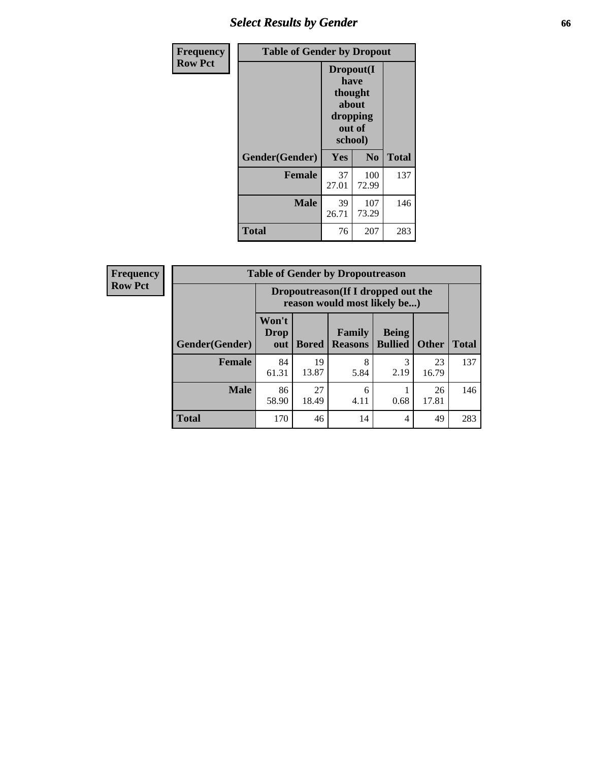| Frequency Row Pct |
|---|

| Table of Gender by Dropout | | | |
|---|---|---|---|
| | Dropout(I have thought about dropping out of school) | | |
| Gender(Gender) | Yes | No | Total |
| Female | 37<br>27.01 | 100<br>72.99 | 137 |
| Male | 39<br>26.71 | 107<br>73.29 | 146 |
| Total | 76 | 207 | 283 |

| Frequency Row Pct |
|---|

| Table of Gender by Dropoutreason | | | | | | |
|---|---|---|---|---|---|---|
| | Dropoutreason(If I dropped out the reason would most likely be...) | | | | | |
| Gender(Gender) | Won't Drop out | Bored | Family Reasons | Being Bullied | Other | Total |
| Female | 84<br>61.31 | 19<br>13.87 | 8<br>5.84 | 3<br>2.19 | 23<br>16.79 | 137 |
| Male | 86<br>58.90 | 27<br>18.49 | 6<br>4.11 | 1<br>0.68 | 26<br>17.81 | 146 |
| Total | 170 | 46 | 14 | 4 | 49 | 283 |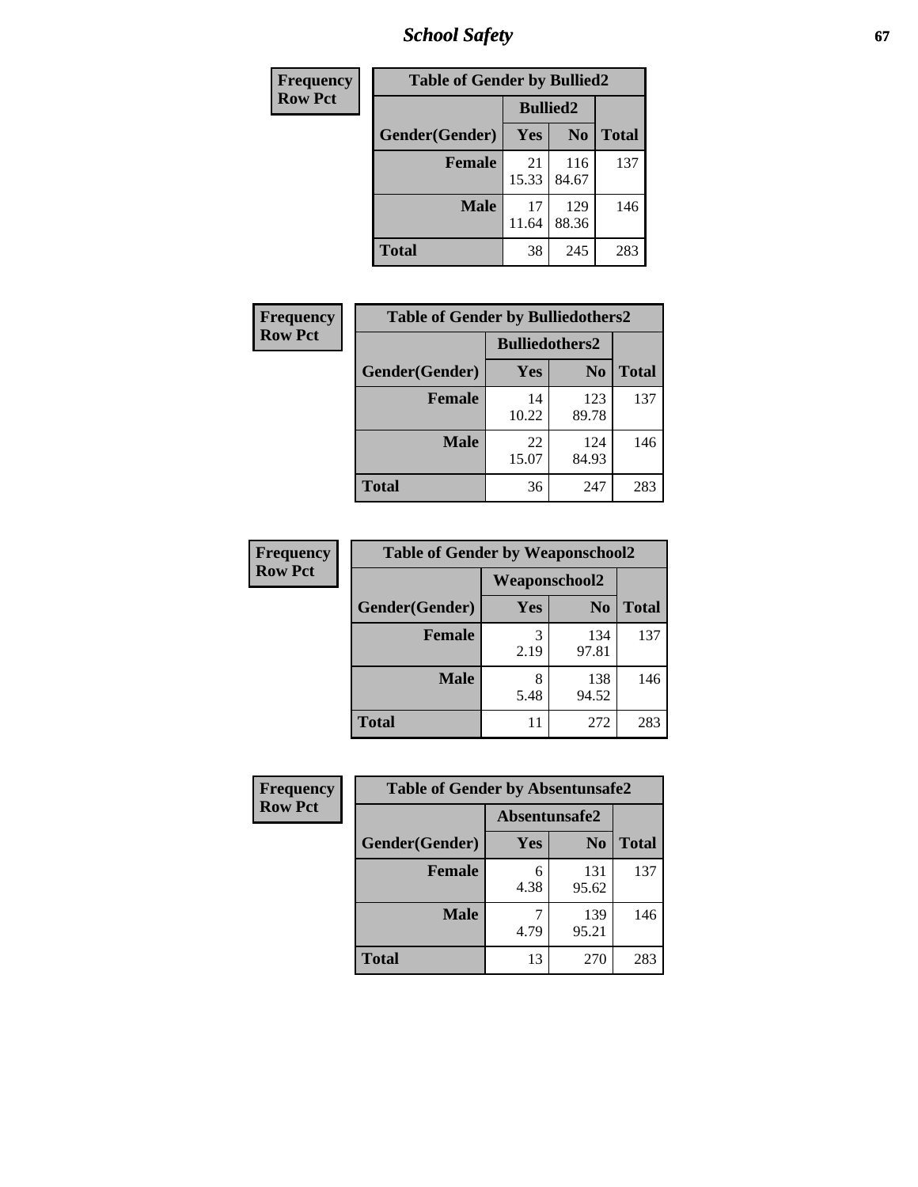| Frequency<br>Row Pct | Table of Gender by Bullied2 | | |
|---|---|---|---|
| | Bullied2 | | |
| Gender(Gender) | Yes | No | Total |
| Female | 21<br>15.33 | 116<br>84.67 | 137 |
| Male | 17<br>11.64 | 129<br>88.36 | 146 |
| Total | 38 | 245 | 283 |

| Frequency<br>Row Pct | Table of Gender by Bulliedothers2 | | |
|---|---|---|---|
| | Bulliedothers2 | | |
| Gender(Gender) | Yes | No | Total |
| Female | 14<br>10.22 | 123<br>89.78 | 137 |
| Male | 22<br>15.07 | 124<br>84.93 | 146 |
| Total | 36 | 247 | 283 |

| Frequency<br>Row Pct | Table of Gender by Weaponschool2 | | |
|---|---|---|---|
| | Weaponschool2 | | |
| Gender(Gender) | Yes | No | Total |
| Female | 3<br>2.19 | 134<br>97.81 | 137 |
| Male | 8<br>5.48 | 138<br>94.52 | 146 |
| Total | 11 | 272 | 283 |

| Frequency<br>Row Pct | Table of Gender by Absentunsafe2 | | |
|---|---|---|---|
| | Absentunsafe2 | | |
| Gender(Gender) | Yes | No | Total |
| Female | 6<br>4.38 | 131<br>95.62 | 137 |
| Male | 7<br>4.79 | 139<br>95.21 | 146 |
| Total | 13 | 270 | 283 |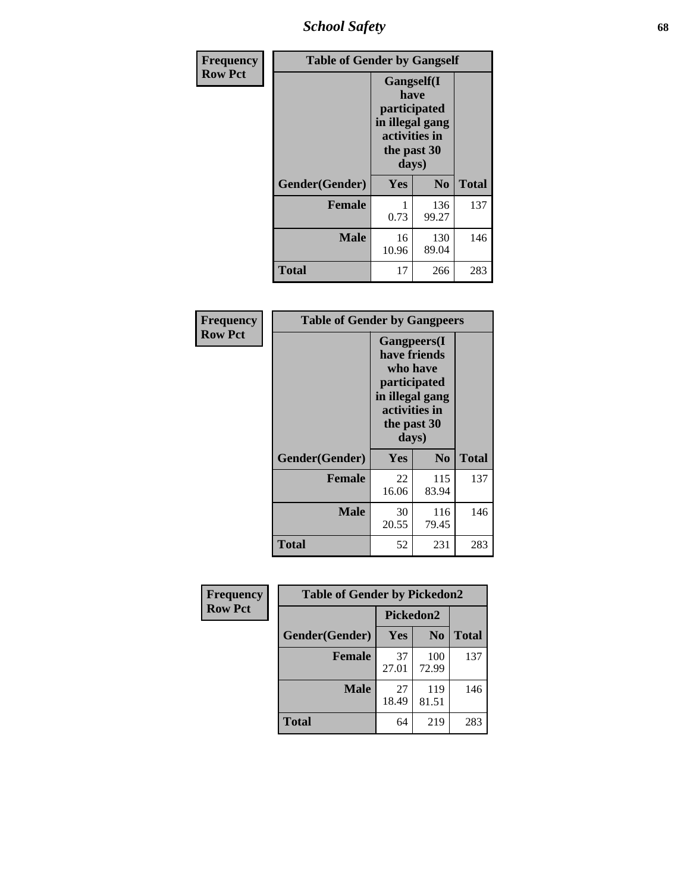| Frequency Row Pct | Table of Gender by Gangself | | |
|---|---|---|---|
| | Gangself(I have participated in illegal gang activities in the past 30 days) | | |
| Gender(Gender) | Yes | No | Total |
| Female | 1<br>0.73 | 136<br>99.27 | 137 |
| Male | 16<br>10.96 | 130<br>89.04 | 146 |
| Total | 17 | 266 | 283 |

| Frequency Row Pct | Table of Gender by Gangpeers | | |
|---|---|---|---|
| | Gangpeers(I have friends who have participated in illegal gang activities in the past 30 days) | | |
| Gender(Gender) | Yes | No | Total |
| Female | 22<br>16.06 | 115<br>83.94 | 137 |
| Male | 30<br>20.55 | 116<br>79.45 | 146 |
| Total | 52 | 231 | 283 |

| Frequency Row Pct | Table of Gender by Pickedon2 | | |
|---|---|---|---|
| | Pickedon2 | | |
| Gender(Gender) | Yes | No | Total |
| Female | 37<br>27.01 | 100<br>72.99 | 137 |
| Male | 27<br>18.49 | 119<br>81.51 | 146 |
| Total | 64 | 219 | 283 |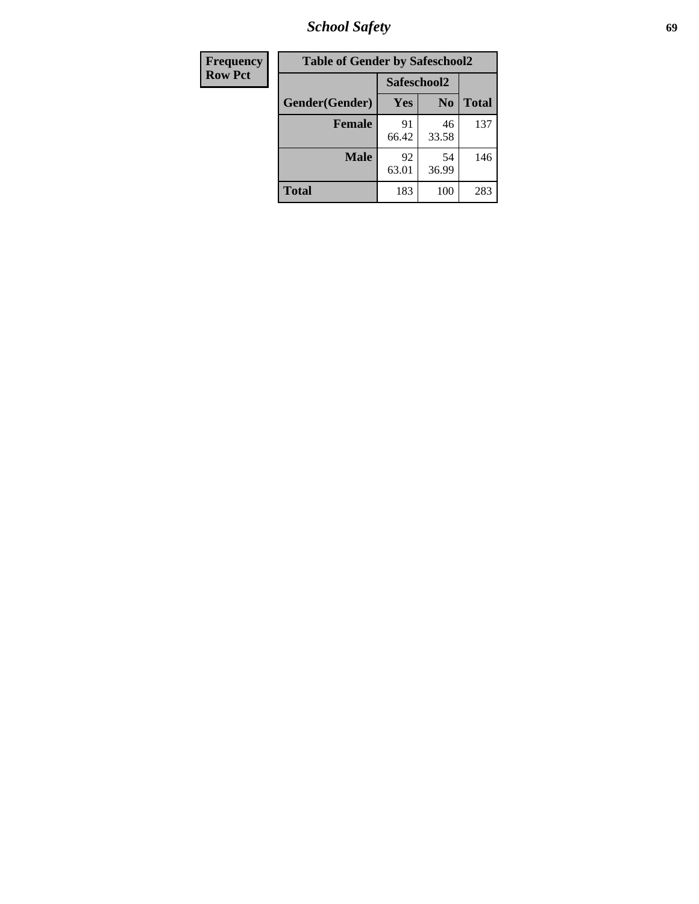| Frequency Row Pct | Table of Gender by Safeschool2 | | |
|---|---|---|---|
| | Safeschool2 | | |
| Gender(Gender) | Yes | No | Total |
| Female | 91<br>66.42 | 46<br>33.58 | 137 |
| Male | 92<br>63.01 | 54<br>36.99 | 146 |
| Total | 183 | 100 | 283 |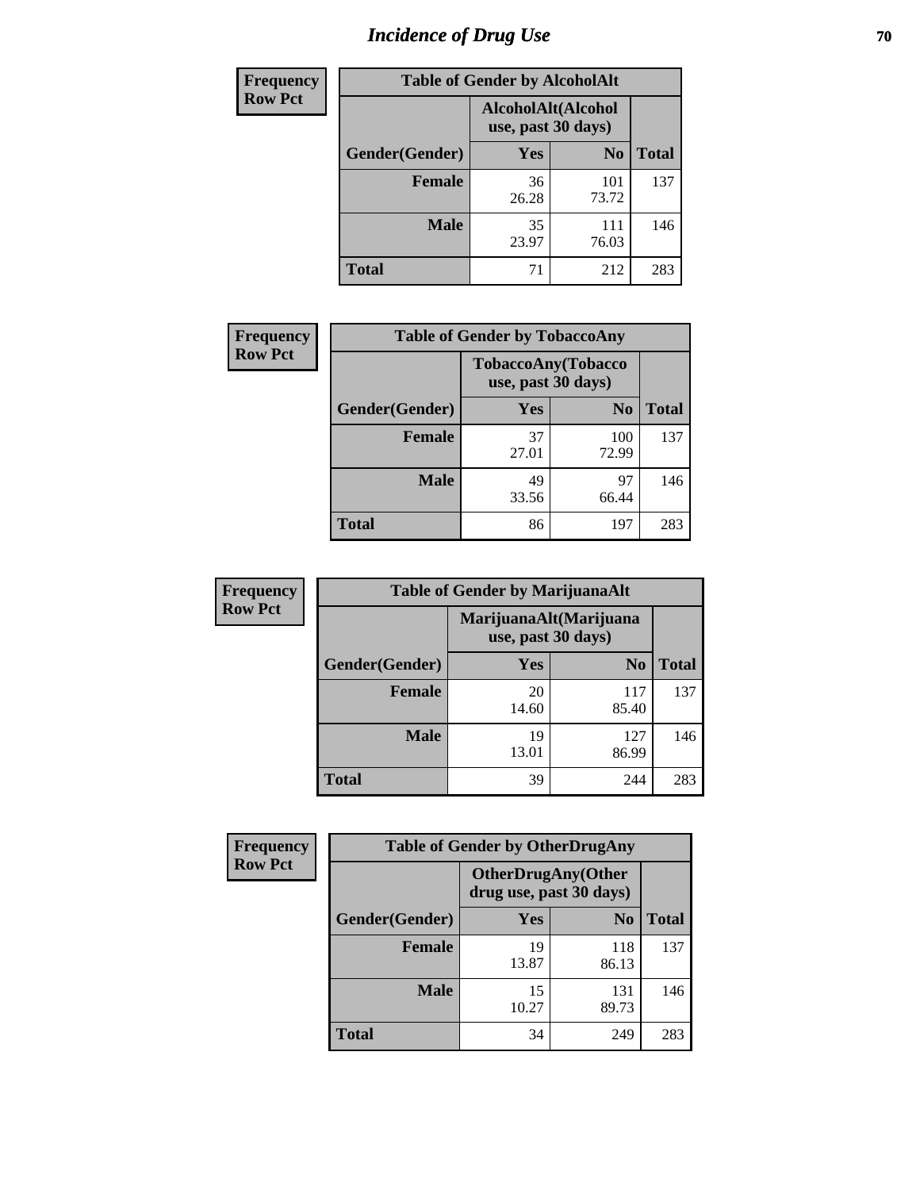# Incidence of Drug Use

**Frequency**
**Row Pct**

| Table of Gender by AlcoholAlt | | | |
|---|---|---|---|
| | AlcoholAlt(Alcohol use, past 30 days) | | |
| Gender(Gender) | Yes | No | Total |
| Female | 36<br>26.28 | 101<br>73.72 | 137 |
| Male | 35<br>23.97 | 111<br>76.03 | 146 |
| Total | 71 | 212 | 283 |

**Frequency**
**Row Pct**

| Table of Gender by TobaccoAny | | | |
|---|---|---|---|
| | TobaccoAny(Tobacco use, past 30 days) | | |
| Gender(Gender) | Yes | No | Total |
| Female | 37<br>27.01 | 100<br>72.99 | 137 |
| Male | 49<br>33.56 | 97<br>66.44 | 146 |
| Total | 86 | 197 | 283 |

**Frequency**
**Row Pct**

| Table of Gender by MarijuanaAlt | | | |
|---|---|---|---|
| | MarijuanaAlt(Marijuana use, past 30 days) | | |
| Gender(Gender) | Yes | No | Total |
| Female | 20<br>14.60 | 117<br>85.40 | 137 |
| Male | 19<br>13.01 | 127<br>86.99 | 146 |
| Total | 39 | 244 | 283 |

**Frequency**
**Row Pct**

| Table of Gender by OtherDrugAny | | | |
|---|---|---|---|
| | OtherDrugAny(Other drug use, past 30 days) | | |
| Gender(Gender) | Yes | No | Total |
| Female | 19<br>13.87 | 118<br>86.13 | 137 |
| Male | 15<br>10.27 | 131<br>89.73 | 146 |
| Total | 34 | 249 | 283 |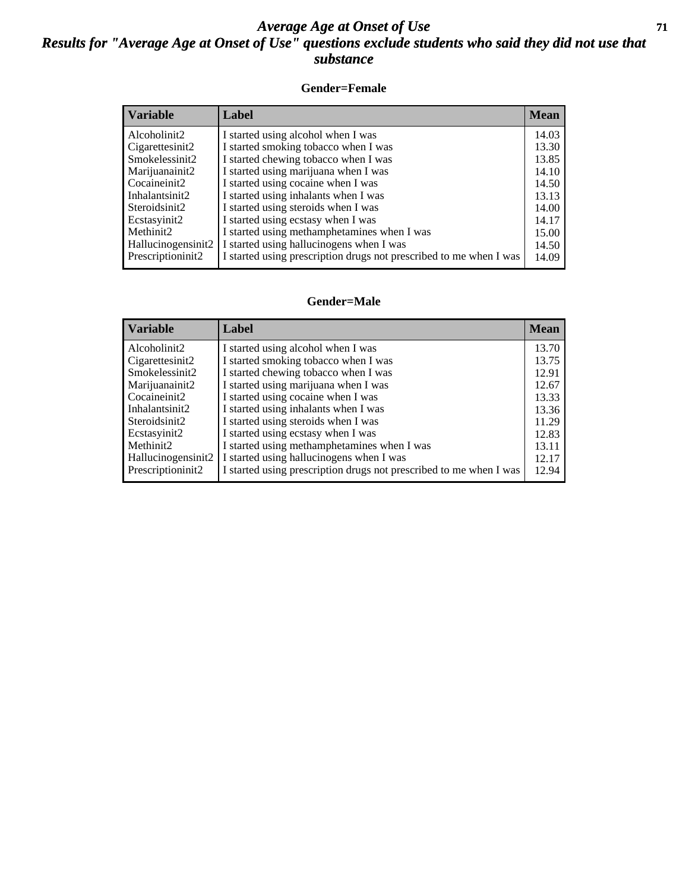# *Average Age at Onset of Use*

## *Results for "Average Age at Onset of Use" questions exclude students who said they did not use that substance*

### Gender=Female

| Variable | Label | Mean |
|---|---|---|
| Alcoholinit2 | I started using alcohol when I was | 14.03 |
| Cigarettesinit2 | I started smoking tobacco when I was | 13.30 |
| Smokelessinit2 | I started chewing tobacco when I was | 13.85 |
| Marijuanainit2 | I started using marijuana when I was | 14.10 |
| Cocaineinit2 | I started using cocaine when I was | 14.50 |
| Inhalantsinit2 | I started using inhalants when I was | 13.13 |
| Steroidsinit2 | I started using steroids when I was | 14.00 |
| Ecstasyinit2 | I started using ecstasy when I was | 14.17 |
| Methinit2 | I started using methamphetamines when I was | 15.00 |
| Hallucinogensinit2 | I started using hallucinogens when I was | 14.50 |
| Prescriptioninit2 | I started using prescription drugs not prescribed to me when I was | 14.09 |

### Gender=Male

| Variable | Label | Mean |
|---|---|---|
| Alcoholinit2 | I started using alcohol when I was | 13.70 |
| Cigarettesinit2 | I started smoking tobacco when I was | 13.75 |
| Smokelessinit2 | I started chewing tobacco when I was | 12.91 |
| Marijuanainit2 | I started using marijuana when I was | 12.67 |
| Cocaineinit2 | I started using cocaine when I was | 13.33 |
| Inhalantsinit2 | I started using inhalants when I was | 13.36 |
| Steroidsinit2 | I started using steroids when I was | 11.29 |
| Ecstasyinit2 | I started using ecstasy when I was | 12.83 |
| Methinit2 | I started using methamphetamines when I was | 13.11 |
| Hallucinogensinit2 | I started using hallucinogens when I was | 12.17 |
| Prescriptioninit2 | I started using prescription drugs not prescribed to me when I was | 12.94 |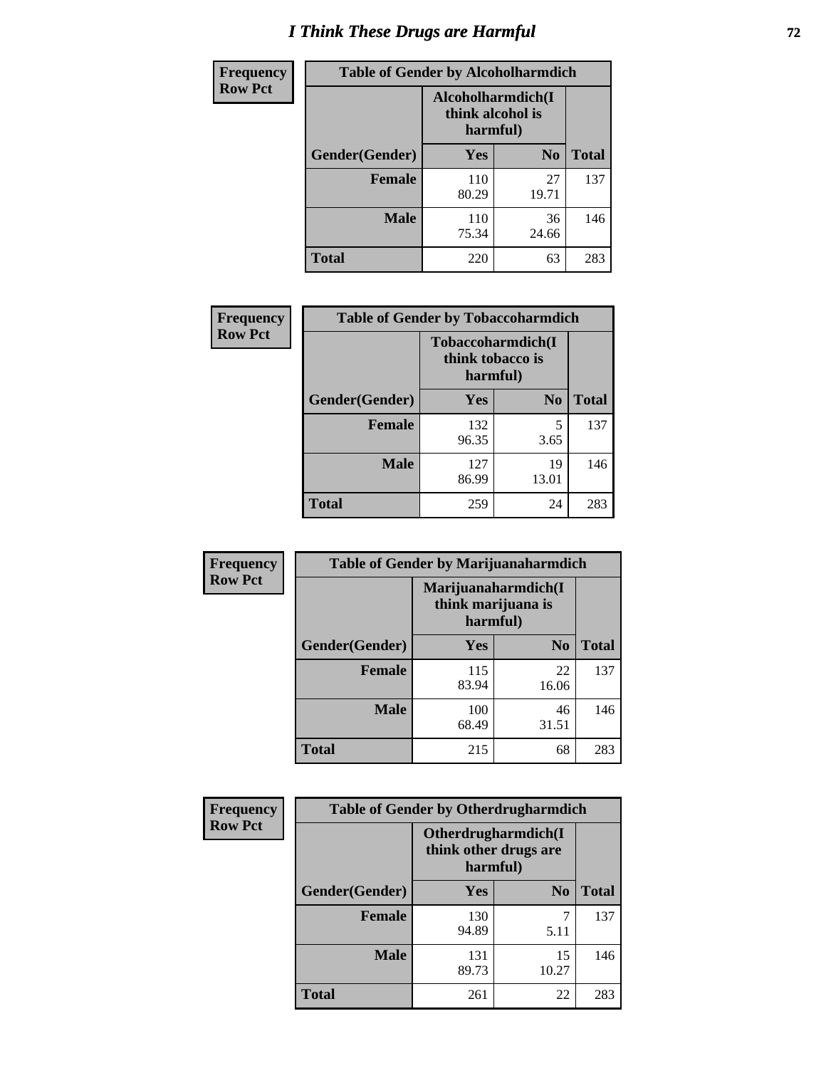# I Think These Drugs are Harmful

**Frequency**
**Row Pct**

| Table of Gender by Alcoholharmdich | | | |
|---|---|---|---|
| | Alcoholharmdich(I think alcohol is harmful) | | |
| Gender(Gender) | Yes | No | Total |
| Female | 110<br>80.29 | 27<br>19.71 | 137 |
| Male | 110<br>75.34 | 36<br>24.66 | 146 |
| Total | 220 | 63 | 283 |

**Frequency**
**Row Pct**

| Table of Gender by Tobaccoharmdich | | | |
|---|---|---|---|
| | Tobaccoharmdich(I think tobacco is harmful) | | |
| Gender(Gender) | Yes | No | Total |
| Female | 132<br>96.35 | 5<br>3.65 | 137 |
| Male | 127<br>86.99 | 19<br>13.01 | 146 |
| Total | 259 | 24 | 283 |

**Frequency**
**Row Pct**

| Table of Gender by Marijuanaharmdich | | | |
|---|---|---|---|
| | Marijuanaharmdich(I think marijuana is harmful) | | |
| Gender(Gender) | Yes | No | Total |
| Female | 115<br>83.94 | 22<br>16.06 | 137 |
| Male | 100<br>68.49 | 46<br>31.51 | 146 |
| Total | 215 | 68 | 283 |

**Frequency**
**Row Pct**

| Table of Gender by Otherdrugharmdich | | | |
|---|---|---|---|
| | Otherdrugharmdich(I think other drugs are harmful) | | |
| Gender(Gender) | Yes | No | Total |
| Female | 130<br>94.89 | 7<br>5.11 | 137 |
| Male | 131<br>89.73 | 15<br>10.27 | 146 |
| Total | 261 | 22 | 283 |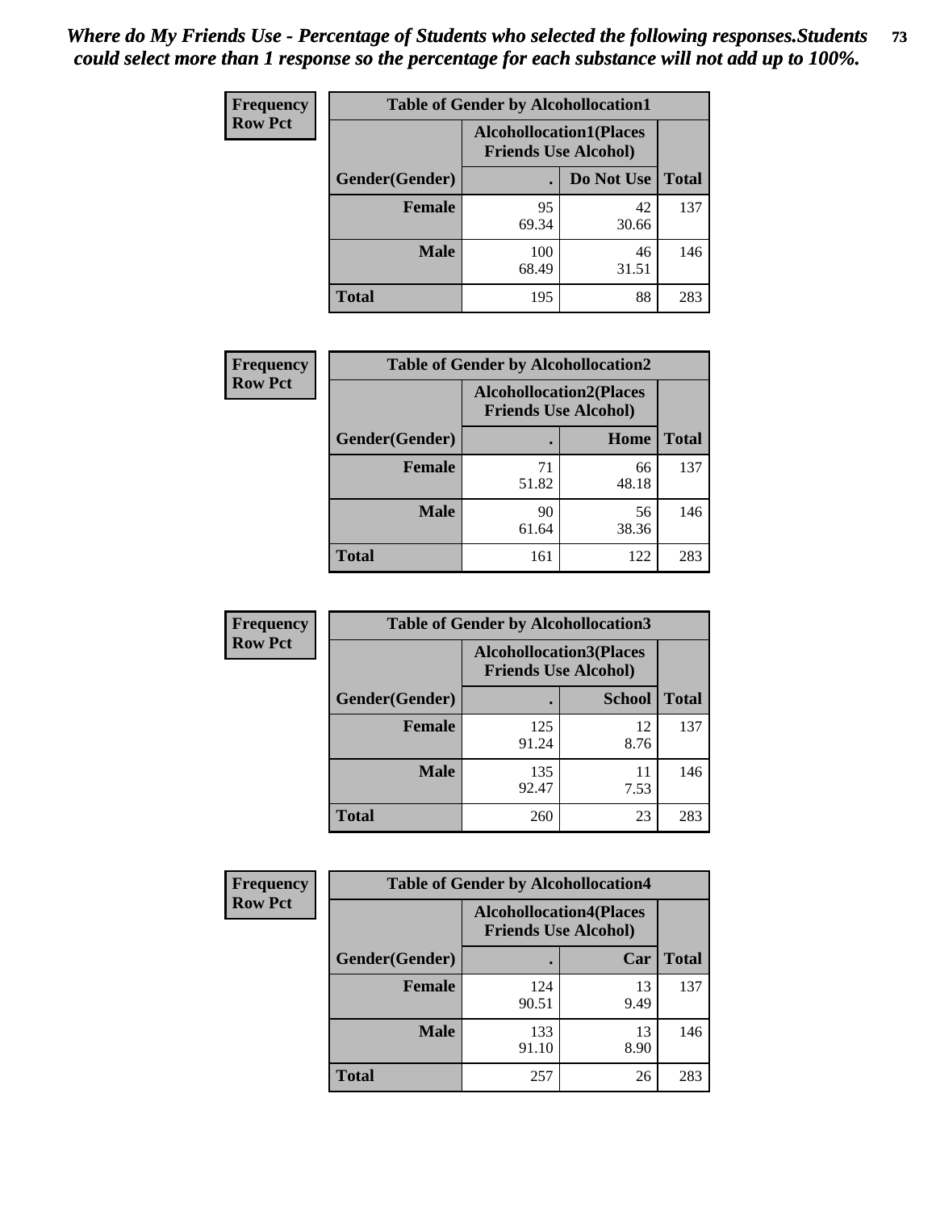*Where do My Friends Use - Percentage of Students who selected the following responses.Students could select more than 1 response so the percentage for each substance will not add up to 100%.*

**Frequency Row Pct**

| Table of Gender by Alcohollocation1 | | | |
|---|---|---|---|
| | Alcohollocation1(Places Friends Use Alcohol) | | |
| Gender(Gender) | . | Do Not Use | Total |
| Female | 95<br>69.34 | 42<br>30.66 | 137 |
| Male | 100<br>68.49 | 46<br>31.51 | 146 |
| Total | 195 | 88 | 283 |

**Frequency Row Pct**

| Table of Gender by Alcohollocation2 | | | |
|---|---|---|---|
| | Alcohollocation2(Places Friends Use Alcohol) | | |
| Gender(Gender) | . | Home | Total |
| Female | 71<br>51.82 | 66<br>48.18 | 137 |
| Male | 90<br>61.64 | 56<br>38.36 | 146 |
| Total | 161 | 122 | 283 |

**Frequency Row Pct**

| Table of Gender by Alcohollocation3 | | | |
|---|---|---|---|
| | Alcohollocation3(Places Friends Use Alcohol) | | |
| Gender(Gender) | . | School | Total |
| Female | 125<br>91.24 | 12<br>8.76 | 137 |
| Male | 135<br>92.47 | 11<br>7.53 | 146 |
| Total | 260 | 23 | 283 |

**Frequency Row Pct**

| Table of Gender by Alcohollocation4 | | | |
|---|---|---|---|
| | Alcohollocation4(Places Friends Use Alcohol) | | |
| Gender(Gender) | . | Car | Total |
| Female | 124<br>90.51 | 13<br>9.49 | 137 |
| Male | 133<br>91.10 | 13<br>8.90 | 146 |
| Total | 257 | 26 | 283 |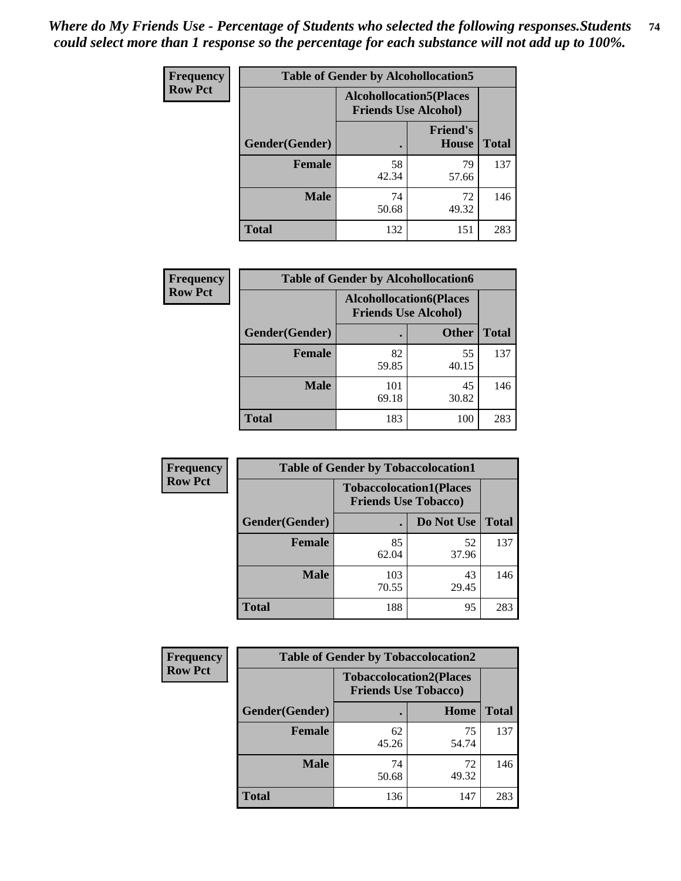*Where do My Friends Use - Percentage of Students who selected the following responses.Students could select more than 1 response so the percentage for each substance will not add up to 100%.*

**Frequency**
**Row Pct**

| Table of Gender by Alcohollocation5 | | | |
|---|---|---|---|
| | Alcohollocation5(Places Friends Use Alcohol) | | |
| Gender(Gender) | . | Friend's House | Total |
| **Female** | 58<br>42.34 | 79<br>57.66 | 137 |
| **Male** | 74<br>50.68 | 72<br>49.32 | 146 |
| **Total** | 132 | 151 | 283 |

**Frequency**
**Row Pct**

| Table of Gender by Alcohollocation6 | | | |
|---|---|---|---|
| | Alcohollocation6(Places Friends Use Alcohol) | | |
| Gender(Gender) | . | Other | Total |
| **Female** | 82<br>59.85 | 55<br>40.15 | 137 |
| **Male** | 101<br>69.18 | 45<br>30.82 | 146 |
| **Total** | 183 | 100 | 283 |

**Frequency**
**Row Pct**

| Table of Gender by Tobaccolocation1 | | | |
|---|---|---|---|
| | Tobaccolocation1(Places Friends Use Tobacco) | | |
| Gender(Gender) | . | Do Not Use | Total |
| **Female** | 85<br>62.04 | 52<br>37.96 | 137 |
| **Male** | 103<br>70.55 | 43<br>29.45 | 146 |
| **Total** | 188 | 95 | 283 |

**Frequency**
**Row Pct**

| Table of Gender by Tobaccolocation2 | | | |
|---|---|---|---|
| | Tobaccolocation2(Places Friends Use Tobacco) | | |
| Gender(Gender) | . | Home | Total |
| **Female** | 62<br>45.26 | 75<br>54.74 | 137 |
| **Male** | 74<br>50.68 | 72<br>49.32 | 146 |
| **Total** | 136 | 147 | 283 |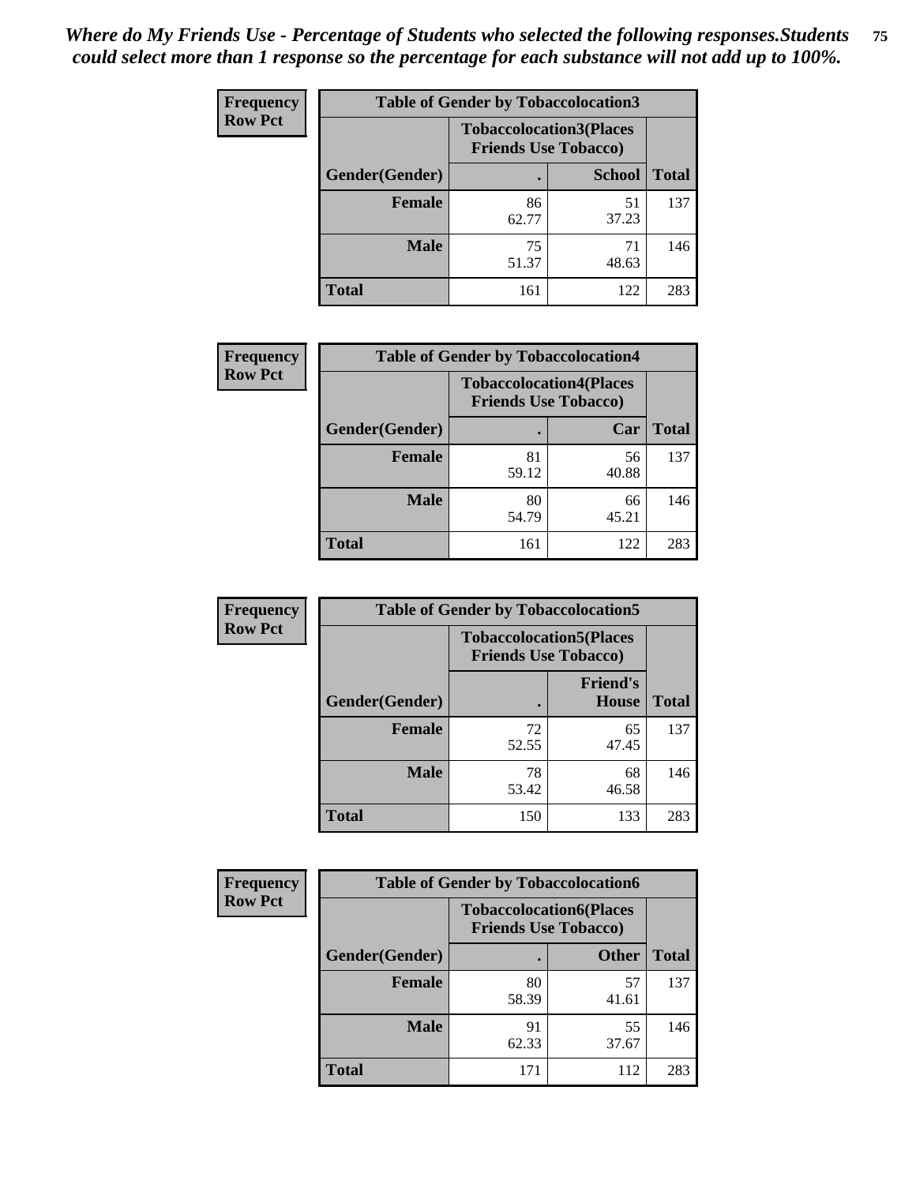*Where do My Friends Use - Percentage of Students who selected the following responses.Students could select more than 1 response so the percentage for each substance will not add up to 100%.*

**Frequency / Row Pct**

| Table of Gender by Tobaccolocation3 | | | |
|---|---|---|---|
| | Tobaccolocation3(Places Friends Use Tobacco) | | |
| Gender(Gender) | . | School | Total |
| Female | 86<br>62.77 | 51<br>37.23 | 137 |
| Male | 75<br>51.37 | 71<br>48.63 | 146 |
| Total | 161 | 122 | 283 |

**Frequency / Row Pct**

| Table of Gender by Tobaccolocation4 | | | |
|---|---|---|---|
| | Tobaccolocation4(Places Friends Use Tobacco) | | |
| Gender(Gender) | . | Car | Total |
| Female | 81<br>59.12 | 56<br>40.88 | 137 |
| Male | 80<br>54.79 | 66<br>45.21 | 146 |
| Total | 161 | 122 | 283 |

**Frequency / Row Pct**

| Table of Gender by Tobaccolocation5 | | | |
|---|---|---|---|
| | Tobaccolocation5(Places Friends Use Tobacco) | | |
| Gender(Gender) | . | Friend's House | Total |
| Female | 72<br>52.55 | 65<br>47.45 | 137 |
| Male | 78<br>53.42 | 68<br>46.58 | 146 |
| Total | 150 | 133 | 283 |

**Frequency / Row Pct**

| Table of Gender by Tobaccolocation6 | | | |
|---|---|---|---|
| | Tobaccolocation6(Places Friends Use Tobacco) | | |
| Gender(Gender) | . | Other | Total |
| Female | 80<br>58.39 | 57<br>41.61 | 137 |
| Male | 91<br>62.33 | 55<br>37.67 | 146 |
| Total | 171 | 112 | 283 |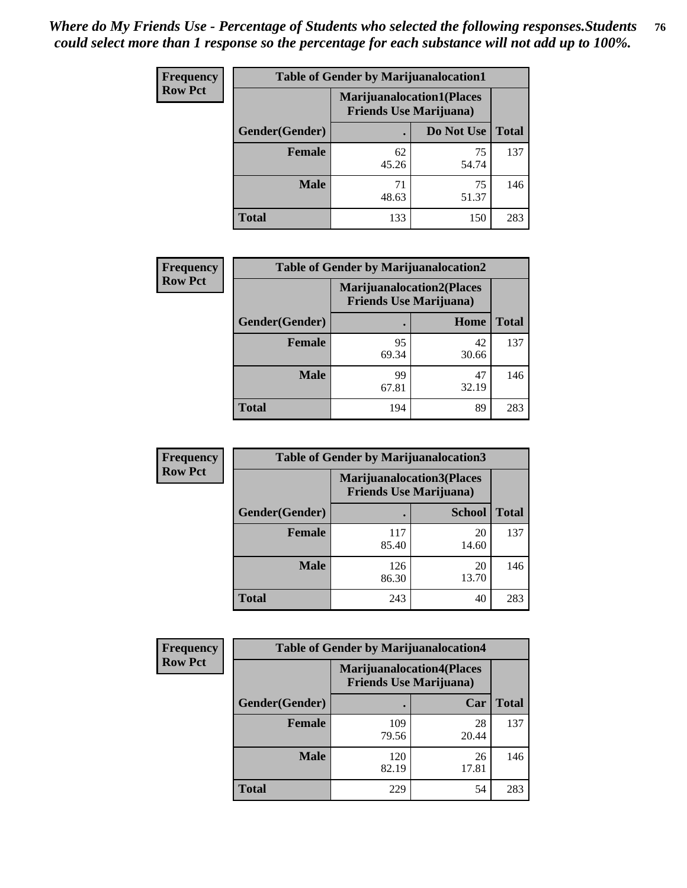*Where do My Friends Use - Percentage of Students who selected the following responses.Students could select more than 1 response so the percentage for each substance will not add up to 100%.*

**Frequency**
**Row Pct**

| Table of Gender by Marijuanalocation1 | | | |
|---|---|---|---|
| | Marijuanalocation1(Places Friends Use Marijuana) | | |
| Gender(Gender) | . | Do Not Use | Total |
| **Female** | 62<br>45.26 | 75<br>54.74 | 137 |
| **Male** | 71<br>48.63 | 75<br>51.37 | 146 |
| **Total** | 133 | 150 | 283 |

**Frequency**
**Row Pct**

| Table of Gender by Marijuanalocation2 | | | |
|---|---|---|---|
| | Marijuanalocation2(Places Friends Use Marijuana) | | |
| Gender(Gender) | . | Home | Total |
| **Female** | 95<br>69.34 | 42<br>30.66 | 137 |
| **Male** | 99<br>67.81 | 47<br>32.19 | 146 |
| **Total** | 194 | 89 | 283 |

**Frequency**
**Row Pct**

| Table of Gender by Marijuanalocation3 | | | |
|---|---|---|---|
| | Marijuanalocation3(Places Friends Use Marijuana) | | |
| Gender(Gender) | . | School | Total |
| **Female** | 117<br>85.40 | 20<br>14.60 | 137 |
| **Male** | 126<br>86.30 | 20<br>13.70 | 146 |
| **Total** | 243 | 40 | 283 |

**Frequency**
**Row Pct**

| Table of Gender by Marijuanalocation4 | | | |
|---|---|---|---|
| | Marijuanalocation4(Places Friends Use Marijuana) | | |
| Gender(Gender) | . | Car | Total |
| **Female** | 109<br>79.56 | 28<br>20.44 | 137 |
| **Male** | 120<br>82.19 | 26<br>17.81 | 146 |
| **Total** | 229 | 54 | 283 |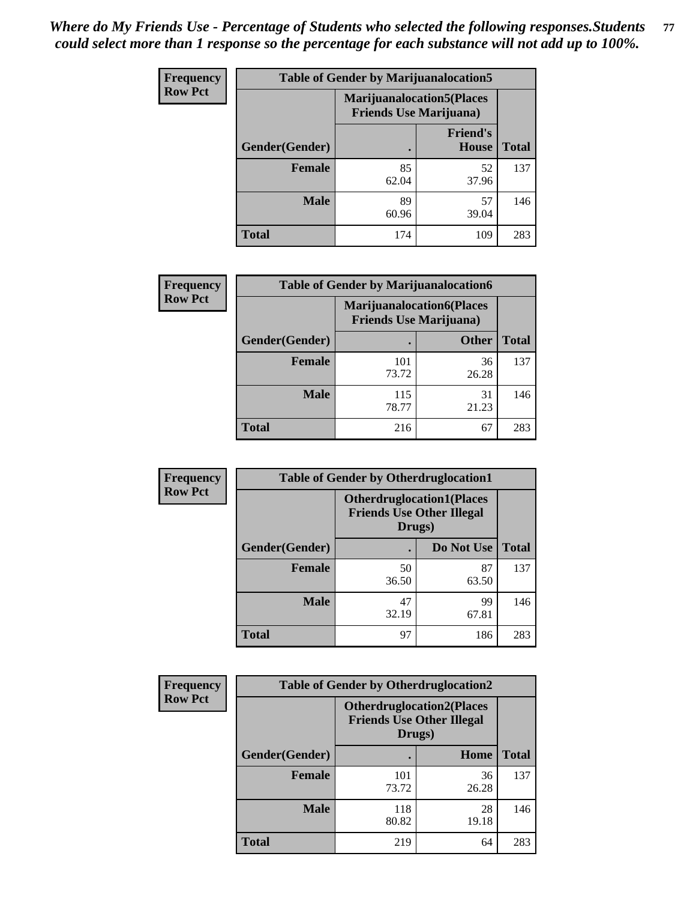*Where do My Friends Use - Percentage of Students who selected the following responses.Students could select more than 1 response so the percentage for each substance will not add up to 100%.*

**Frequency Row Pct**

| Table of Gender by Marijuanalocation5 | | | |
|---|---|---|---|
| | Marijuanalocation5(Places Friends Use Marijuana) | | |
| Gender(Gender) | . | Friend's House | Total |
| **Female** | 85<br>62.04 | 52<br>37.96 | 137 |
| **Male** | 89<br>60.96 | 57<br>39.04 | 146 |
| **Total** | 174 | 109 | 283 |

**Frequency Row Pct**

| Table of Gender by Marijuanalocation6 | | | |
|---|---|---|---|
| | Marijuanalocation6(Places Friends Use Marijuana) | | |
| Gender(Gender) | . | Other | Total |
| **Female** | 101<br>73.72 | 36<br>26.28 | 137 |
| **Male** | 115<br>78.77 | 31<br>21.23 | 146 |
| **Total** | 216 | 67 | 283 |

**Frequency Row Pct**

| Table of Gender by Otherdruglocation1 | | | |
|---|---|---|---|
| | Otherdruglocation1(Places Friends Use Other Illegal Drugs) | | |
| Gender(Gender) | . | Do Not Use | Total |
| **Female** | 50<br>36.50 | 87<br>63.50 | 137 |
| **Male** | 47<br>32.19 | 99<br>67.81 | 146 |
| **Total** | 97 | 186 | 283 |

**Frequency Row Pct**

| Table of Gender by Otherdruglocation2 | | | |
|---|---|---|---|
| | Otherdruglocation2(Places Friends Use Other Illegal Drugs) | | |
| Gender(Gender) | . | Home | Total |
| **Female** | 101<br>73.72 | 36<br>26.28 | 137 |
| **Male** | 118<br>80.82 | 28<br>19.18 | 146 |
| **Total** | 219 | 64 | 283 |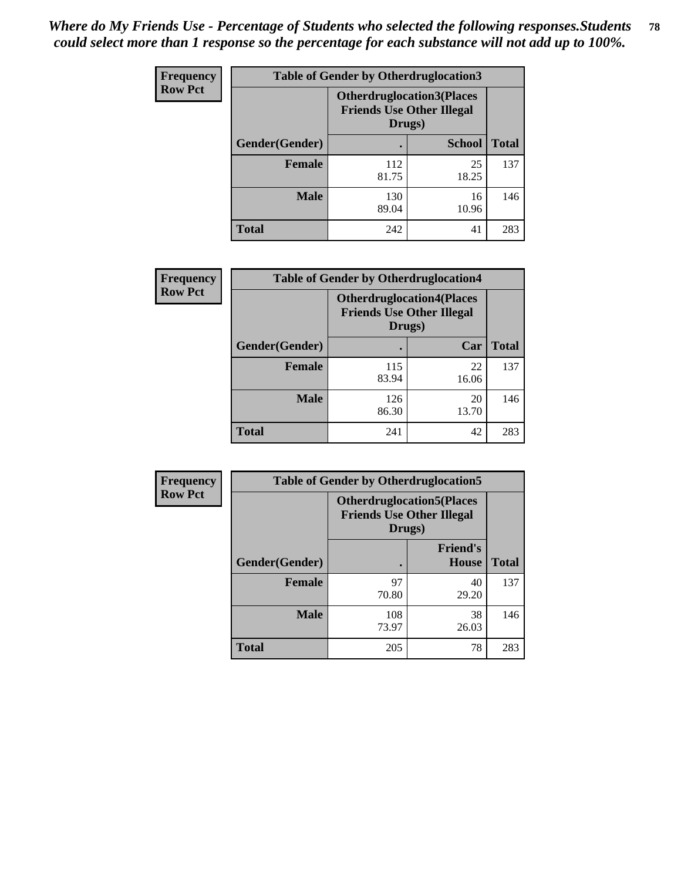*Where do My Friends Use - Percentage of Students who selected the following responses.Students could select more than 1 response so the percentage for each substance will not add up to 100%.*

**Frequency**
**Row Pct**

| Table of Gender by Otherdruglocation3 | | | |
|---|---|---|---|
| | Otherdruglocation3(Places Friends Use Other Illegal Drugs) | | |
| Gender(Gender) | . | School | Total |
| Female | 112<br>81.75 | 25<br>18.25 | 137 |
| Male | 130<br>89.04 | 16<br>10.96 | 146 |
| Total | 242 | 41 | 283 |

**Frequency**
**Row Pct**

| Table of Gender by Otherdruglocation4 | | | |
|---|---|---|---|
| | Otherdruglocation4(Places Friends Use Other Illegal Drugs) | | |
| Gender(Gender) | . | Car | Total |
| Female | 115<br>83.94 | 22<br>16.06 | 137 |
| Male | 126<br>86.30 | 20<br>13.70 | 146 |
| Total | 241 | 42 | 283 |

**Frequency**
**Row Pct**

| Table of Gender by Otherdruglocation5 | | | |
|---|---|---|---|
| | Otherdruglocation5(Places Friends Use Other Illegal Drugs) | | |
| Gender(Gender) | . | Friend's House | Total |
| Female | 97<br>70.80 | 40<br>29.20 | 137 |
| Male | 108<br>73.97 | 38<br>26.03 | 146 |
| Total | 205 | 78 | 283 |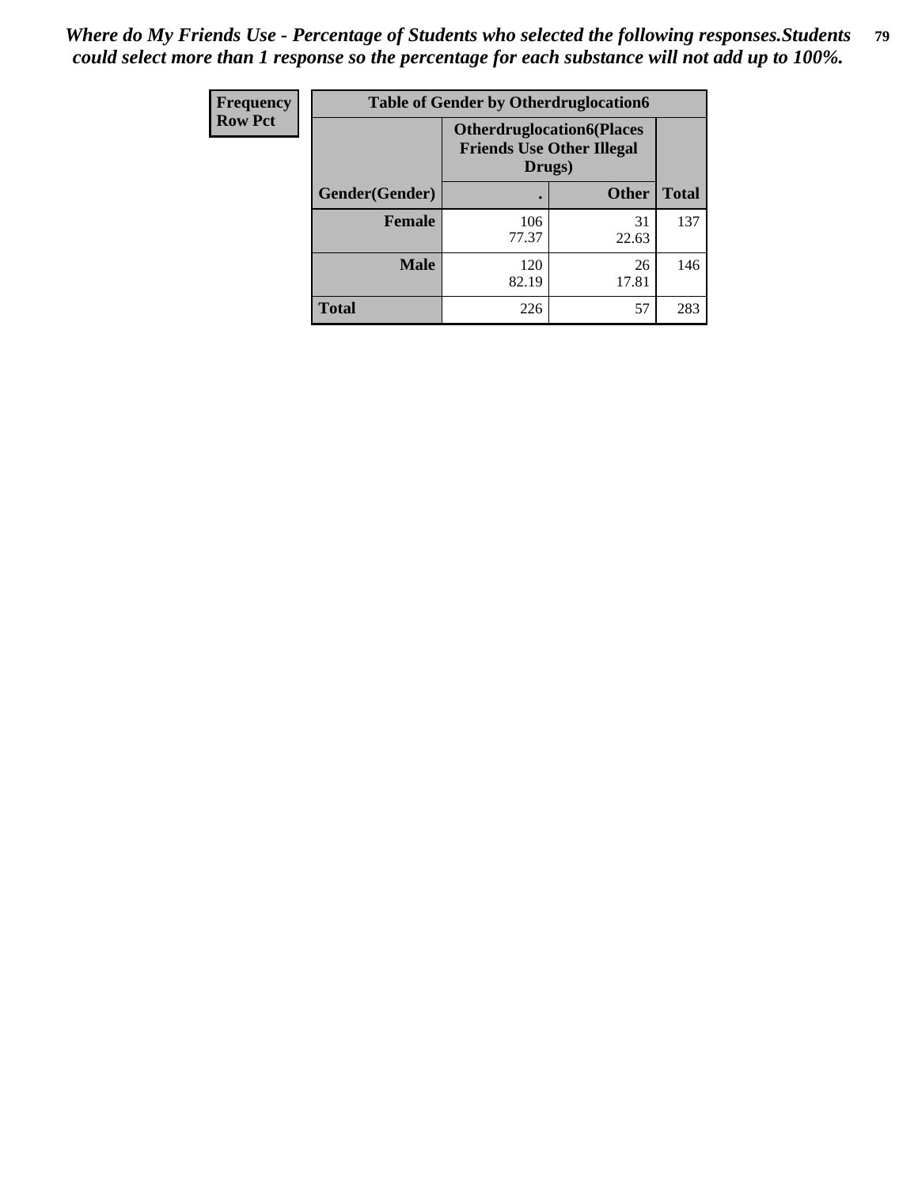*Where do My Friends Use - Percentage of Students who selected the following responses.Students could select more than 1 response so the percentage for each substance will not add up to 100%.*

| Frequency<br>Row Pct | Table of Gender by Otherdruglocation6 | | |
|---|---|---|---|
| | Otherdruglocation6(Places Friends Use Other Illegal Drugs) | | |
| Gender(Gender) | . | Other | Total |
| Female | 106<br>77.37 | 31<br>22.63 | 137 |
| Male | 120<br>82.19 | 26<br>17.81 | 146 |
| Total | 226 | 57 | 283 |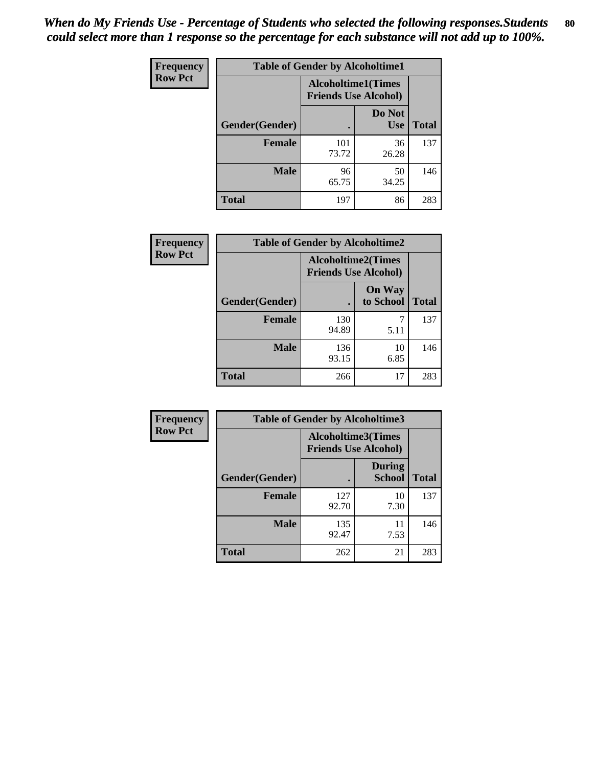*When do My Friends Use - Percentage of Students who selected the following responses.Students could select more than 1 response so the percentage for each substance will not add up to 100%.*

**Frequency**
**Row Pct**

| Table of Gender by Alcoholtime1 | | | |
|---|---|---|---|
| | Alcoholtime1(Times Friends Use Alcohol) | | |
| Gender(Gender) | . | Do Not Use | Total |
| **Female** | 101<br>73.72 | 36<br>26.28 | 137 |
| **Male** | 96<br>65.75 | 50<br>34.25 | 146 |
| **Total** | 197 | 86 | 283 |

**Frequency**
**Row Pct**

| Table of Gender by Alcoholtime2 | | | |
|---|---|---|---|
| | Alcoholtime2(Times Friends Use Alcohol) | | |
| Gender(Gender) | . | On Way to School | Total |
| **Female** | 130<br>94.89 | 7<br>5.11 | 137 |
| **Male** | 136<br>93.15 | 10<br>6.85 | 146 |
| **Total** | 266 | 17 | 283 |

**Frequency**
**Row Pct**

| Table of Gender by Alcoholtime3 | | | |
|---|---|---|---|
| | Alcoholtime3(Times Friends Use Alcohol) | | |
| Gender(Gender) | . | During School | Total |
| **Female** | 127<br>92.70 | 10<br>7.30 | 137 |
| **Male** | 135<br>92.47 | 11<br>7.53 | 146 |
| **Total** | 262 | 21 | 283 |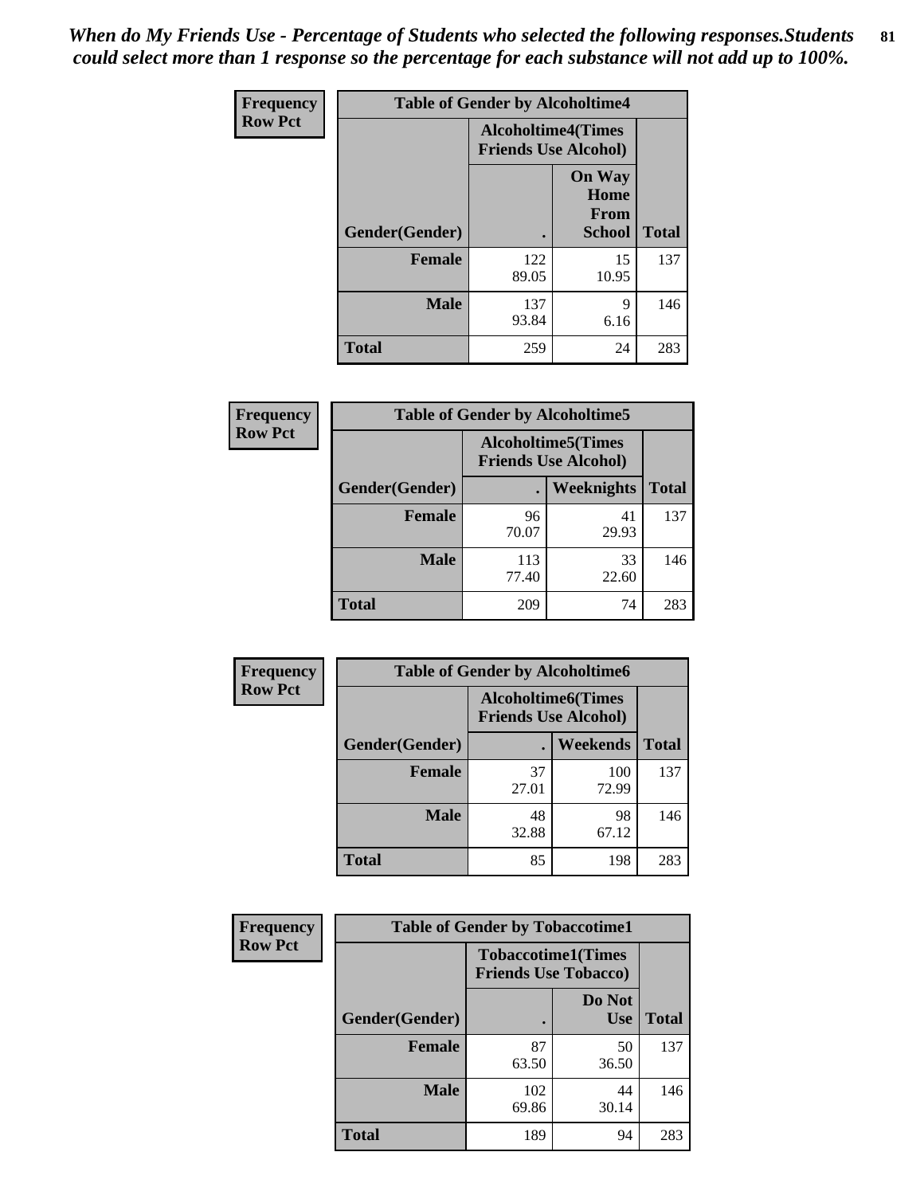*When do My Friends Use - Percentage of Students who selected the following responses.Students could select more than 1 response so the percentage for each substance will not add up to 100%.*

| Frequency Row Pct | Table of Gender by Alcoholtime4 | | |
|---|---|---|---|
| | Alcoholtime4(Times Friends Use Alcohol) | | |
| Gender(Gender) | . | On Way Home From School | Total |
| Female | 122<br>89.05 | 15<br>10.95 | 137 |
| Male | 137<br>93.84 | 9<br>6.16 | 146 |
| Total | 259 | 24 | 283 |

| Frequency Row Pct | Table of Gender by Alcoholtime5 | | |
|---|---|---|---|
| | Alcoholtime5(Times Friends Use Alcohol) | | |
| Gender(Gender) | . | Weeknights | Total |
| Female | 96<br>70.07 | 41<br>29.93 | 137 |
| Male | 113<br>77.40 | 33<br>22.60 | 146 |
| Total | 209 | 74 | 283 |

| Frequency Row Pct | Table of Gender by Alcoholtime6 | | |
|---|---|---|---|
| | Alcoholtime6(Times Friends Use Alcohol) | | |
| Gender(Gender) | . | Weekends | Total |
| Female | 37<br>27.01 | 100<br>72.99 | 137 |
| Male | 48<br>32.88 | 98<br>67.12 | 146 |
| Total | 85 | 198 | 283 |

| Frequency Row Pct | Table of Gender by Tobaccotime1 | | |
|---|---|---|---|
| | Tobaccotime1(Times Friends Use Tobacco) | | |
| Gender(Gender) | . | Do Not Use | Total |
| Female | 87<br>63.50 | 50<br>36.50 | 137 |
| Male | 102<br>69.86 | 44<br>30.14 | 146 |
| Total | 189 | 94 | 283 |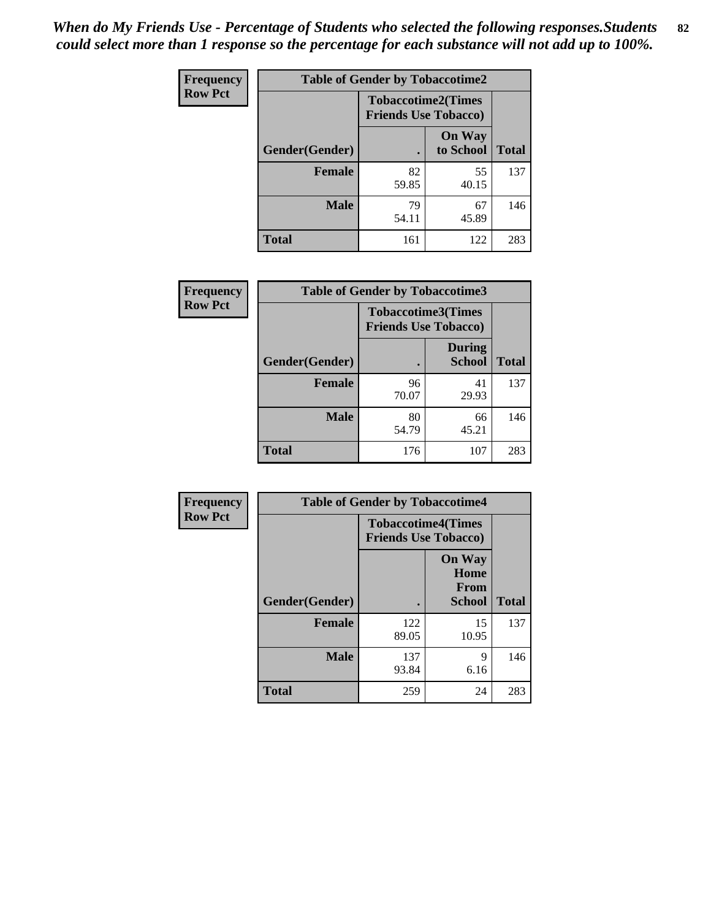*When do My Friends Use - Percentage of Students who selected the following responses.Students could select more than 1 response so the percentage for each substance will not add up to 100%.*

| Frequency Row Pct | Table of Gender by Tobaccotime2 | | |
|---|---|---|---|
| | Tobaccotime2(Times Friends Use Tobacco) | | |
| Gender(Gender) | . | On Way to School | Total |
| **Female** | 82<br>59.85 | 55<br>40.15 | 137 |
| **Male** | 79<br>54.11 | 67<br>45.89 | 146 |
| **Total** | 161 | 122 | 283 |

| Frequency Row Pct | Table of Gender by Tobaccotime3 | | |
|---|---|---|---|
| | Tobaccotime3(Times Friends Use Tobacco) | | |
| Gender(Gender) | . | During School | Total |
| **Female** | 96<br>70.07 | 41<br>29.93 | 137 |
| **Male** | 80<br>54.79 | 66<br>45.21 | 146 |
| **Total** | 176 | 107 | 283 |

| Frequency Row Pct | Table of Gender by Tobaccotime4 | | |
|---|---|---|---|
| | Tobaccotime4(Times Friends Use Tobacco) | | |
| Gender(Gender) | . | On Way Home From School | Total |
| **Female** | 122<br>89.05 | 15<br>10.95 | 137 |
| **Male** | 137<br>93.84 | 9<br>6.16 | 146 |
| **Total** | 259 | 24 | 283 |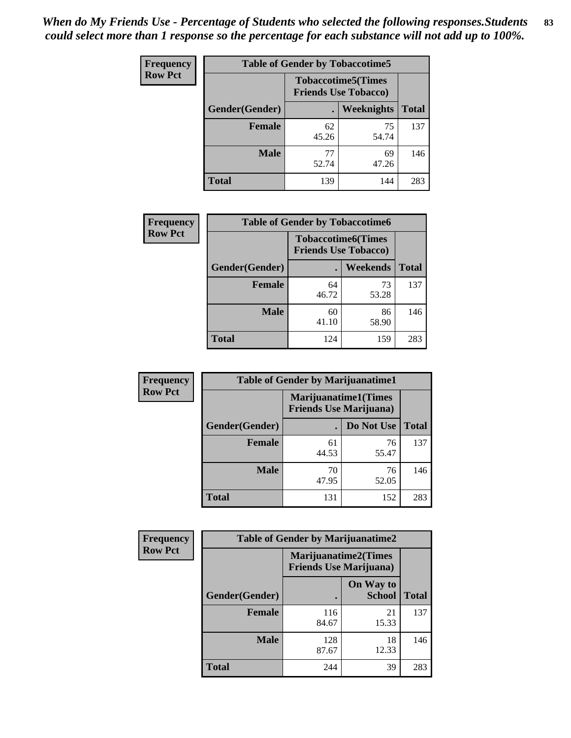*When do My Friends Use - Percentage of Students who selected the following responses.Students could select more than 1 response so the percentage for each substance will not add up to 100%.*

**Frequency**
**Row Pct**

| Table of Gender by Tobaccotime5 | | | |
|---|---|---|---|
| | Tobaccotime5(Times Friends Use Tobacco) | | |
| Gender(Gender) | . | Weeknights | Total |
| **Female** | 62<br>45.26 | 75<br>54.74 | 137 |
| **Male** | 77<br>52.74 | 69<br>47.26 | 146 |
| **Total** | 139 | 144 | 283 |

**Frequency**
**Row Pct**

| Table of Gender by Tobaccotime6 | | | |
|---|---|---|---|
| | Tobaccotime6(Times Friends Use Tobacco) | | |
| Gender(Gender) | . | Weekends | Total |
| **Female** | 64<br>46.72 | 73<br>53.28 | 137 |
| **Male** | 60<br>41.10 | 86<br>58.90 | 146 |
| **Total** | 124 | 159 | 283 |

**Frequency**
**Row Pct**

| Table of Gender by Marijuanatime1 | | | |
|---|---|---|---|
| | Marijuanatime1(Times Friends Use Marijuana) | | |
| Gender(Gender) | . | Do Not Use | Total |
| **Female** | 61<br>44.53 | 76<br>55.47 | 137 |
| **Male** | 70<br>47.95 | 76<br>52.05 | 146 |
| **Total** | 131 | 152 | 283 |

**Frequency**
**Row Pct**

| Table of Gender by Marijuanatime2 | | | |
|---|---|---|---|
| | Marijuanatime2(Times Friends Use Marijuana) | | |
| Gender(Gender) | . | On Way to School | Total |
| **Female** | 116<br>84.67 | 21<br>15.33 | 137 |
| **Male** | 128<br>87.67 | 18<br>12.33 | 146 |
| **Total** | 244 | 39 | 283 |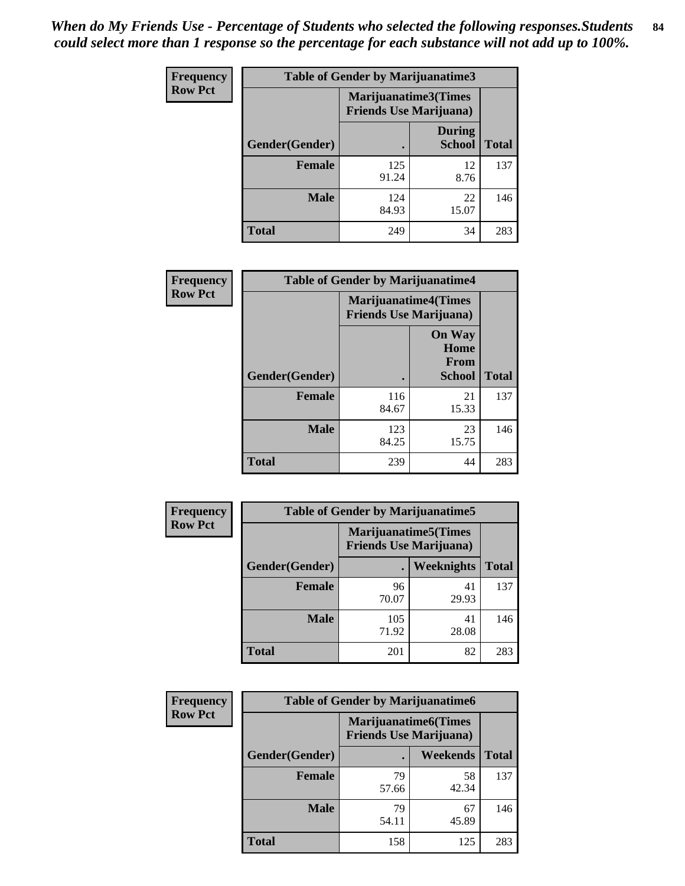*When do My Friends Use - Percentage of Students who selected the following responses.Students could select more than 1 response so the percentage for each substance will not add up to 100%.*

**Frequency**
**Row Pct**

| Table of Gender by Marijuanatime3 | | | |
|---|---|---|---|
| | Marijuanatime3(Times Friends Use Marijuana) | | |
| Gender(Gender) | . | During School | Total |
| **Female** | 125<br>91.24 | 12<br>8.76 | 137 |
| **Male** | 124<br>84.93 | 22<br>15.07 | 146 |
| **Total** | 249 | 34 | 283 |

**Frequency**
**Row Pct**

| Table of Gender by Marijuanatime4 | | | |
|---|---|---|---|
| | Marijuanatime4(Times Friends Use Marijuana) | | |
| Gender(Gender) | . | On Way Home From School | Total |
| **Female** | 116<br>84.67 | 21<br>15.33 | 137 |
| **Male** | 123<br>84.25 | 23<br>15.75 | 146 |
| **Total** | 239 | 44 | 283 |

**Frequency**
**Row Pct**

| Table of Gender by Marijuanatime5 | | | |
|---|---|---|---|
| | Marijuanatime5(Times Friends Use Marijuana) | | |
| Gender(Gender) | . | Weeknights | Total |
| **Female** | 96<br>70.07 | 41<br>29.93 | 137 |
| **Male** | 105<br>71.92 | 41<br>28.08 | 146 |
| **Total** | 201 | 82 | 283 |

**Frequency**
**Row Pct**

| Table of Gender by Marijuanatime6 | | | |
|---|---|---|---|
| | Marijuanatime6(Times Friends Use Marijuana) | | |
| Gender(Gender) | . | Weekends | Total |
| **Female** | 79<br>57.66 | 58<br>42.34 | 137 |
| **Male** | 79<br>54.11 | 67<br>45.89 | 146 |
| **Total** | 158 | 125 | 283 |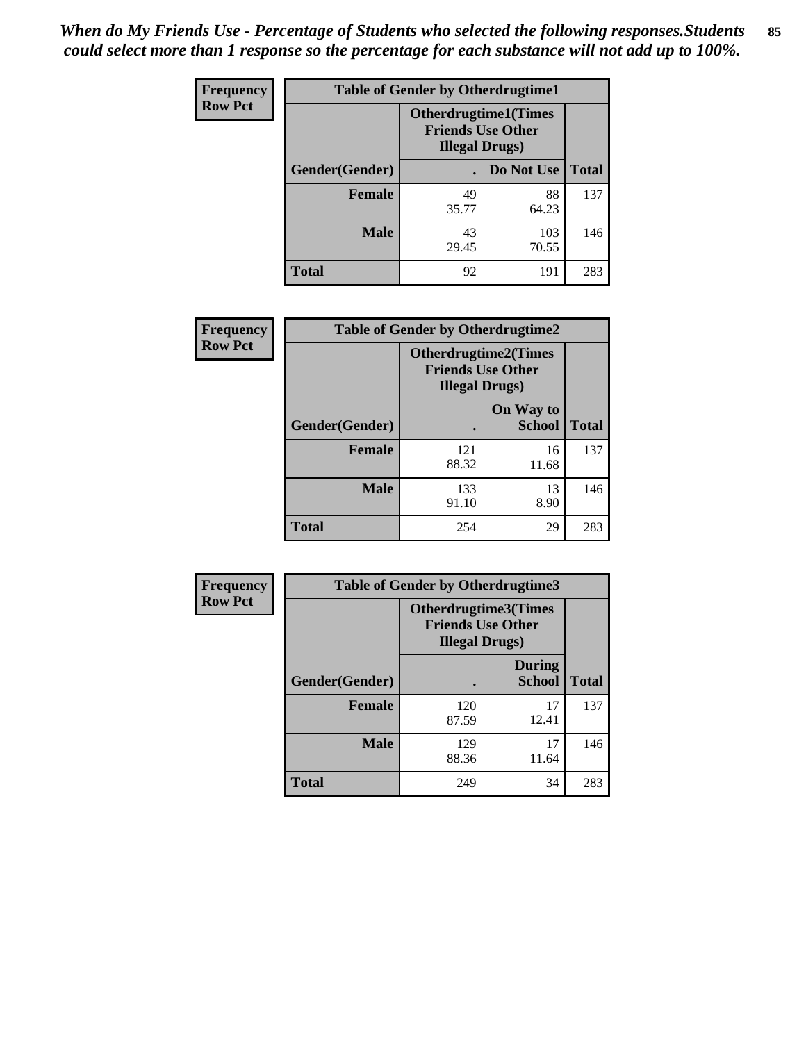*When do My Friends Use - Percentage of Students who selected the following responses.Students could select more than 1 response so the percentage for each substance will not add up to 100%.*

**Frequency**
**Row Pct**

| Table of Gender by Otherdrugtime1 | | | |
|---|---|---|---|
| | Otherdrugtime1(Times Friends Use Other Illegal Drugs) | | |
| Gender(Gender) | . | Do Not Use | Total |
| **Female** | 49<br>35.77 | 88<br>64.23 | 137 |
| **Male** | 43<br>29.45 | 103<br>70.55 | 146 |
| **Total** | 92 | 191 | 283 |

**Frequency**
**Row Pct**

| Table of Gender by Otherdrugtime2 | | | |
|---|---|---|---|
| | Otherdrugtime2(Times Friends Use Other Illegal Drugs) | | |
| Gender(Gender) | . | On Way to School | Total |
| **Female** | 121<br>88.32 | 16<br>11.68 | 137 |
| **Male** | 133<br>91.10 | 13<br>8.90 | 146 |
| **Total** | 254 | 29 | 283 |

**Frequency**
**Row Pct**

| Table of Gender by Otherdrugtime3 | | | |
|---|---|---|---|
| | Otherdrugtime3(Times Friends Use Other Illegal Drugs) | | |
| Gender(Gender) | . | During School | Total |
| **Female** | 120<br>87.59 | 17<br>12.41 | 137 |
| **Male** | 129<br>88.36 | 17<br>11.64 | 146 |
| **Total** | 249 | 34 | 283 |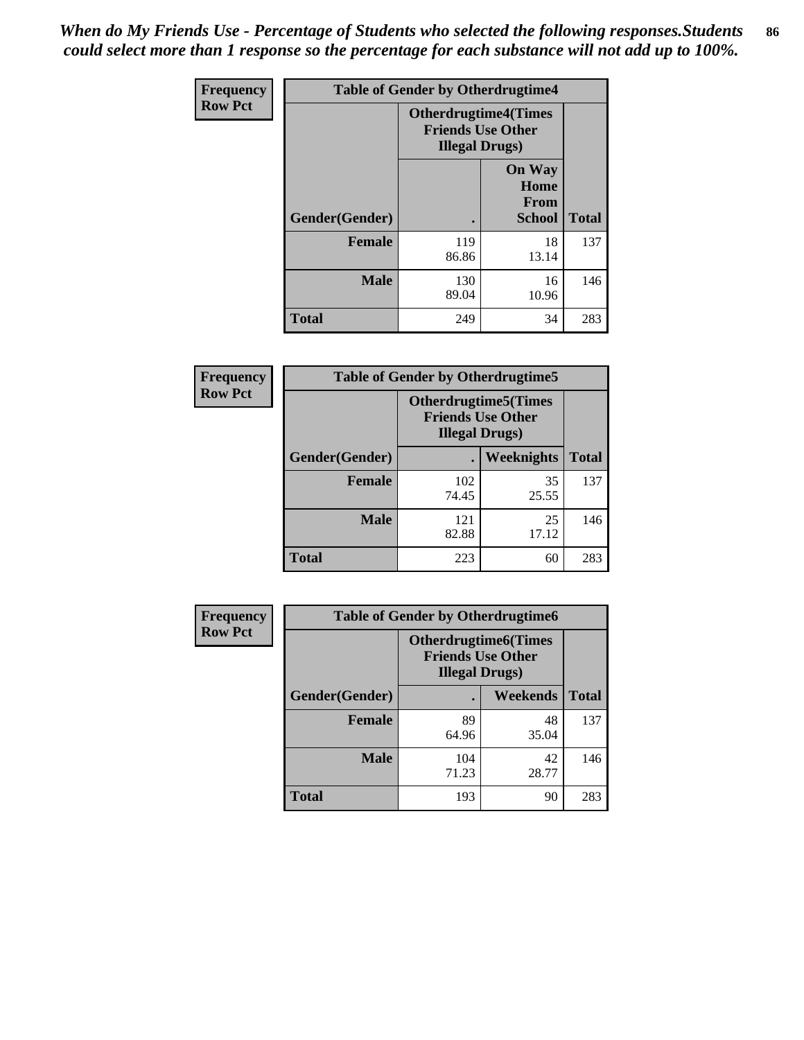*When do My Friends Use - Percentage of Students who selected the following responses.Students could select more than 1 response so the percentage for each substance will not add up to 100%.*

| Frequency Row Pct | Table of Gender by Otherdrugtime4 | | |
|---|---|---|---|
| | Otherdrugtime4(Times Friends Use Other Illegal Drugs) | | |
| Gender(Gender) | . | On Way Home From School | Total |
| Female | 119<br>86.86 | 18<br>13.14 | 137 |
| Male | 130<br>89.04 | 16<br>10.96 | 146 |
| Total | 249 | 34 | 283 |

| Frequency Row Pct | Table of Gender by Otherdrugtime5 | | |
|---|---|---|---|
| | Otherdrugtime5(Times Friends Use Other Illegal Drugs) | | |
| Gender(Gender) | . | Weeknights | Total |
| Female | 102<br>74.45 | 35<br>25.55 | 137 |
| Male | 121<br>82.88 | 25<br>17.12 | 146 |
| Total | 223 | 60 | 283 |

| Frequency Row Pct | Table of Gender by Otherdrugtime6 | | |
|---|---|---|---|
| | Otherdrugtime6(Times Friends Use Other Illegal Drugs) | | |
| Gender(Gender) | . | Weekends | Total |
| Female | 89<br>64.96 | 48<br>35.04 | 137 |
| Male | 104<br>71.23 | 42<br>28.77 | 146 |
| Total | 193 | 90 | 283 |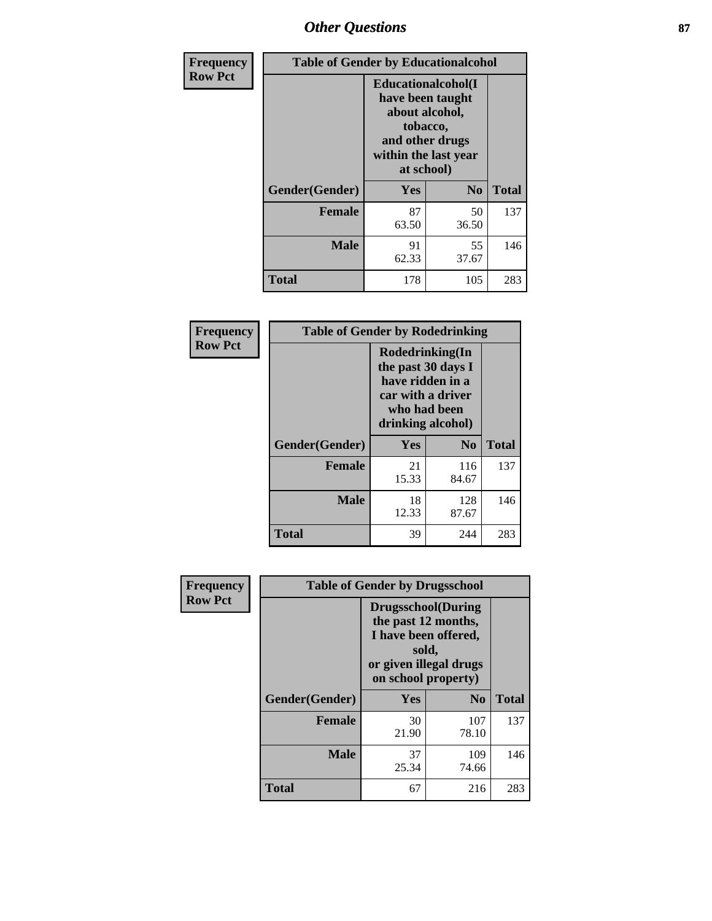| Frequency Row Pct | Table of Gender by Educationalcohol | | |
|---|---|---|---|
| | Educationalcohol(I have been taught about alcohol, tobacco, and other drugs within the last year at school) | | |
| Gender(Gender) | Yes | No | Total |
| Female | 87<br>63.50 | 50<br>36.50 | 137 |
| Male | 91<br>62.33 | 55<br>37.67 | 146 |
| Total | 178 | 105 | 283 |

| Frequency Row Pct | Table of Gender by Rodedrinking | | |
|---|---|---|---|
| | Rodedrinking(In the past 30 days I have ridden in a car with a driver who had been drinking alcohol) | | |
| Gender(Gender) | Yes | No | Total |
| Female | 21<br>15.33 | 116<br>84.67 | 137 |
| Male | 18<br>12.33 | 128<br>87.67 | 146 |
| Total | 39 | 244 | 283 |

| Frequency Row Pct | Table of Gender by Drugsschool | | |
|---|---|---|---|
| | Drugsschool(During the past 12 months, I have been offered, sold, or given illegal drugs on school property) | | |
| Gender(Gender) | Yes | No | Total |
| Female | 30<br>21.90 | 107<br>78.10 | 137 |
| Male | 37<br>25.34 | 109<br>74.66 | 146 |
| Total | 67 | 216 | 283 |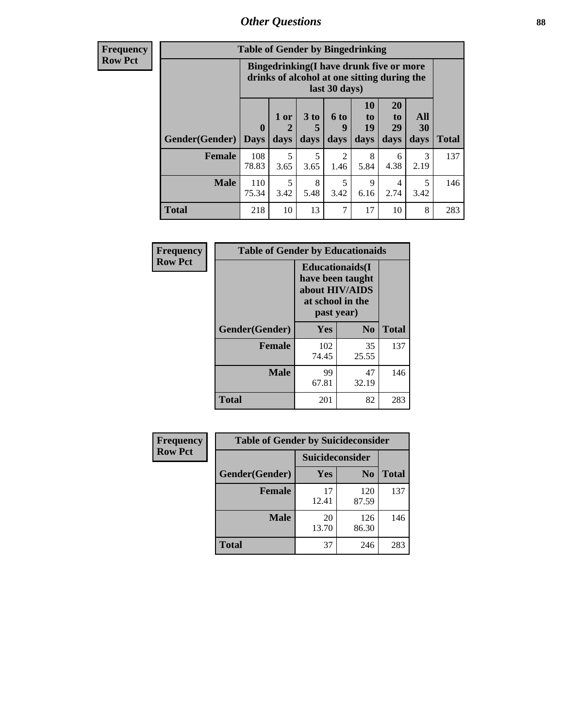## Other Questions

**Frequency / Row Pct**

| Table of Gender by Bingedrinking | | | | | | | | |
|---|---|---|---|---|---|---|---|---|
| | Bingedrinking(I have drunk five or more drinks of alcohol at one sitting during the last 30 days) | | | | | | | |
| Gender(Gender) | 0 Days | 1 or 2 days | 3 to 5 days | 6 to 9 days | 10 to 19 days | 20 to 29 days | All 30 days | Total |
| **Female** | 108<br>78.83 | 5<br>3.65 | 5<br>3.65 | 2<br>1.46 | 8<br>5.84 | 6<br>4.38 | 3<br>2.19 | 137 |
| **Male** | 110<br>75.34 | 5<br>3.42 | 8<br>5.48 | 5<br>3.42 | 9<br>6.16 | 4<br>2.74 | 5<br>3.42 | 146 |
| **Total** | 218 | 10 | 13 | 7 | 17 | 10 | 8 | 283 |

**Frequency / Row Pct**

| Table of Gender by Educationaids | | | |
|---|---|---|---|
| | Educationaids(I have been taught about HIV/AIDS at school in the past year) | | |
| Gender(Gender) | Yes | No | Total |
| **Female** | 102<br>74.45 | 35<br>25.55 | 137 |
| **Male** | 99<br>67.81 | 47<br>32.19 | 146 |
| **Total** | 201 | 82 | 283 |

**Frequency / Row Pct**

| Table of Gender by Suicideconsider | | | |
|---|---|---|---|
| | Suicideconsider | | |
| Gender(Gender) | Yes | No | Total |
| **Female** | 17<br>12.41 | 120<br>87.59 | 137 |
| **Male** | 20<br>13.70 | 126<br>86.30 | 146 |
| **Total** | 37 | 246 | 283 |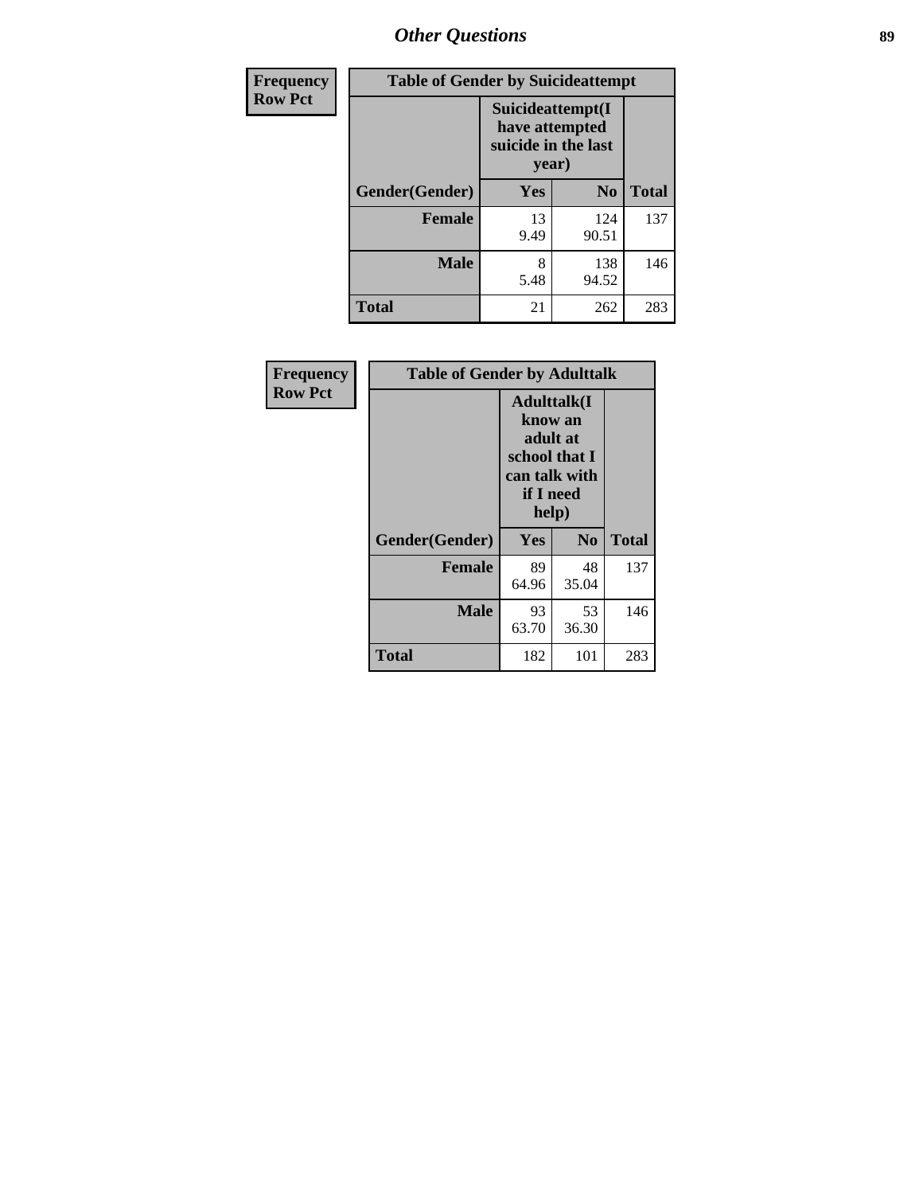| Frequency<br>Row Pct | Table of Gender by Suicideattempt | | |
|---|---|---|---|
| | Suicideattempt(I have attempted suicide in the last year) | | |
| Gender(Gender) | Yes | No | Total |
| Female | 13<br>9.49 | 124<br>90.51 | 137 |
| Male | 8<br>5.48 | 138<br>94.52 | 146 |
| Total | 21 | 262 | 283 |

| Frequency<br>Row Pct | Table of Gender by Adulttalk | | |
|---|---|---|---|
| | Adulttalk(I know an adult at school that I can talk with if I need help) | | |
| Gender(Gender) | Yes | No | Total |
| Female | 89<br>64.96 | 48<br>35.04 | 137 |
| Male | 93<br>63.70 | 53<br>36.30 | 146 |
| Total | 182 | 101 | 283 |